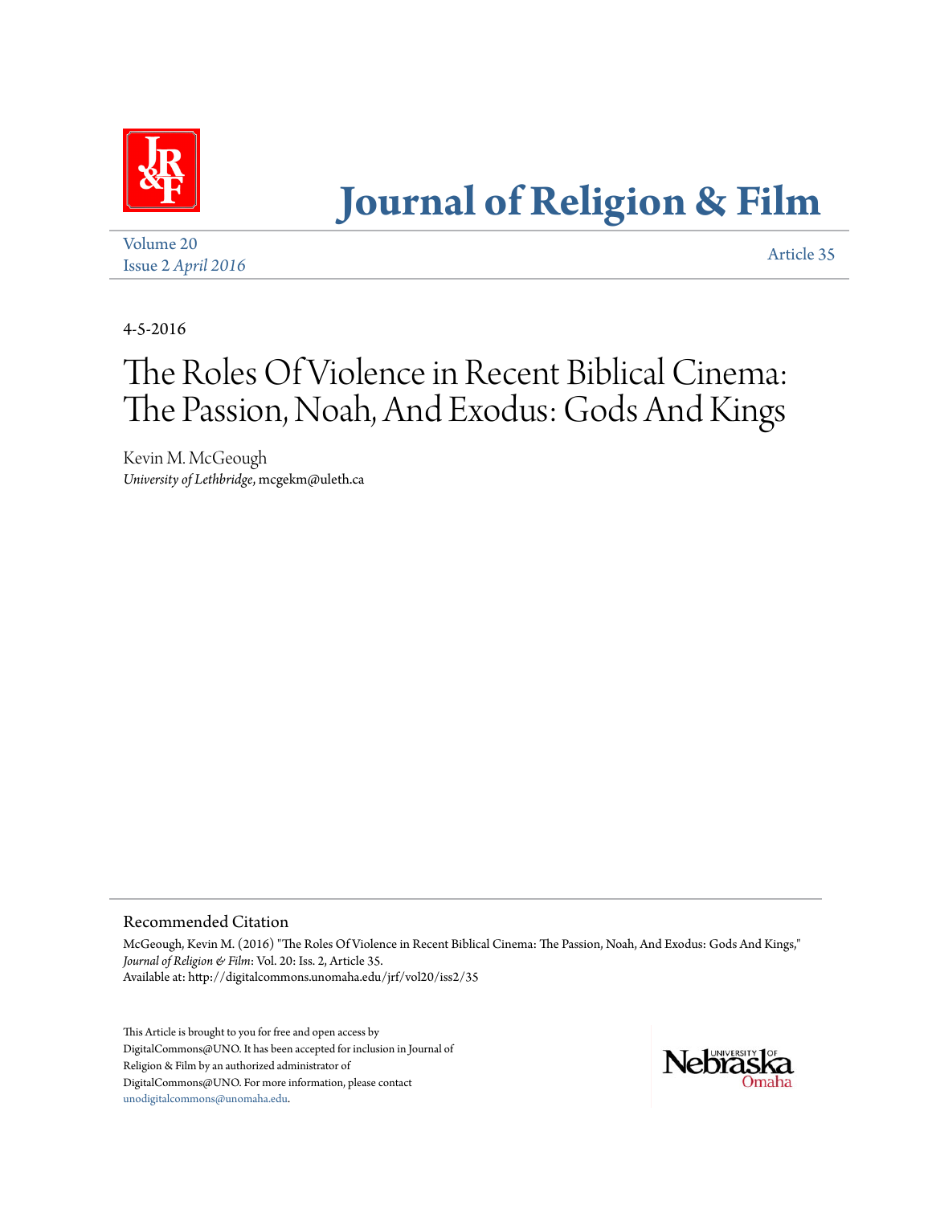# Journal of Religion & Film

Volume 20
Issue 2 *April 2016*

Article 35

4-5-2016

# The Roles Of Violence in Recent Biblical Cinema: The Passion, Noah, And Exodus: Gods And Kings

Kevin M. McGeough
*University of Lethbridge*, mcgekm@uleth.ca

## Recommended Citation

McGeough, Kevin M. (2016) "The Roles Of Violence in Recent Biblical Cinema: The Passion, Noah, And Exodus: Gods And Kings," *Journal of Religion & Film*: Vol. 20: Iss. 2, Article 35.
Available at: http://digitalcommons.unomaha.edu/jrf/vol20/iss2/35

This Article is brought to you for free and open access by DigitalCommons@UNO. It has been accepted for inclusion in Journal of Religion & Film by an authorized administrator of DigitalCommons@UNO. For more information, please contact unodigitalcommons@unomaha.edu.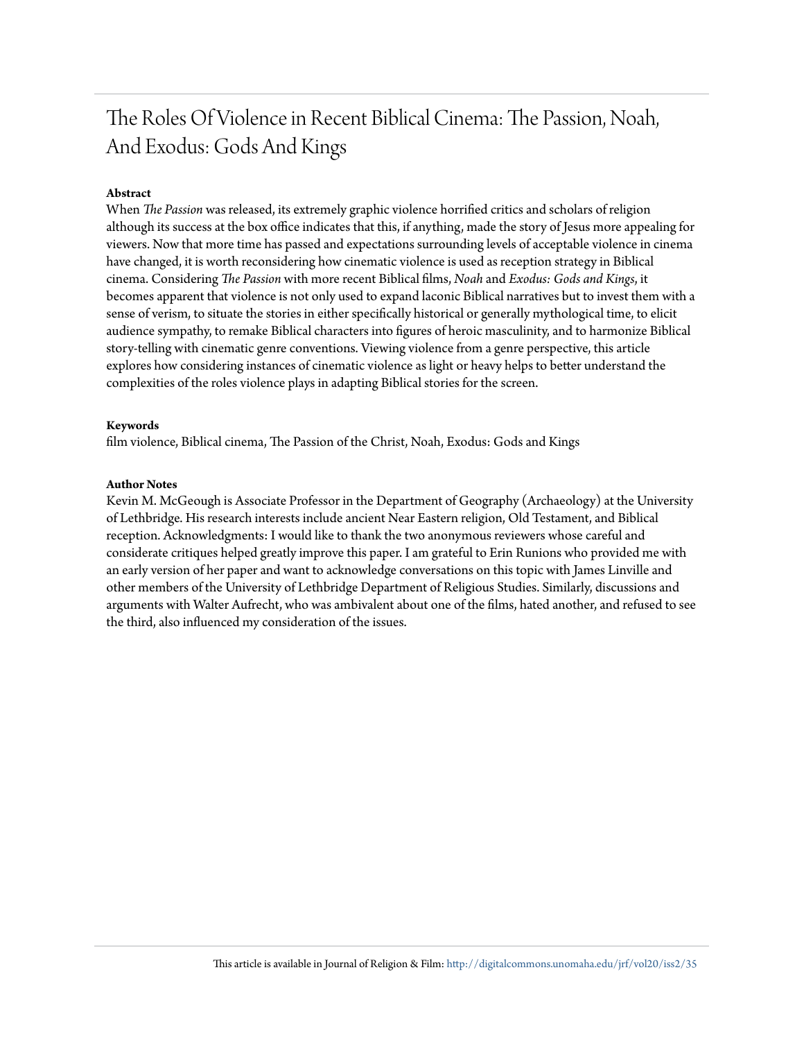# The Roles Of Violence in Recent Biblical Cinema: The Passion, Noah, And Exodus: Gods And Kings

**Abstract**

When *The Passion* was released, its extremely graphic violence horrified critics and scholars of religion although its success at the box office indicates that this, if anything, made the story of Jesus more appealing for viewers. Now that more time has passed and expectations surrounding levels of acceptable violence in cinema have changed, it is worth reconsidering how cinematic violence is used as reception strategy in Biblical cinema. Considering *The Passion* with more recent Biblical films, *Noah* and *Exodus: Gods and Kings*, it becomes apparent that violence is not only used to expand laconic Biblical narratives but to invest them with a sense of verism, to situate the stories in either specifically historical or generally mythological time, to elicit audience sympathy, to remake Biblical characters into figures of heroic masculinity, and to harmonize Biblical story-telling with cinematic genre conventions. Viewing violence from a genre perspective, this article explores how considering instances of cinematic violence as light or heavy helps to better understand the complexities of the roles violence plays in adapting Biblical stories for the screen.

**Keywords**

film violence, Biblical cinema, The Passion of the Christ, Noah, Exodus: Gods and Kings

**Author Notes**

Kevin M. McGeough is Associate Professor in the Department of Geography (Archaeology) at the University of Lethbridge. His research interests include ancient Near Eastern religion, Old Testament, and Biblical reception. Acknowledgments: I would like to thank the two anonymous reviewers whose careful and considerate critiques helped greatly improve this paper. I am grateful to Erin Runions who provided me with an early version of her paper and want to acknowledge conversations on this topic with James Linville and other members of the University of Lethbridge Department of Religious Studies. Similarly, discussions and arguments with Walter Aufrecht, who was ambivalent about one of the films, hated another, and refused to see the third, also influenced my consideration of the issues.

This article is available in Journal of Religion & Film: http://digitalcommons.unomaha.edu/jrf/vol20/iss2/35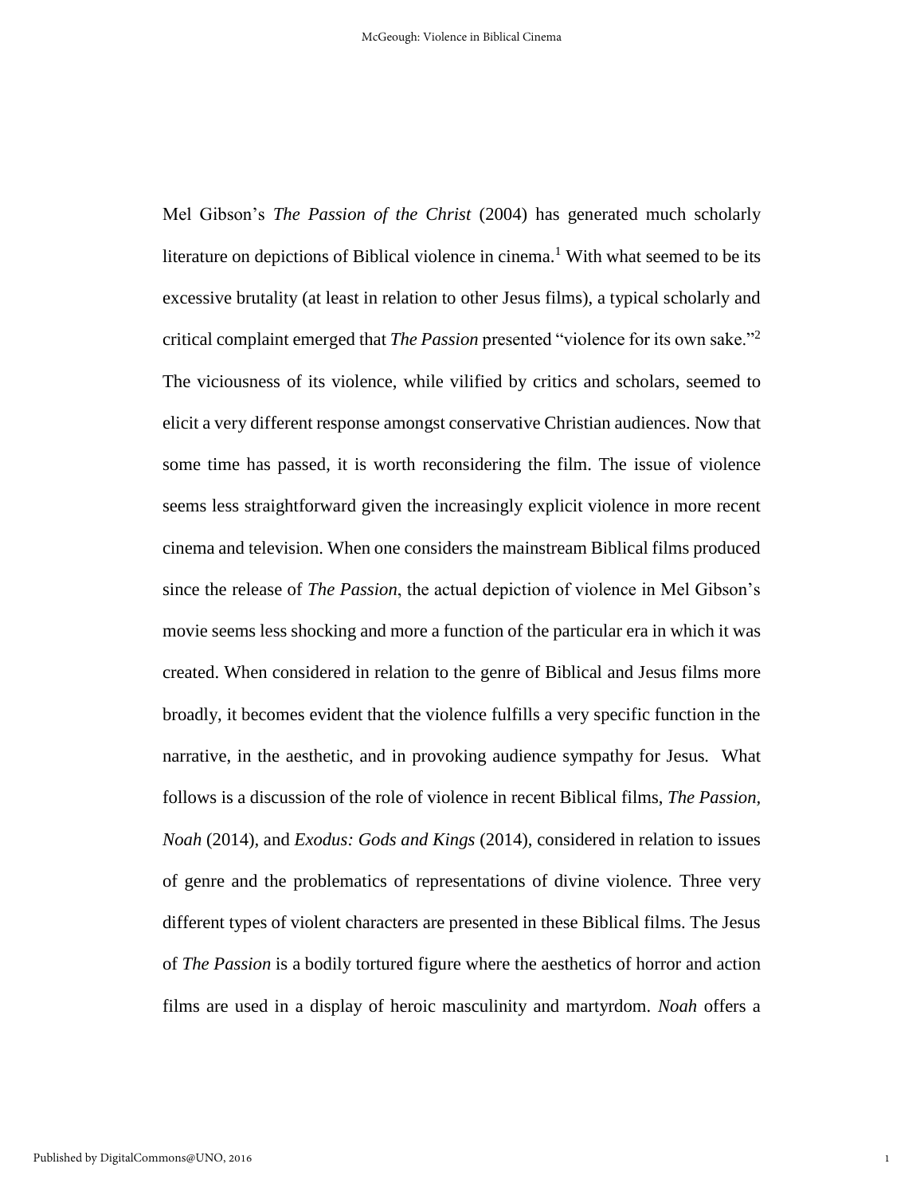Mel Gibson's *The Passion of the Christ* (2004) has generated much scholarly literature on depictions of Biblical violence in cinema.[1] With what seemed to be its excessive brutality (at least in relation to other Jesus films), a typical scholarly and critical complaint emerged that *The Passion* presented "violence for its own sake."[2] The viciousness of its violence, while vilified by critics and scholars, seemed to elicit a very different response amongst conservative Christian audiences. Now that some time has passed, it is worth reconsidering the film. The issue of violence seems less straightforward given the increasingly explicit violence in more recent cinema and television. When one considers the mainstream Biblical films produced since the release of *The Passion*, the actual depiction of violence in Mel Gibson's movie seems less shocking and more a function of the particular era in which it was created. When considered in relation to the genre of Biblical and Jesus films more broadly, it becomes evident that the violence fulfills a very specific function in the narrative, in the aesthetic, and in provoking audience sympathy for Jesus. What follows is a discussion of the role of violence in recent Biblical films, *The Passion*, *Noah* (2014), and *Exodus: Gods and Kings* (2014), considered in relation to issues of genre and the problematics of representations of divine violence. Three very different types of violent characters are presented in these Biblical films. The Jesus of *The Passion* is a bodily tortured figure where the aesthetics of horror and action films are used in a display of heroic masculinity and martyrdom. *Noah* offers a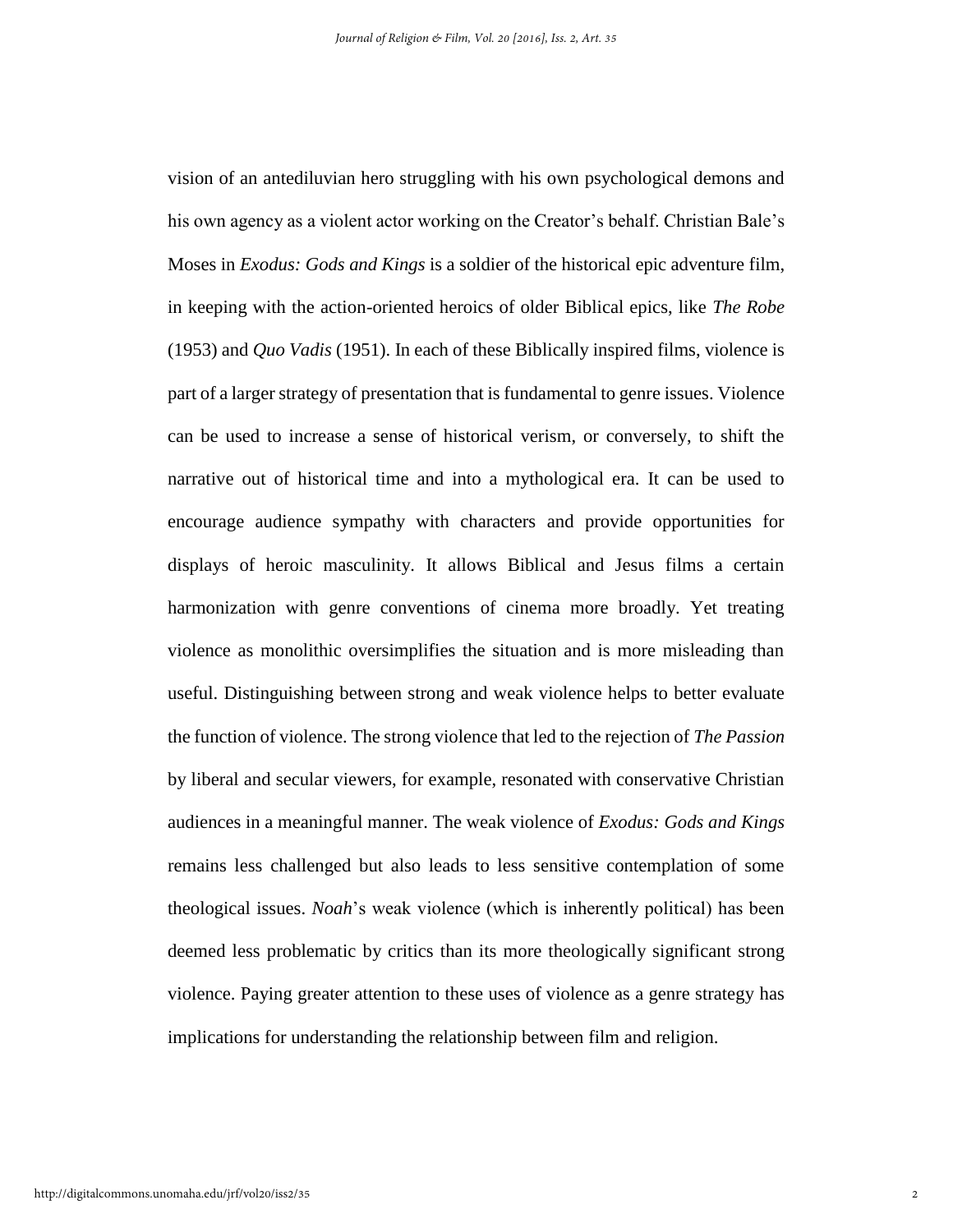vision of an antediluvian hero struggling with his own psychological demons and his own agency as a violent actor working on the Creator's behalf. Christian Bale's Moses in *Exodus: Gods and Kings* is a soldier of the historical epic adventure film, in keeping with the action-oriented heroics of older Biblical epics, like *The Robe* (1953) and *Quo Vadis* (1951). In each of these Biblically inspired films, violence is part of a larger strategy of presentation that is fundamental to genre issues. Violence can be used to increase a sense of historical verism, or conversely, to shift the narrative out of historical time and into a mythological era. It can be used to encourage audience sympathy with characters and provide opportunities for displays of heroic masculinity. It allows Biblical and Jesus films a certain harmonization with genre conventions of cinema more broadly. Yet treating violence as monolithic oversimplifies the situation and is more misleading than useful. Distinguishing between strong and weak violence helps to better evaluate the function of violence. The strong violence that led to the rejection of *The Passion* by liberal and secular viewers, for example, resonated with conservative Christian audiences in a meaningful manner. The weak violence of *Exodus: Gods and Kings* remains less challenged but also leads to less sensitive contemplation of some theological issues. *Noah*'s weak violence (which is inherently political) has been deemed less problematic by critics than its more theologically significant strong violence. Paying greater attention to these uses of violence as a genre strategy has implications for understanding the relationship between film and religion.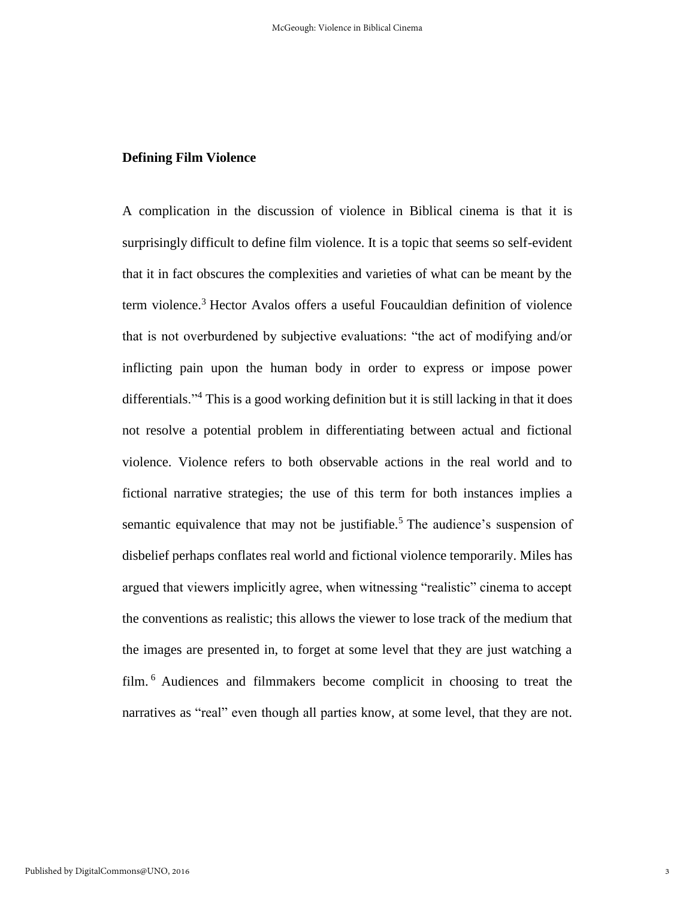## Defining Film Violence

A complication in the discussion of violence in Biblical cinema is that it is surprisingly difficult to define film violence. It is a topic that seems so self-evident that it in fact obscures the complexities and varieties of what can be meant by the term violence.[3] Hector Avalos offers a useful Foucauldian definition of violence that is not overburdened by subjective evaluations: "the act of modifying and/or inflicting pain upon the human body in order to express or impose power differentials."[4] This is a good working definition but it is still lacking in that it does not resolve a potential problem in differentiating between actual and fictional violence. Violence refers to both observable actions in the real world and to fictional narrative strategies; the use of this term for both instances implies a semantic equivalence that may not be justifiable.[5] The audience's suspension of disbelief perhaps conflates real world and fictional violence temporarily. Miles has argued that viewers implicitly agree, when witnessing "realistic" cinema to accept the conventions as realistic; this allows the viewer to lose track of the medium that the images are presented in, to forget at some level that they are just watching a film.[6] Audiences and filmmakers become complicit in choosing to treat the narratives as "real" even though all parties know, at some level, that they are not.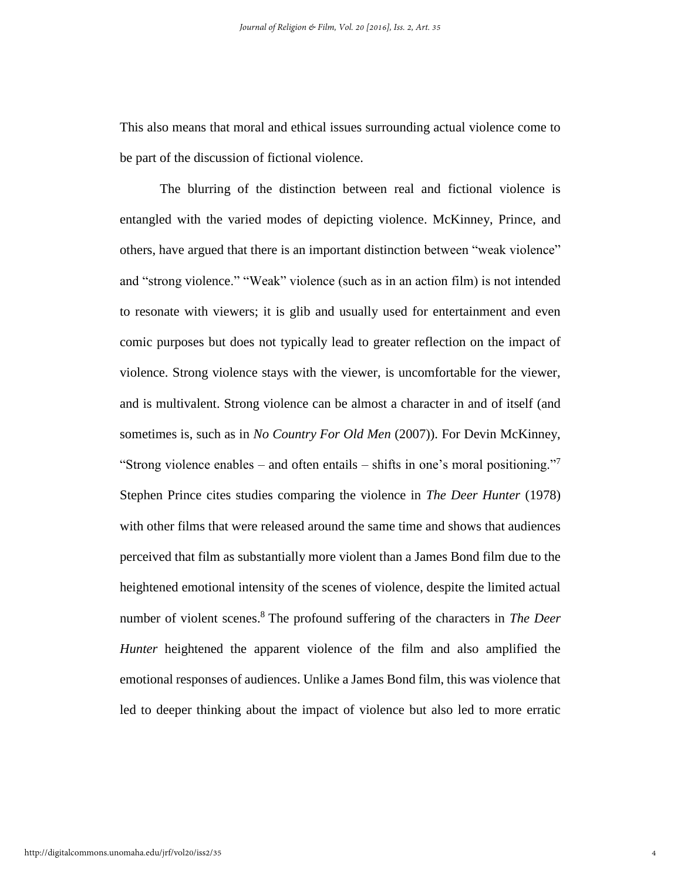This also means that moral and ethical issues surrounding actual violence come to be part of the discussion of fictional violence.

The blurring of the distinction between real and fictional violence is entangled with the varied modes of depicting violence. McKinney, Prince, and others, have argued that there is an important distinction between "weak violence" and "strong violence." "Weak" violence (such as in an action film) is not intended to resonate with viewers; it is glib and usually used for entertainment and even comic purposes but does not typically lead to greater reflection on the impact of violence. Strong violence stays with the viewer, is uncomfortable for the viewer, and is multivalent. Strong violence can be almost a character in and of itself (and sometimes is, such as in *No Country For Old Men* (2007)). For Devin McKinney, "Strong violence enables – and often entails – shifts in one's moral positioning."[7] Stephen Prince cites studies comparing the violence in *The Deer Hunter* (1978) with other films that were released around the same time and shows that audiences perceived that film as substantially more violent than a James Bond film due to the heightened emotional intensity of the scenes of violence, despite the limited actual number of violent scenes.[8] The profound suffering of the characters in *The Deer Hunter* heightened the apparent violence of the film and also amplified the emotional responses of audiences. Unlike a James Bond film, this was violence that led to deeper thinking about the impact of violence but also led to more erratic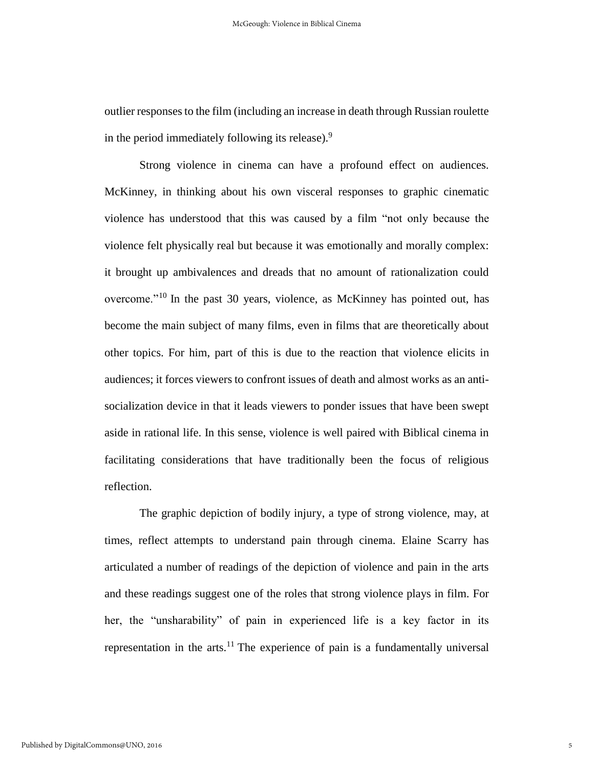outlier responses to the film (including an increase in death through Russian roulette in the period immediately following its release).[9]

Strong violence in cinema can have a profound effect on audiences. McKinney, in thinking about his own visceral responses to graphic cinematic violence has understood that this was caused by a film "not only because the violence felt physically real but because it was emotionally and morally complex: it brought up ambivalences and dreads that no amount of rationalization could overcome."[10] In the past 30 years, violence, as McKinney has pointed out, has become the main subject of many films, even in films that are theoretically about other topics. For him, part of this is due to the reaction that violence elicits in audiences; it forces viewers to confront issues of death and almost works as an anti-socialization device in that it leads viewers to ponder issues that have been swept aside in rational life. In this sense, violence is well paired with Biblical cinema in facilitating considerations that have traditionally been the focus of religious reflection.

The graphic depiction of bodily injury, a type of strong violence, may, at times, reflect attempts to understand pain through cinema. Elaine Scarry has articulated a number of readings of the depiction of violence and pain in the arts and these readings suggest one of the roles that strong violence plays in film. For her, the "unsharability" of pain in experienced life is a key factor in its representation in the arts.[11] The experience of pain is a fundamentally universal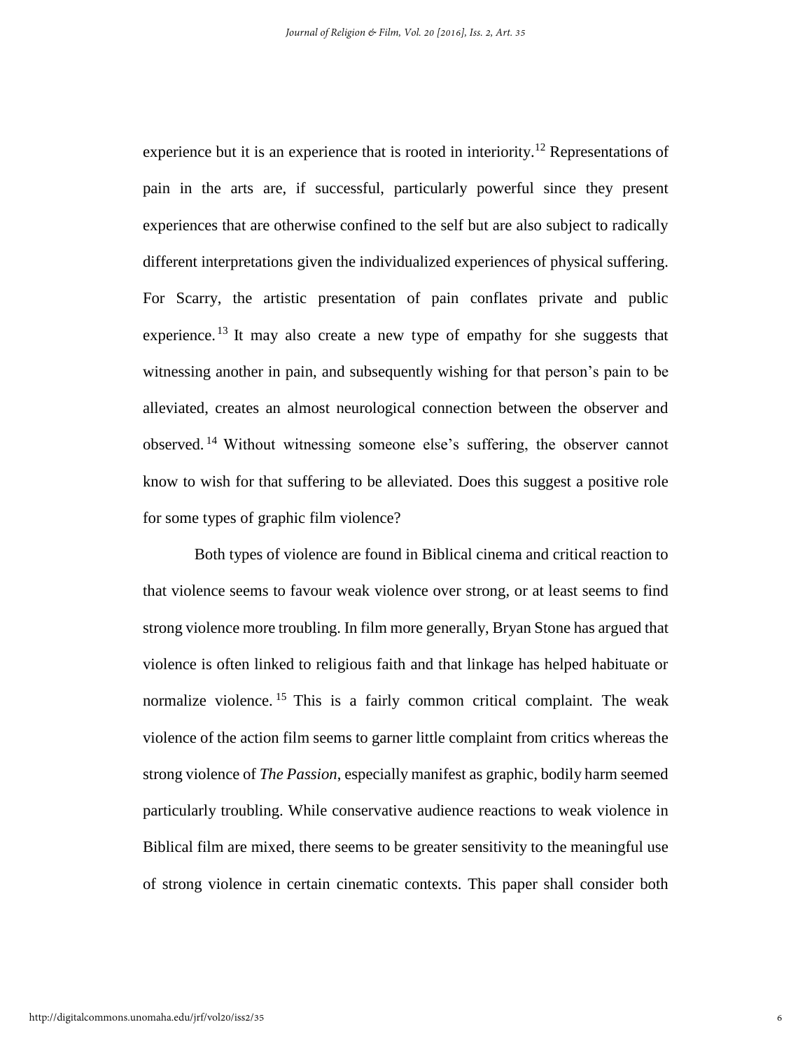experience but it is an experience that is rooted in interiority.[12] Representations of pain in the arts are, if successful, particularly powerful since they present experiences that are otherwise confined to the self but are also subject to radically different interpretations given the individualized experiences of physical suffering. For Scarry, the artistic presentation of pain conflates private and public experience.[13] It may also create a new type of empathy for she suggests that witnessing another in pain, and subsequently wishing for that person's pain to be alleviated, creates an almost neurological connection between the observer and observed.[14] Without witnessing someone else's suffering, the observer cannot know to wish for that suffering to be alleviated. Does this suggest a positive role for some types of graphic film violence?

Both types of violence are found in Biblical cinema and critical reaction to that violence seems to favour weak violence over strong, or at least seems to find strong violence more troubling. In film more generally, Bryan Stone has argued that violence is often linked to religious faith and that linkage has helped habituate or normalize violence.[15] This is a fairly common critical complaint. The weak violence of the action film seems to garner little complaint from critics whereas the strong violence of *The Passion*, especially manifest as graphic, bodily harm seemed particularly troubling. While conservative audience reactions to weak violence in Biblical film are mixed, there seems to be greater sensitivity to the meaningful use of strong violence in certain cinematic contexts. This paper shall consider both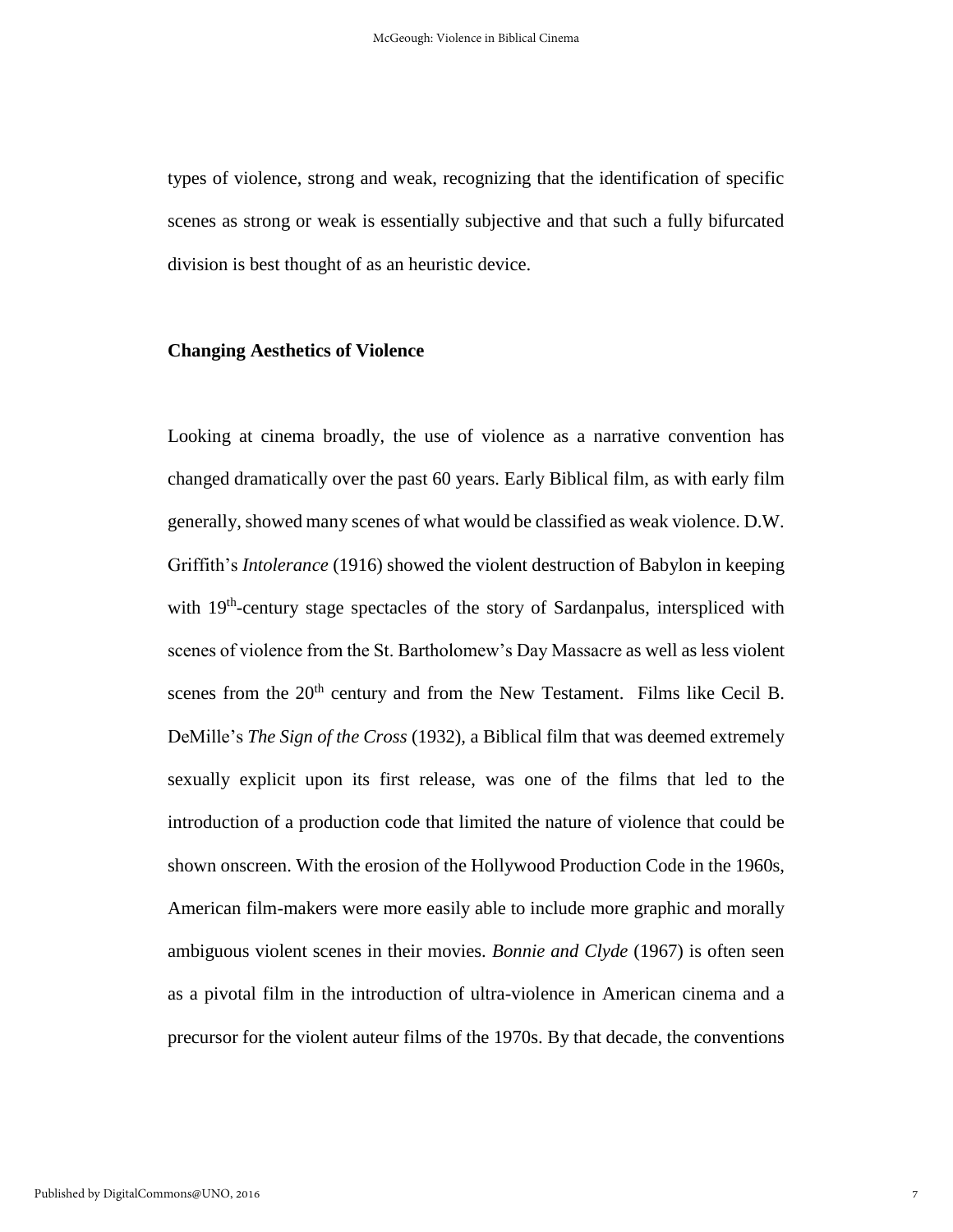types of violence, strong and weak, recognizing that the identification of specific scenes as strong or weak is essentially subjective and that such a fully bifurcated division is best thought of as an heuristic device.

## Changing Aesthetics of Violence

Looking at cinema broadly, the use of violence as a narrative convention has changed dramatically over the past 60 years. Early Biblical film, as with early film generally, showed many scenes of what would be classified as weak violence. D.W. Griffith's *Intolerance* (1916) showed the violent destruction of Babylon in keeping with 19th-century stage spectacles of the story of Sardanpalus, interspliced with scenes of violence from the St. Bartholomew's Day Massacre as well as less violent scenes from the 20th century and from the New Testament. Films like Cecil B. DeMille's *The Sign of the Cross* (1932), a Biblical film that was deemed extremely sexually explicit upon its first release, was one of the films that led to the introduction of a production code that limited the nature of violence that could be shown onscreen. With the erosion of the Hollywood Production Code in the 1960s, American film-makers were more easily able to include more graphic and morally ambiguous violent scenes in their movies. *Bonnie and Clyde* (1967) is often seen as a pivotal film in the introduction of ultra-violence in American cinema and a precursor for the violent auteur films of the 1970s. By that decade, the conventions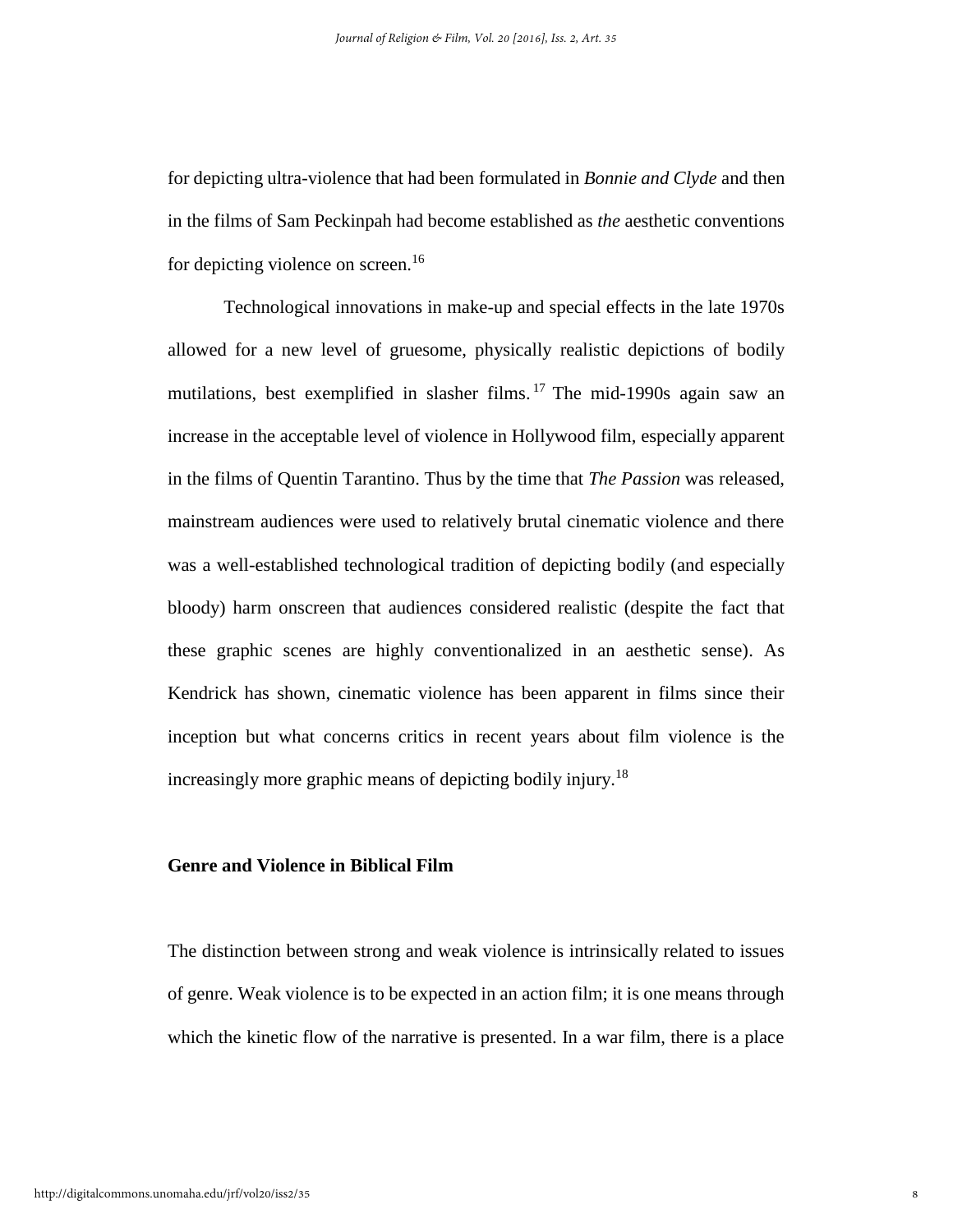for depicting ultra-violence that had been formulated in *Bonnie and Clyde* and then in the films of Sam Peckinpah had become established as *the* aesthetic conventions for depicting violence on screen.[16]

Technological innovations in make-up and special effects in the late 1970s allowed for a new level of gruesome, physically realistic depictions of bodily mutilations, best exemplified in slasher films.[17] The mid-1990s again saw an increase in the acceptable level of violence in Hollywood film, especially apparent in the films of Quentin Tarantino. Thus by the time that *The Passion* was released, mainstream audiences were used to relatively brutal cinematic violence and there was a well-established technological tradition of depicting bodily (and especially bloody) harm onscreen that audiences considered realistic (despite the fact that these graphic scenes are highly conventionalized in an aesthetic sense). As Kendrick has shown, cinematic violence has been apparent in films since their inception but what concerns critics in recent years about film violence is the increasingly more graphic means of depicting bodily injury.[18]

## Genre and Violence in Biblical Film

The distinction between strong and weak violence is intrinsically related to issues of genre. Weak violence is to be expected in an action film; it is one means through which the kinetic flow of the narrative is presented. In a war film, there is a place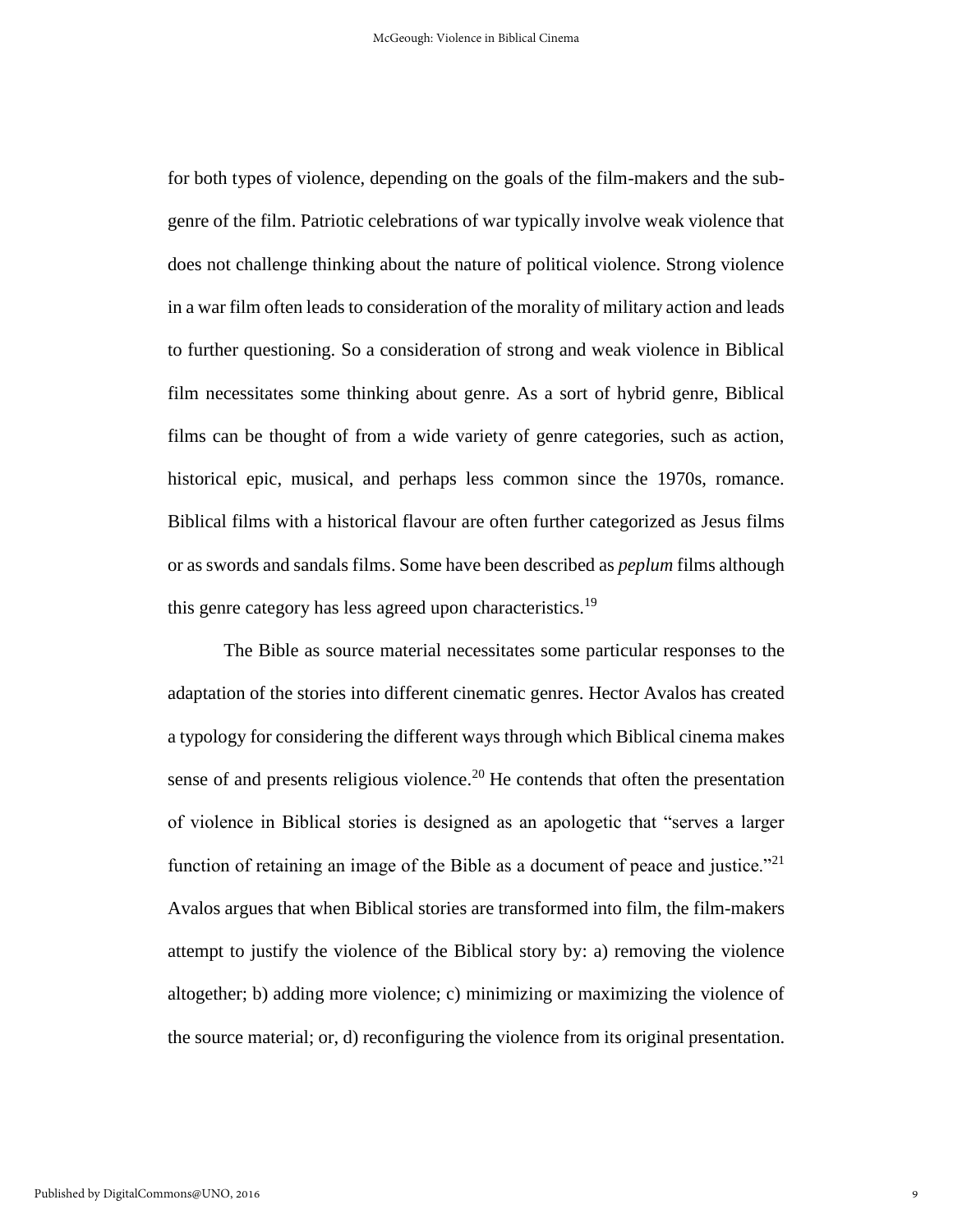for both types of violence, depending on the goals of the film-makers and the sub-genre of the film. Patriotic celebrations of war typically involve weak violence that does not challenge thinking about the nature of political violence. Strong violence in a war film often leads to consideration of the morality of military action and leads to further questioning. So a consideration of strong and weak violence in Biblical film necessitates some thinking about genre. As a sort of hybrid genre, Biblical films can be thought of from a wide variety of genre categories, such as action, historical epic, musical, and perhaps less common since the 1970s, romance. Biblical films with a historical flavour are often further categorized as Jesus films or as swords and sandals films. Some have been described as *peplum* films although this genre category has less agreed upon characteristics.[19]

The Bible as source material necessitates some particular responses to the adaptation of the stories into different cinematic genres. Hector Avalos has created a typology for considering the different ways through which Biblical cinema makes sense of and presents religious violence.[20] He contends that often the presentation of violence in Biblical stories is designed as an apologetic that "serves a larger function of retaining an image of the Bible as a document of peace and justice."[21] Avalos argues that when Biblical stories are transformed into film, the film-makers attempt to justify the violence of the Biblical story by: a) removing the violence altogether; b) adding more violence; c) minimizing or maximizing the violence of the source material; or, d) reconfiguring the violence from its original presentation.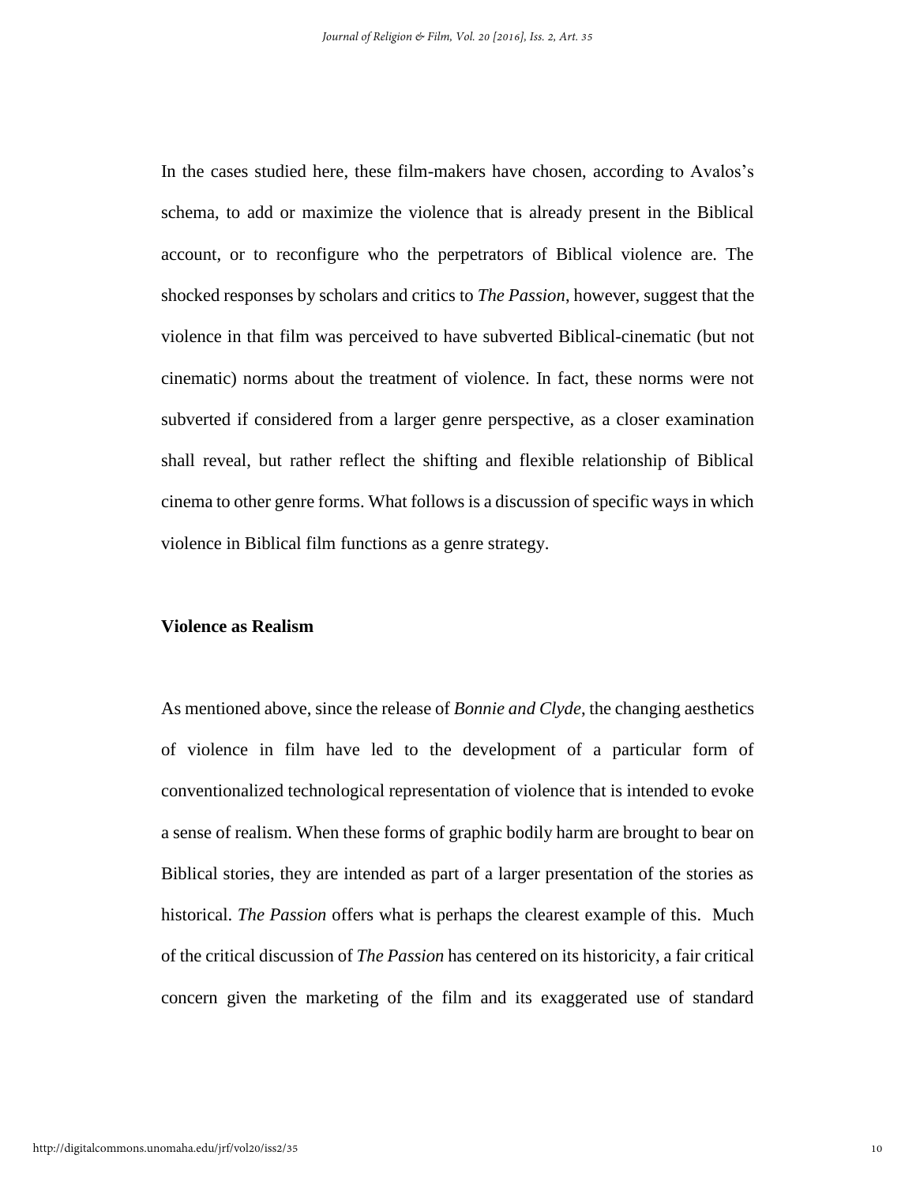In the cases studied here, these film-makers have chosen, according to Avalos's schema, to add or maximize the violence that is already present in the Biblical account, or to reconfigure who the perpetrators of Biblical violence are. The shocked responses by scholars and critics to *The Passion*, however, suggest that the violence in that film was perceived to have subverted Biblical-cinematic (but not cinematic) norms about the treatment of violence. In fact, these norms were not subverted if considered from a larger genre perspective, as a closer examination shall reveal, but rather reflect the shifting and flexible relationship of Biblical cinema to other genre forms. What follows is a discussion of specific ways in which violence in Biblical film functions as a genre strategy.

**Violence as Realism**

As mentioned above, since the release of *Bonnie and Clyde*, the changing aesthetics of violence in film have led to the development of a particular form of conventionalized technological representation of violence that is intended to evoke a sense of realism. When these forms of graphic bodily harm are brought to bear on Biblical stories, they are intended as part of a larger presentation of the stories as historical. *The Passion* offers what is perhaps the clearest example of this. Much of the critical discussion of *The Passion* has centered on its historicity, a fair critical concern given the marketing of the film and its exaggerated use of standard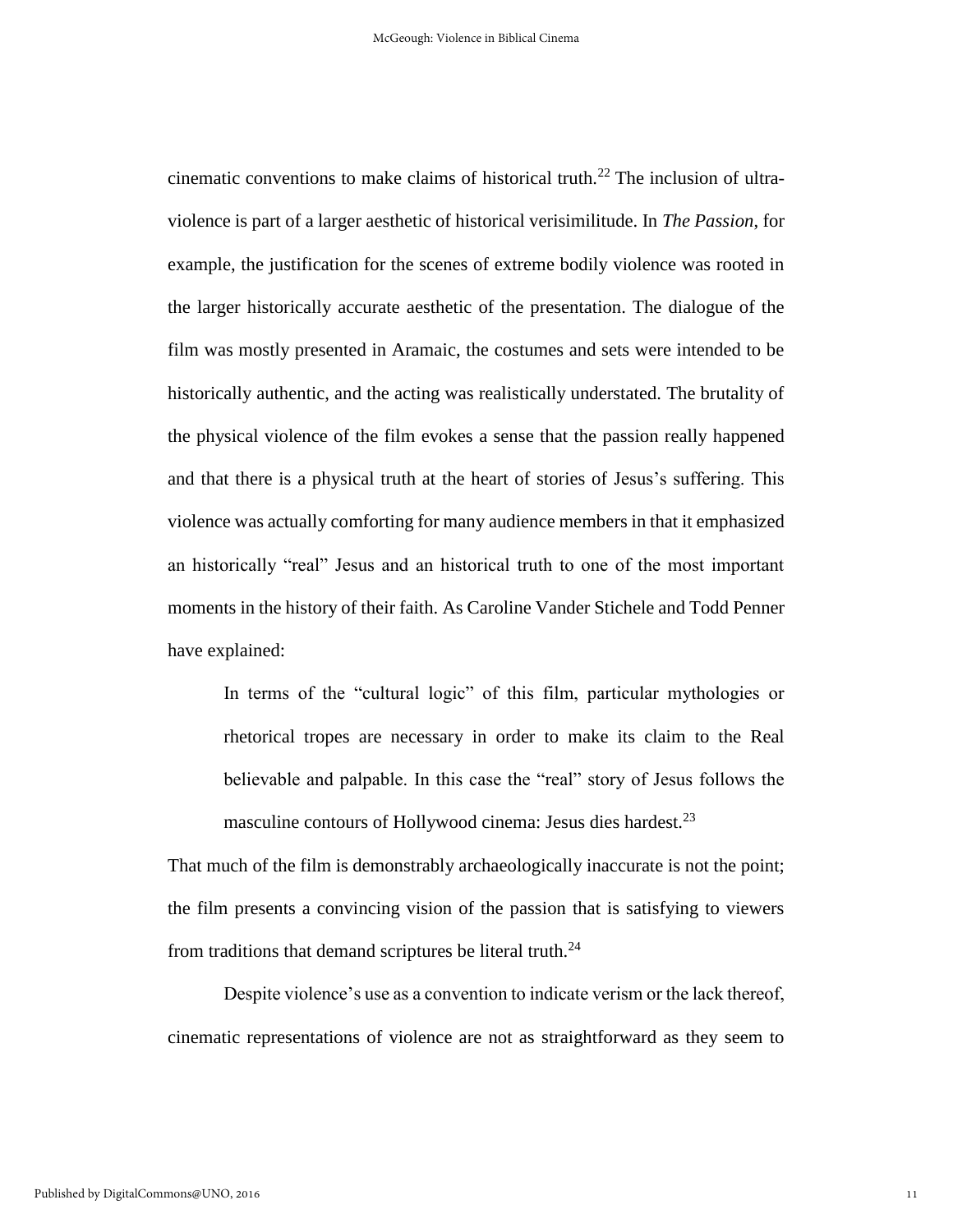cinematic conventions to make claims of historical truth.[22] The inclusion of ultra-violence is part of a larger aesthetic of historical verisimilitude. In *The Passion*, for example, the justification for the scenes of extreme bodily violence was rooted in the larger historically accurate aesthetic of the presentation. The dialogue of the film was mostly presented in Aramaic, the costumes and sets were intended to be historically authentic, and the acting was realistically understated. The brutality of the physical violence of the film evokes a sense that the passion really happened and that there is a physical truth at the heart of stories of Jesus's suffering. This violence was actually comforting for many audience members in that it emphasized an historically "real" Jesus and an historical truth to one of the most important moments in the history of their faith. As Caroline Vander Stichele and Todd Penner have explained:

> In terms of the "cultural logic" of this film, particular mythologies or rhetorical tropes are necessary in order to make its claim to the Real believable and palpable. In this case the "real" story of Jesus follows the masculine contours of Hollywood cinema: Jesus dies hardest.[23]

That much of the film is demonstrably archaeologically inaccurate is not the point; the film presents a convincing vision of the passion that is satisfying to viewers from traditions that demand scriptures be literal truth.[24]

Despite violence's use as a convention to indicate verism or the lack thereof, cinematic representations of violence are not as straightforward as they seem to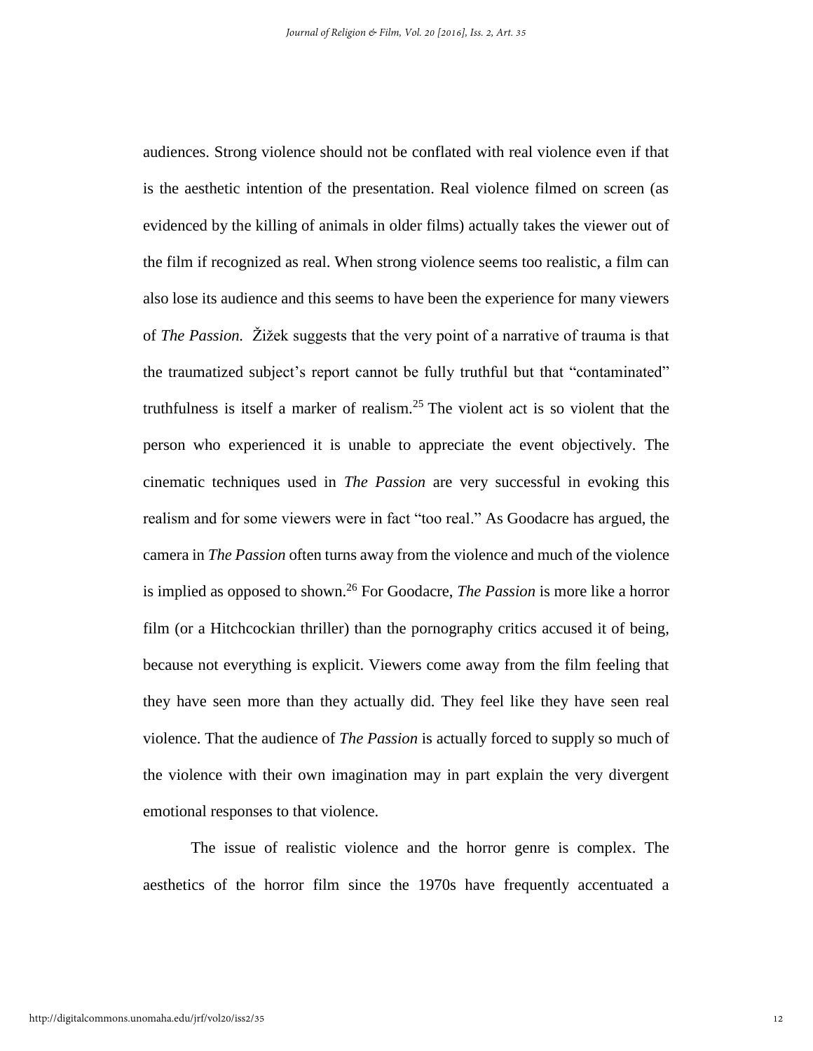audiences. Strong violence should not be conflated with real violence even if that is the aesthetic intention of the presentation. Real violence filmed on screen (as evidenced by the killing of animals in older films) actually takes the viewer out of the film if recognized as real. When strong violence seems too realistic, a film can also lose its audience and this seems to have been the experience for many viewers of *The Passion.* Žižek suggests that the very point of a narrative of trauma is that the traumatized subject's report cannot be fully truthful but that "contaminated" truthfulness is itself a marker of realism.[25] The violent act is so violent that the person who experienced it is unable to appreciate the event objectively. The cinematic techniques used in *The Passion* are very successful in evoking this realism and for some viewers were in fact "too real." As Goodacre has argued, the camera in *The Passion* often turns away from the violence and much of the violence is implied as opposed to shown.[26] For Goodacre, *The Passion* is more like a horror film (or a Hitchcockian thriller) than the pornography critics accused it of being, because not everything is explicit. Viewers come away from the film feeling that they have seen more than they actually did. They feel like they have seen real violence. That the audience of *The Passion* is actually forced to supply so much of the violence with their own imagination may in part explain the very divergent emotional responses to that violence.

The issue of realistic violence and the horror genre is complex. The aesthetics of the horror film since the 1970s have frequently accentuated a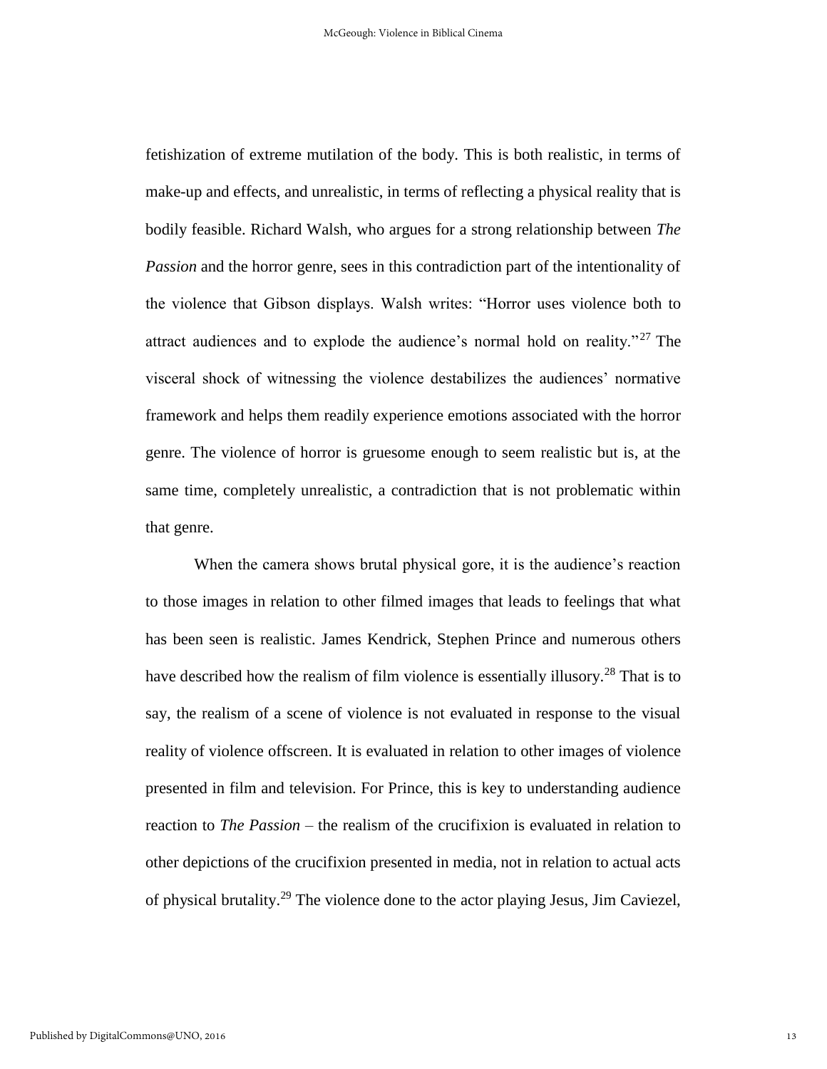fetishization of extreme mutilation of the body. This is both realistic, in terms of make-up and effects, and unrealistic, in terms of reflecting a physical reality that is bodily feasible. Richard Walsh, who argues for a strong relationship between *The Passion* and the horror genre, sees in this contradiction part of the intentionality of the violence that Gibson displays. Walsh writes: "Horror uses violence both to attract audiences and to explode the audience's normal hold on reality."[27] The visceral shock of witnessing the violence destabilizes the audiences' normative framework and helps them readily experience emotions associated with the horror genre. The violence of horror is gruesome enough to seem realistic but is, at the same time, completely unrealistic, a contradiction that is not problematic within that genre.

When the camera shows brutal physical gore, it is the audience's reaction to those images in relation to other filmed images that leads to feelings that what has been seen is realistic. James Kendrick, Stephen Prince and numerous others have described how the realism of film violence is essentially illusory.[28] That is to say, the realism of a scene of violence is not evaluated in response to the visual reality of violence offscreen. It is evaluated in relation to other images of violence presented in film and television. For Prince, this is key to understanding audience reaction to *The Passion* – the realism of the crucifixion is evaluated in relation to other depictions of the crucifixion presented in media, not in relation to actual acts of physical brutality.[29] The violence done to the actor playing Jesus, Jim Caviezel,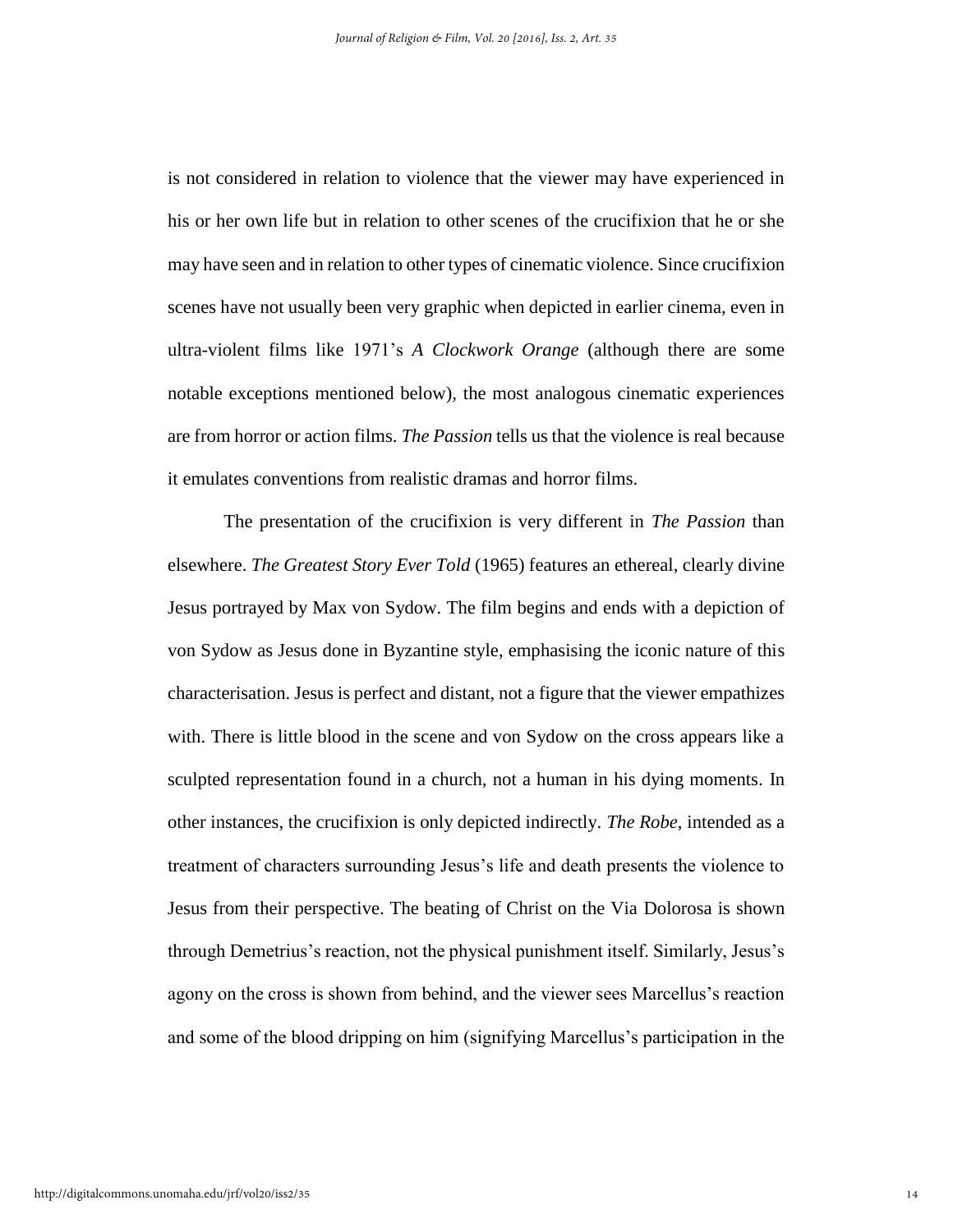is not considered in relation to violence that the viewer may have experienced in his or her own life but in relation to other scenes of the crucifixion that he or she may have seen and in relation to other types of cinematic violence. Since crucifixion scenes have not usually been very graphic when depicted in earlier cinema, even in ultra-violent films like 1971's *A Clockwork Orange* (although there are some notable exceptions mentioned below), the most analogous cinematic experiences are from horror or action films. *The Passion* tells us that the violence is real because it emulates conventions from realistic dramas and horror films.

The presentation of the crucifixion is very different in *The Passion* than elsewhere. *The Greatest Story Ever Told* (1965) features an ethereal, clearly divine Jesus portrayed by Max von Sydow. The film begins and ends with a depiction of von Sydow as Jesus done in Byzantine style, emphasising the iconic nature of this characterisation. Jesus is perfect and distant, not a figure that the viewer empathizes with. There is little blood in the scene and von Sydow on the cross appears like a sculpted representation found in a church, not a human in his dying moments. In other instances, the crucifixion is only depicted indirectly. *The Robe*, intended as a treatment of characters surrounding Jesus's life and death presents the violence to Jesus from their perspective. The beating of Christ on the Via Dolorosa is shown through Demetrius's reaction, not the physical punishment itself. Similarly, Jesus's agony on the cross is shown from behind, and the viewer sees Marcellus's reaction and some of the blood dripping on him (signifying Marcellus's participation in the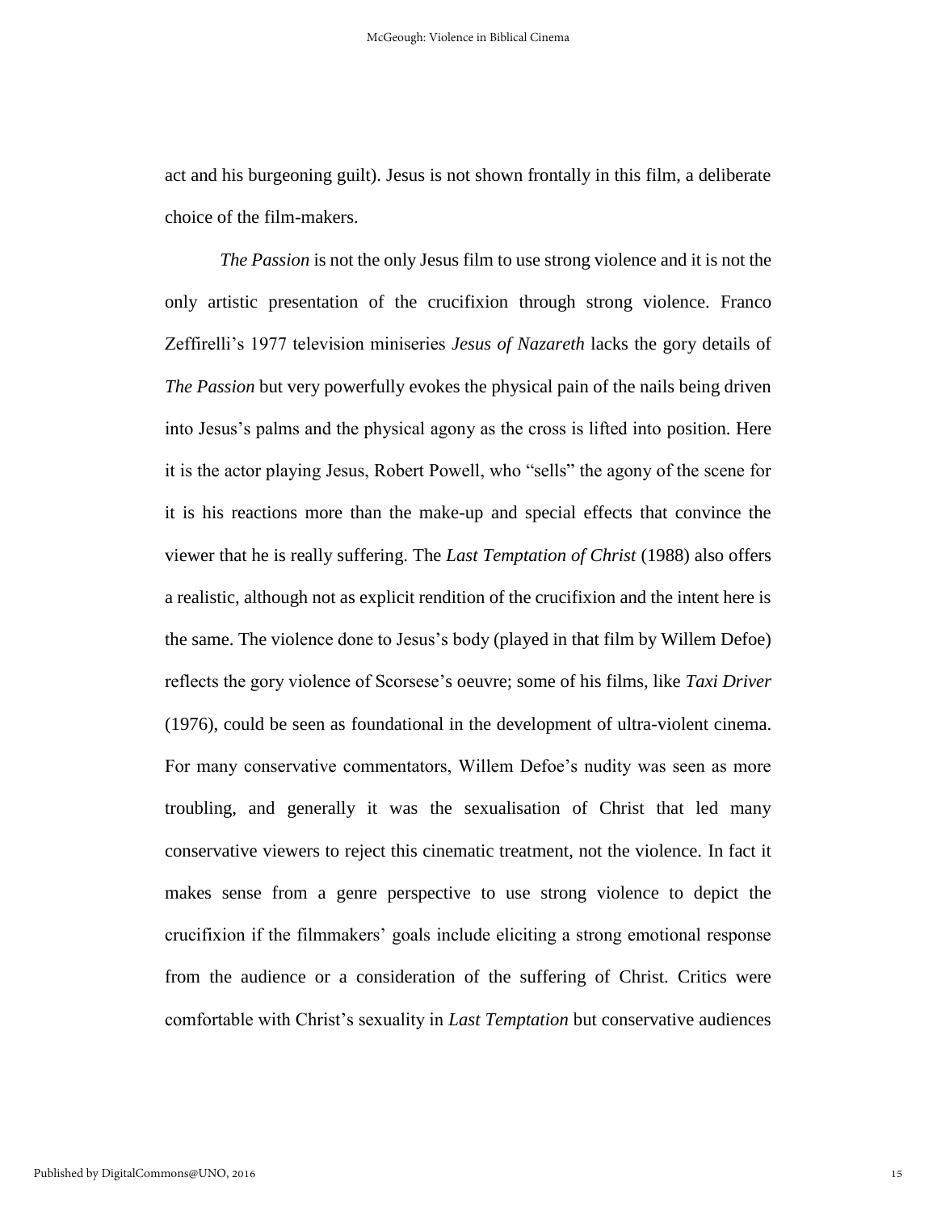act and his burgeoning guilt). Jesus is not shown frontally in this film, a deliberate choice of the film-makers.

*The Passion* is not the only Jesus film to use strong violence and it is not the only artistic presentation of the crucifixion through strong violence. Franco Zeffirelli's 1977 television miniseries *Jesus of Nazareth* lacks the gory details of *The Passion* but very powerfully evokes the physical pain of the nails being driven into Jesus's palms and the physical agony as the cross is lifted into position. Here it is the actor playing Jesus, Robert Powell, who "sells" the agony of the scene for it is his reactions more than the make-up and special effects that convince the viewer that he is really suffering. The *Last Temptation of Christ* (1988) also offers a realistic, although not as explicit rendition of the crucifixion and the intent here is the same. The violence done to Jesus's body (played in that film by Willem Defoe) reflects the gory violence of Scorsese's oeuvre; some of his films, like *Taxi Driver* (1976), could be seen as foundational in the development of ultra-violent cinema. For many conservative commentators, Willem Defoe's nudity was seen as more troubling, and generally it was the sexualisation of Christ that led many conservative viewers to reject this cinematic treatment, not the violence. In fact it makes sense from a genre perspective to use strong violence to depict the crucifixion if the filmmakers' goals include eliciting a strong emotional response from the audience or a consideration of the suffering of Christ. Critics were comfortable with Christ's sexuality in *Last Temptation* but conservative audiences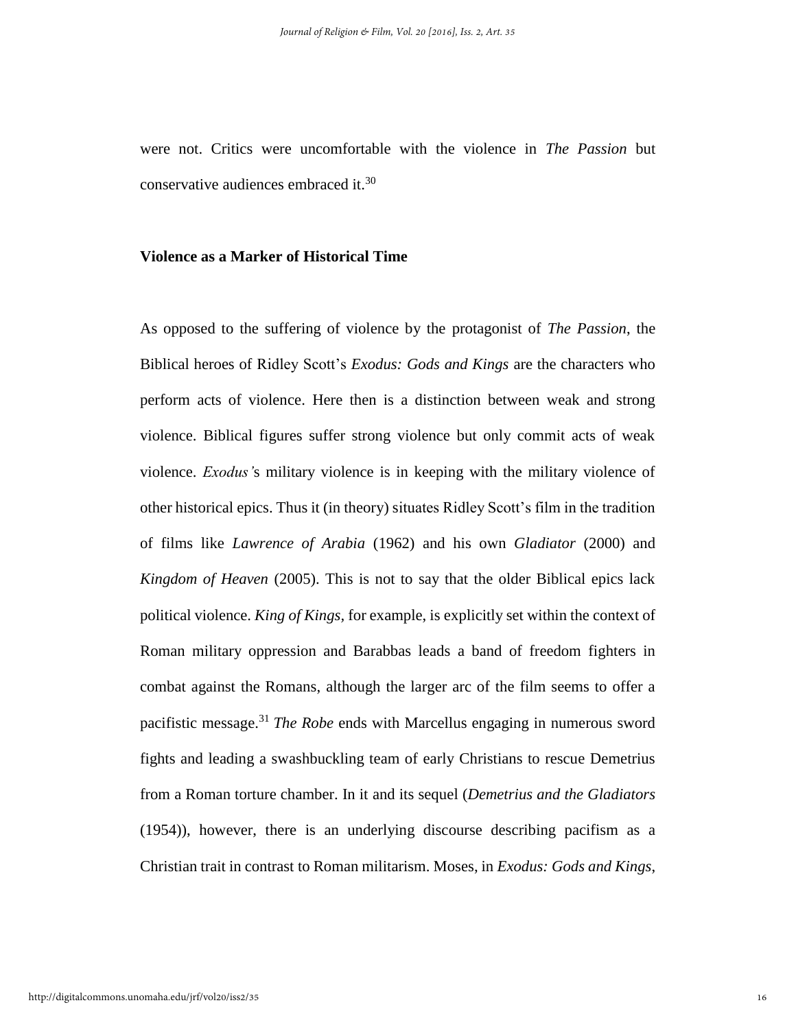were not. Critics were uncomfortable with the violence in *The Passion* but conservative audiences embraced it.[30]

## Violence as a Marker of Historical Time

As opposed to the suffering of violence by the protagonist of *The Passion*, the Biblical heroes of Ridley Scott's *Exodus: Gods and Kings* are the characters who perform acts of violence. Here then is a distinction between weak and strong violence. Biblical figures suffer strong violence but only commit acts of weak violence. *Exodus'*s military violence is in keeping with the military violence of other historical epics. Thus it (in theory) situates Ridley Scott's film in the tradition of films like *Lawrence of Arabia* (1962) and his own *Gladiator* (2000) and *Kingdom of Heaven* (2005). This is not to say that the older Biblical epics lack political violence. *King of Kings*, for example, is explicitly set within the context of Roman military oppression and Barabbas leads a band of freedom fighters in combat against the Romans, although the larger arc of the film seems to offer a pacifistic message.[31] *The Robe* ends with Marcellus engaging in numerous sword fights and leading a swashbuckling team of early Christians to rescue Demetrius from a Roman torture chamber. In it and its sequel (*Demetrius and the Gladiators* (1954)), however, there is an underlying discourse describing pacifism as a Christian trait in contrast to Roman militarism. Moses, in *Exodus: Gods and Kings*,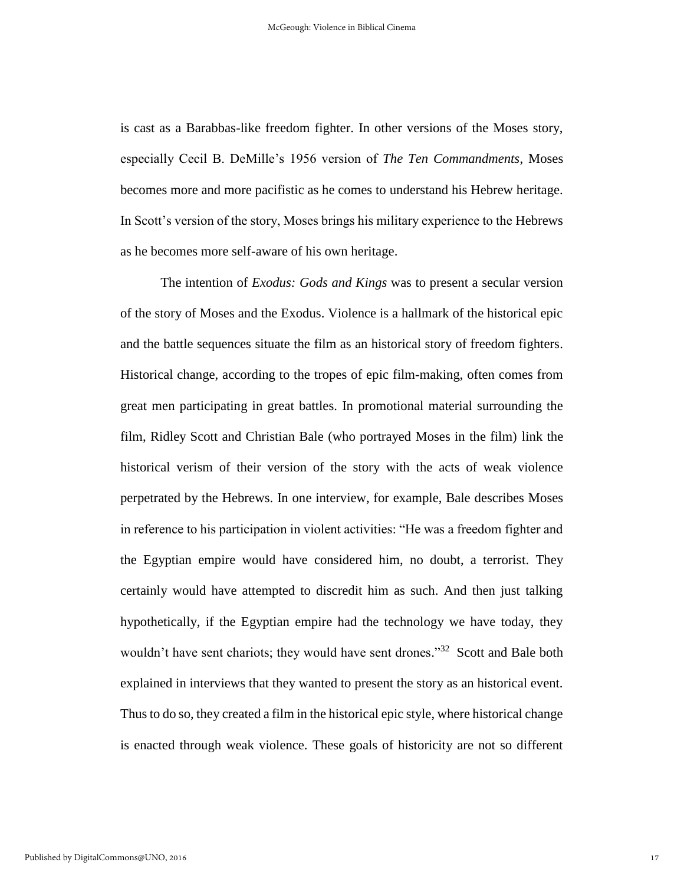is cast as a Barabbas-like freedom fighter. In other versions of the Moses story, especially Cecil B. DeMille's 1956 version of *The Ten Commandments*, Moses becomes more and more pacifistic as he comes to understand his Hebrew heritage. In Scott's version of the story, Moses brings his military experience to the Hebrews as he becomes more self-aware of his own heritage.

The intention of *Exodus: Gods and Kings* was to present a secular version of the story of Moses and the Exodus. Violence is a hallmark of the historical epic and the battle sequences situate the film as an historical story of freedom fighters. Historical change, according to the tropes of epic film-making, often comes from great men participating in great battles. In promotional material surrounding the film, Ridley Scott and Christian Bale (who portrayed Moses in the film) link the historical verism of their version of the story with the acts of weak violence perpetrated by the Hebrews. In one interview, for example, Bale describes Moses in reference to his participation in violent activities: "He was a freedom fighter and the Egyptian empire would have considered him, no doubt, a terrorist. They certainly would have attempted to discredit him as such. And then just talking hypothetically, if the Egyptian empire had the technology we have today, they wouldn't have sent chariots; they would have sent drones."[32] Scott and Bale both explained in interviews that they wanted to present the story as an historical event. Thus to do so, they created a film in the historical epic style, where historical change is enacted through weak violence. These goals of historicity are not so different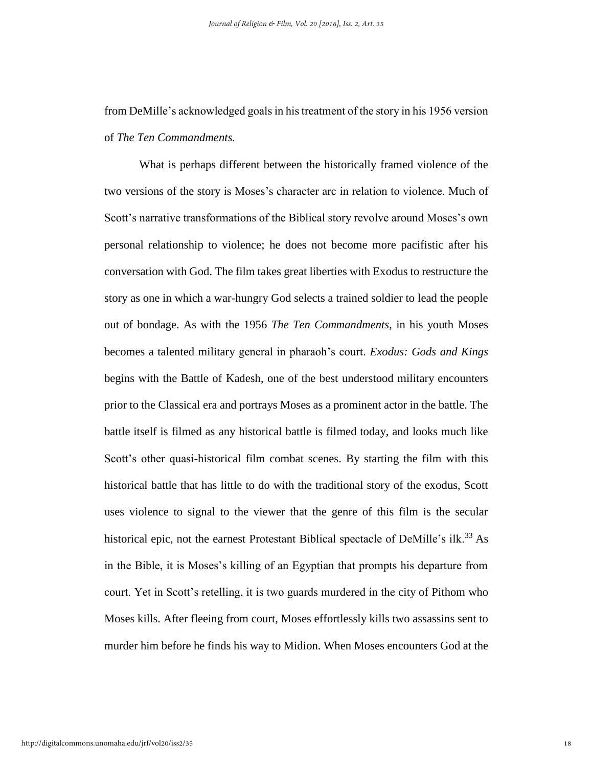from DeMille's acknowledged goals in his treatment of the story in his 1956 version of *The Ten Commandments.*

What is perhaps different between the historically framed violence of the two versions of the story is Moses's character arc in relation to violence. Much of Scott's narrative transformations of the Biblical story revolve around Moses's own personal relationship to violence; he does not become more pacifistic after his conversation with God. The film takes great liberties with Exodus to restructure the story as one in which a war-hungry God selects a trained soldier to lead the people out of bondage. As with the 1956 *The Ten Commandments*, in his youth Moses becomes a talented military general in pharaoh's court. *Exodus: Gods and Kings* begins with the Battle of Kadesh, one of the best understood military encounters prior to the Classical era and portrays Moses as a prominent actor in the battle. The battle itself is filmed as any historical battle is filmed today, and looks much like Scott's other quasi-historical film combat scenes. By starting the film with this historical battle that has little to do with the traditional story of the exodus, Scott uses violence to signal to the viewer that the genre of this film is the secular historical epic, not the earnest Protestant Biblical spectacle of DeMille's ilk.[33] As in the Bible, it is Moses's killing of an Egyptian that prompts his departure from court. Yet in Scott's retelling, it is two guards murdered in the city of Pithom who Moses kills. After fleeing from court, Moses effortlessly kills two assassins sent to murder him before he finds his way to Midion. When Moses encounters God at the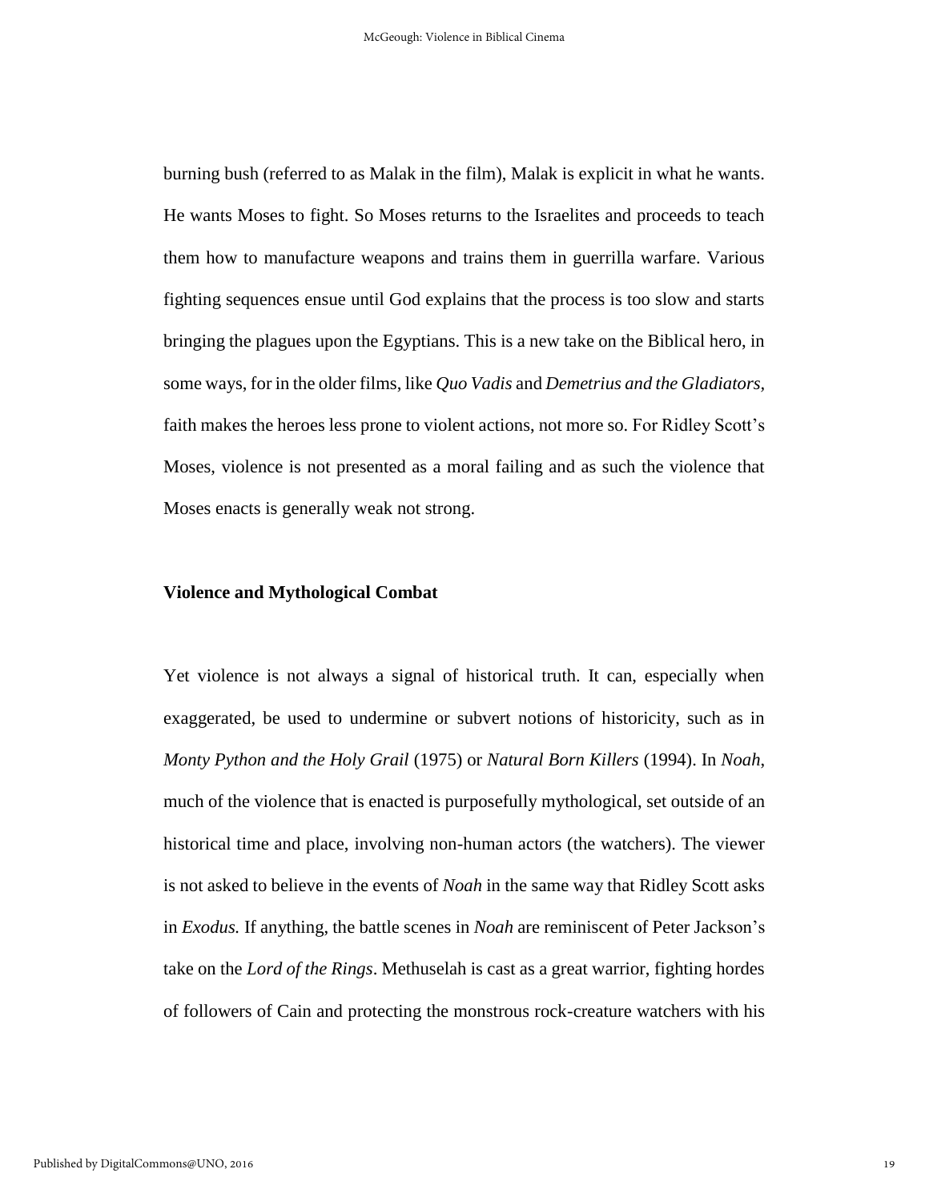burning bush (referred to as Malak in the film), Malak is explicit in what he wants. He wants Moses to fight. So Moses returns to the Israelites and proceeds to teach them how to manufacture weapons and trains them in guerrilla warfare. Various fighting sequences ensue until God explains that the process is too slow and starts bringing the plagues upon the Egyptians. This is a new take on the Biblical hero, in some ways, for in the older films, like *Quo Vadis* and *Demetrius and the Gladiators*, faith makes the heroes less prone to violent actions, not more so. For Ridley Scott's Moses, violence is not presented as a moral failing and as such the violence that Moses enacts is generally weak not strong.

## Violence and Mythological Combat

Yet violence is not always a signal of historical truth. It can, especially when exaggerated, be used to undermine or subvert notions of historicity, such as in *Monty Python and the Holy Grail* (1975) or *Natural Born Killers* (1994). In *Noah*, much of the violence that is enacted is purposefully mythological, set outside of an historical time and place, involving non-human actors (the watchers). The viewer is not asked to believe in the events of *Noah* in the same way that Ridley Scott asks in *Exodus.* If anything, the battle scenes in *Noah* are reminiscent of Peter Jackson's take on the *Lord of the Rings*. Methuselah is cast as a great warrior, fighting hordes of followers of Cain and protecting the monstrous rock-creature watchers with his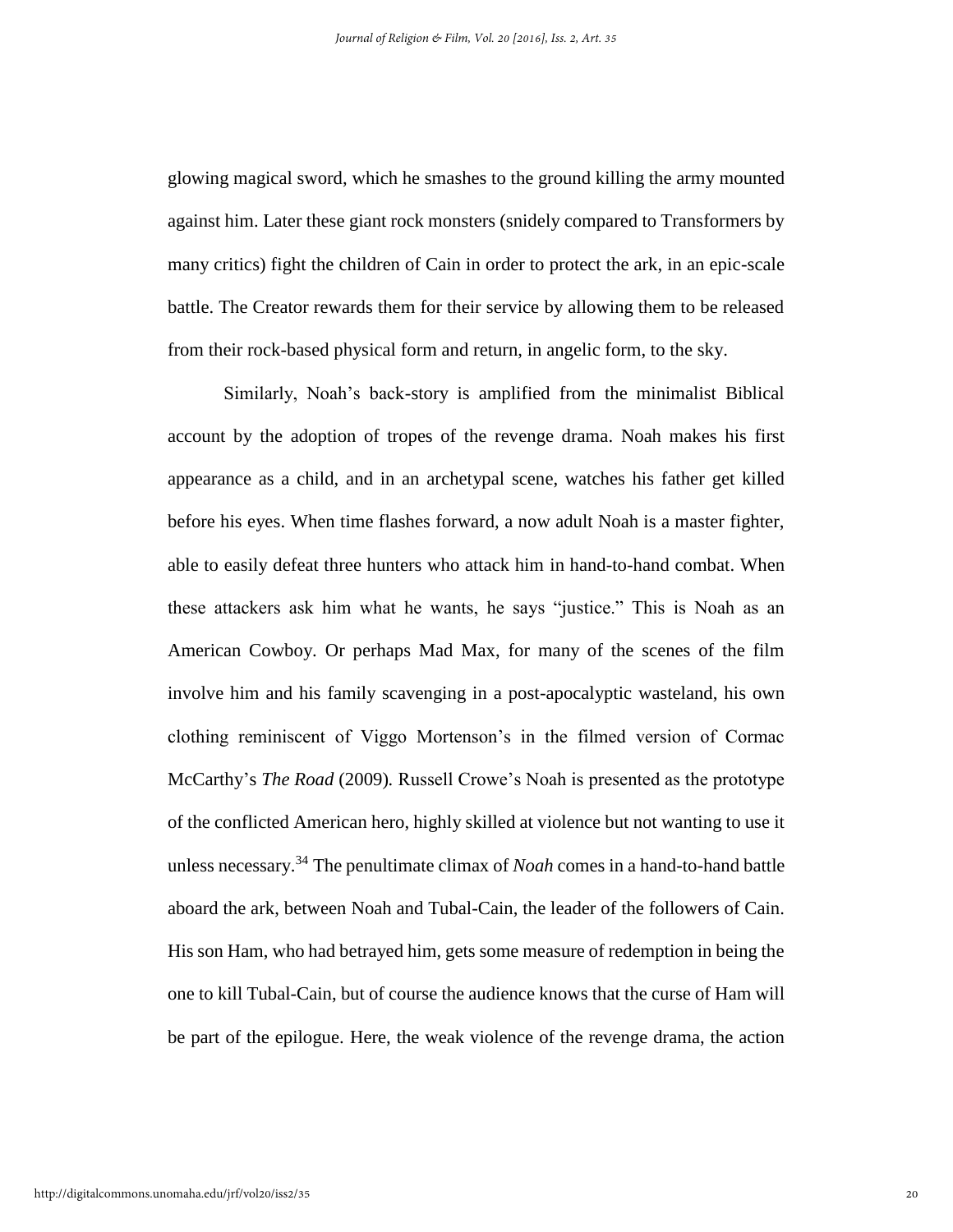glowing magical sword, which he smashes to the ground killing the army mounted against him. Later these giant rock monsters (snidely compared to Transformers by many critics) fight the children of Cain in order to protect the ark, in an epic-scale battle. The Creator rewards them for their service by allowing them to be released from their rock-based physical form and return, in angelic form, to the sky.

Similarly, Noah's back-story is amplified from the minimalist Biblical account by the adoption of tropes of the revenge drama. Noah makes his first appearance as a child, and in an archetypal scene, watches his father get killed before his eyes. When time flashes forward, a now adult Noah is a master fighter, able to easily defeat three hunters who attack him in hand-to-hand combat. When these attackers ask him what he wants, he says "justice." This is Noah as an American Cowboy. Or perhaps Mad Max, for many of the scenes of the film involve him and his family scavenging in a post-apocalyptic wasteland, his own clothing reminiscent of Viggo Mortenson's in the filmed version of Cormac McCarthy's *The Road* (2009). Russell Crowe's Noah is presented as the prototype of the conflicted American hero, highly skilled at violence but not wanting to use it unless necessary.[34] The penultimate climax of *Noah* comes in a hand-to-hand battle aboard the ark, between Noah and Tubal-Cain, the leader of the followers of Cain. His son Ham, who had betrayed him, gets some measure of redemption in being the one to kill Tubal-Cain, but of course the audience knows that the curse of Ham will be part of the epilogue. Here, the weak violence of the revenge drama, the action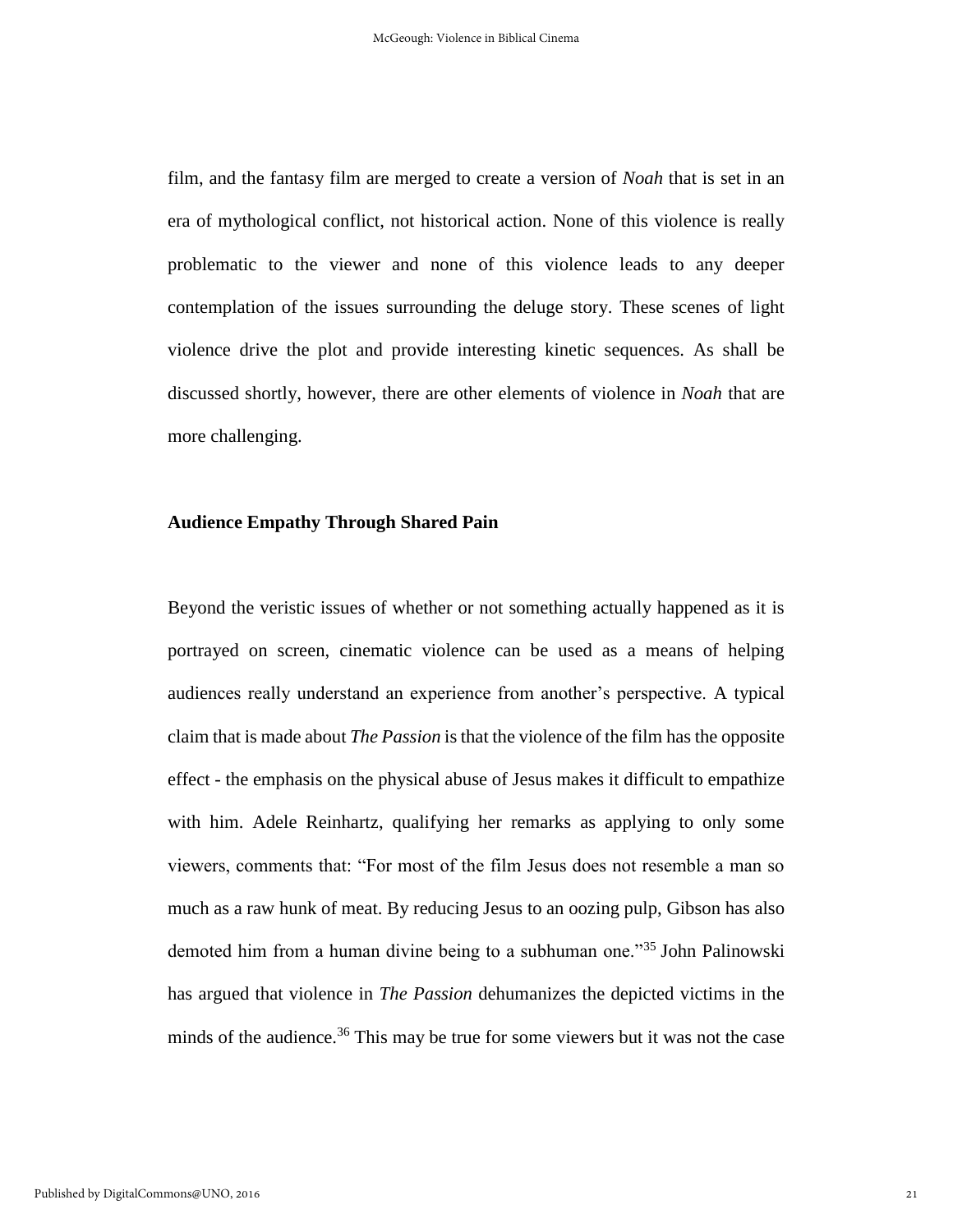film, and the fantasy film are merged to create a version of *Noah* that is set in an era of mythological conflict, not historical action. None of this violence is really problematic to the viewer and none of this violence leads to any deeper contemplation of the issues surrounding the deluge story. These scenes of light violence drive the plot and provide interesting kinetic sequences. As shall be discussed shortly, however, there are other elements of violence in *Noah* that are more challenging.

**Audience Empathy Through Shared Pain**

Beyond the veristic issues of whether or not something actually happened as it is portrayed on screen, cinematic violence can be used as a means of helping audiences really understand an experience from another's perspective. A typical claim that is made about *The Passion* is that the violence of the film has the opposite effect - the emphasis on the physical abuse of Jesus makes it difficult to empathize with him. Adele Reinhartz, qualifying her remarks as applying to only some viewers, comments that: "For most of the film Jesus does not resemble a man so much as a raw hunk of meat. By reducing Jesus to an oozing pulp, Gibson has also demoted him from a human divine being to a subhuman one."[35] John Palinowski has argued that violence in *The Passion* dehumanizes the depicted victims in the minds of the audience.[36] This may be true for some viewers but it was not the case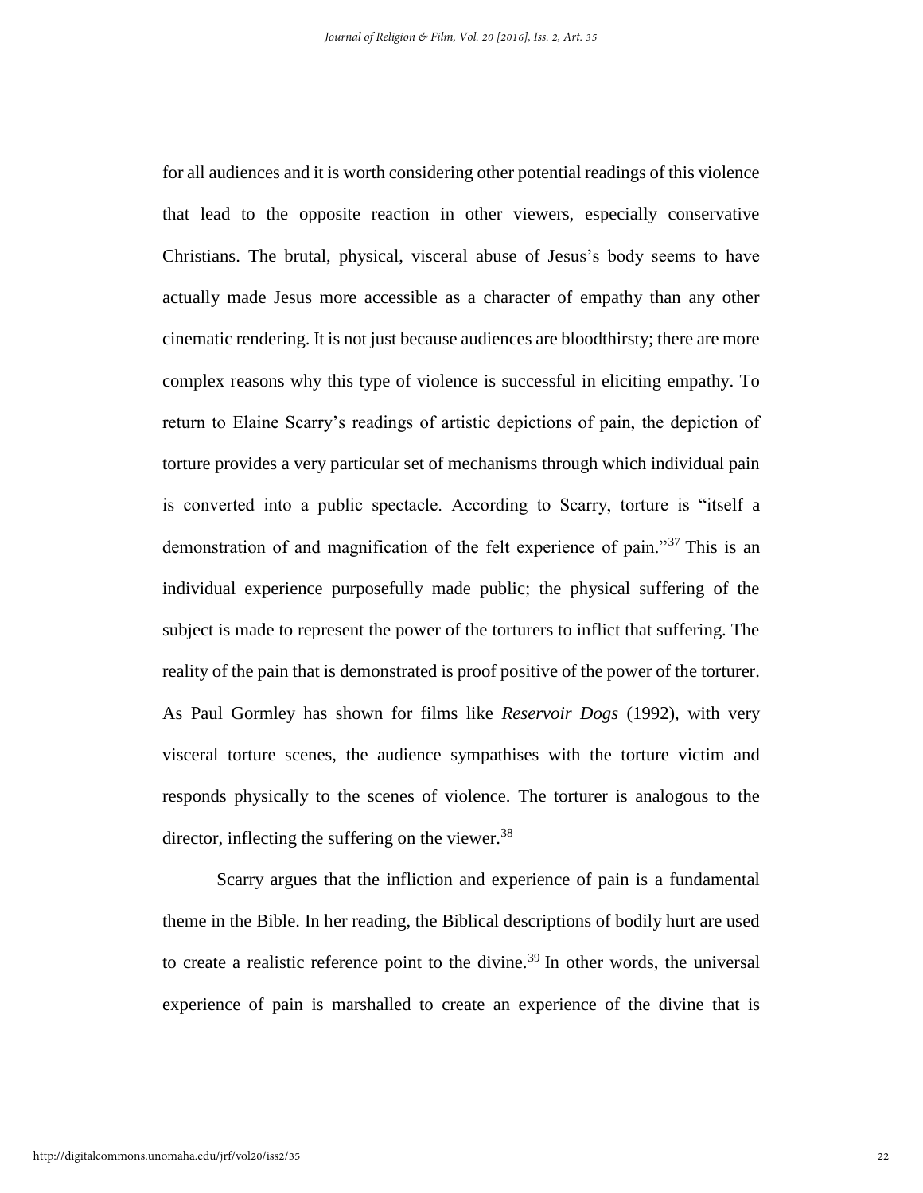for all audiences and it is worth considering other potential readings of this violence that lead to the opposite reaction in other viewers, especially conservative Christians. The brutal, physical, visceral abuse of Jesus's body seems to have actually made Jesus more accessible as a character of empathy than any other cinematic rendering. It is not just because audiences are bloodthirsty; there are more complex reasons why this type of violence is successful in eliciting empathy. To return to Elaine Scarry's readings of artistic depictions of pain, the depiction of torture provides a very particular set of mechanisms through which individual pain is converted into a public spectacle. According to Scarry, torture is "itself a demonstration of and magnification of the felt experience of pain."[37] This is an individual experience purposefully made public; the physical suffering of the subject is made to represent the power of the torturers to inflict that suffering. The reality of the pain that is demonstrated is proof positive of the power of the torturer. As Paul Gormley has shown for films like *Reservoir Dogs* (1992), with very visceral torture scenes, the audience sympathises with the torture victim and responds physically to the scenes of violence. The torturer is analogous to the director, inflecting the suffering on the viewer.[38]

Scarry argues that the infliction and experience of pain is a fundamental theme in the Bible. In her reading, the Biblical descriptions of bodily hurt are used to create a realistic reference point to the divine.[39] In other words, the universal experience of pain is marshalled to create an experience of the divine that is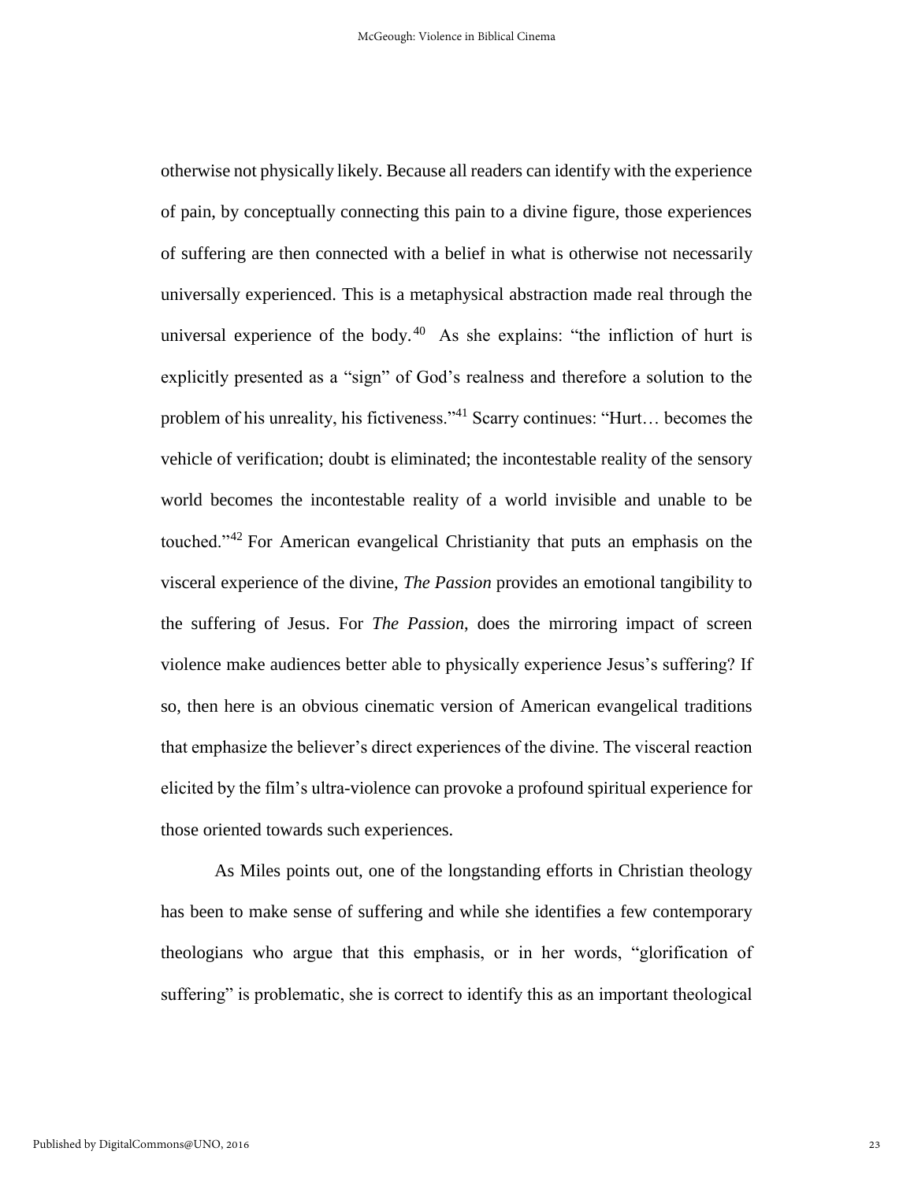otherwise not physically likely. Because all readers can identify with the experience of pain, by conceptually connecting this pain to a divine figure, those experiences of suffering are then connected with a belief in what is otherwise not necessarily universally experienced. This is a metaphysical abstraction made real through the universal experience of the body.[40] As she explains: "the infliction of hurt is explicitly presented as a "sign" of God's realness and therefore a solution to the problem of his unreality, his fictiveness."[41] Scarry continues: "Hurt… becomes the vehicle of verification; doubt is eliminated; the incontestable reality of the sensory world becomes the incontestable reality of a world invisible and unable to be touched."[42] For American evangelical Christianity that puts an emphasis on the visceral experience of the divine, *The Passion* provides an emotional tangibility to the suffering of Jesus. For *The Passion*, does the mirroring impact of screen violence make audiences better able to physically experience Jesus's suffering? If so, then here is an obvious cinematic version of American evangelical traditions that emphasize the believer's direct experiences of the divine. The visceral reaction elicited by the film's ultra-violence can provoke a profound spiritual experience for those oriented towards such experiences.

As Miles points out, one of the longstanding efforts in Christian theology has been to make sense of suffering and while she identifies a few contemporary theologians who argue that this emphasis, or in her words, "glorification of suffering" is problematic, she is correct to identify this as an important theological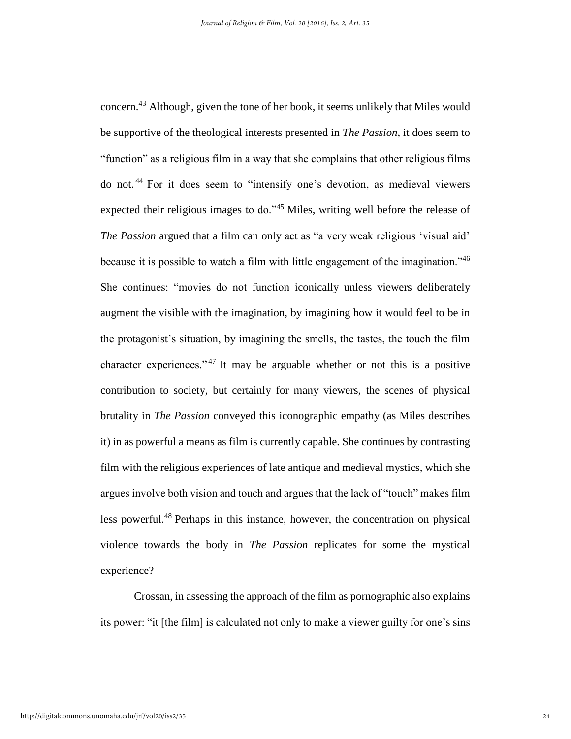concern.[43] Although, given the tone of her book, it seems unlikely that Miles would be supportive of the theological interests presented in *The Passion*, it does seem to "function" as a religious film in a way that she complains that other religious films do not.[44] For it does seem to "intensify one's devotion, as medieval viewers expected their religious images to do."[45] Miles, writing well before the release of *The Passion* argued that a film can only act as "a very weak religious 'visual aid' because it is possible to watch a film with little engagement of the imagination."[46] She continues: "movies do not function iconically unless viewers deliberately augment the visible with the imagination, by imagining how it would feel to be in the protagonist's situation, by imagining the smells, the tastes, the touch the film character experiences."[47] It may be arguable whether or not this is a positive contribution to society, but certainly for many viewers, the scenes of physical brutality in *The Passion* conveyed this iconographic empathy (as Miles describes it) in as powerful a means as film is currently capable. She continues by contrasting film with the religious experiences of late antique and medieval mystics, which she argues involve both vision and touch and argues that the lack of "touch" makes film less powerful.[48] Perhaps in this instance, however, the concentration on physical violence towards the body in *The Passion* replicates for some the mystical experience?

Crossan, in assessing the approach of the film as pornographic also explains its power: "it [the film] is calculated not only to make a viewer guilty for one's sins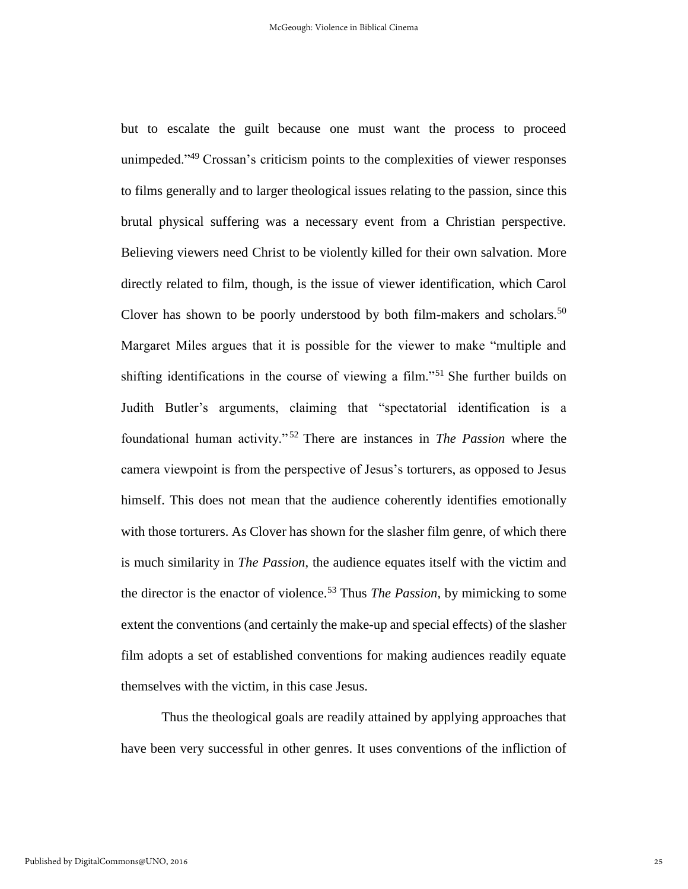but to escalate the guilt because one must want the process to proceed unimpeded."[49] Crossan's criticism points to the complexities of viewer responses to films generally and to larger theological issues relating to the passion, since this brutal physical suffering was a necessary event from a Christian perspective. Believing viewers need Christ to be violently killed for their own salvation. More directly related to film, though, is the issue of viewer identification, which Carol Clover has shown to be poorly understood by both film-makers and scholars.[50] Margaret Miles argues that it is possible for the viewer to make "multiple and shifting identifications in the course of viewing a film."[51] She further builds on Judith Butler's arguments, claiming that "spectatorial identification is a foundational human activity."[52] There are instances in *The Passion* where the camera viewpoint is from the perspective of Jesus's torturers, as opposed to Jesus himself. This does not mean that the audience coherently identifies emotionally with those torturers. As Clover has shown for the slasher film genre, of which there is much similarity in *The Passion*, the audience equates itself with the victim and the director is the enactor of violence.[53] Thus *The Passion*, by mimicking to some extent the conventions (and certainly the make-up and special effects) of the slasher film adopts a set of established conventions for making audiences readily equate themselves with the victim, in this case Jesus.

Thus the theological goals are readily attained by applying approaches that have been very successful in other genres. It uses conventions of the infliction of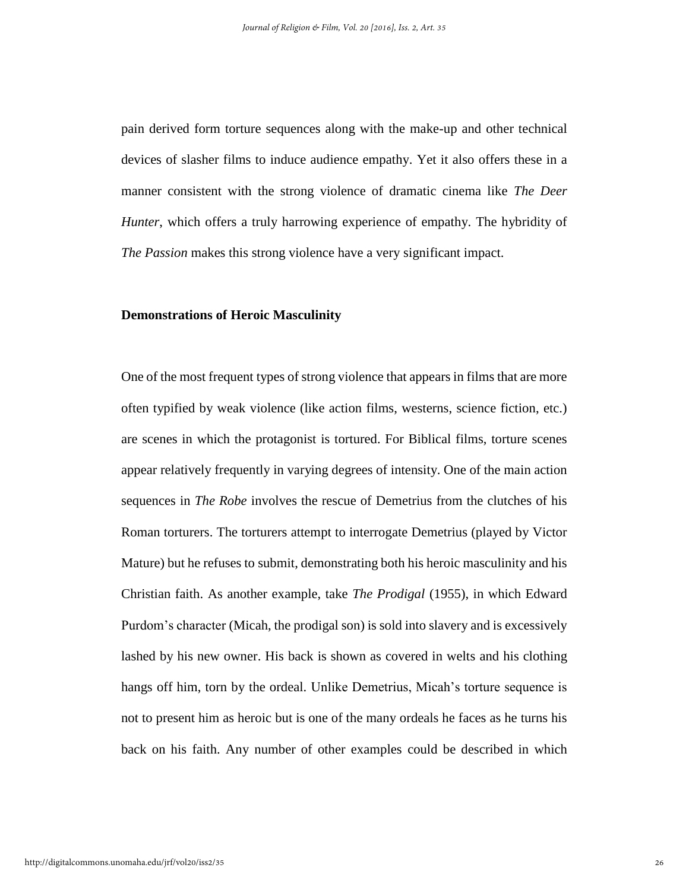pain derived form torture sequences along with the make-up and other technical devices of slasher films to induce audience empathy. Yet it also offers these in a manner consistent with the strong violence of dramatic cinema like *The Deer Hunter*, which offers a truly harrowing experience of empathy. The hybridity of *The Passion* makes this strong violence have a very significant impact.

**Demonstrations of Heroic Masculinity**

One of the most frequent types of strong violence that appears in films that are more often typified by weak violence (like action films, westerns, science fiction, etc.) are scenes in which the protagonist is tortured. For Biblical films, torture scenes appear relatively frequently in varying degrees of intensity. One of the main action sequences in *The Robe* involves the rescue of Demetrius from the clutches of his Roman torturers. The torturers attempt to interrogate Demetrius (played by Victor Mature) but he refuses to submit, demonstrating both his heroic masculinity and his Christian faith. As another example, take *The Prodigal* (1955), in which Edward Purdom's character (Micah, the prodigal son) is sold into slavery and is excessively lashed by his new owner. His back is shown as covered in welts and his clothing hangs off him, torn by the ordeal. Unlike Demetrius, Micah's torture sequence is not to present him as heroic but is one of the many ordeals he faces as he turns his back on his faith. Any number of other examples could be described in which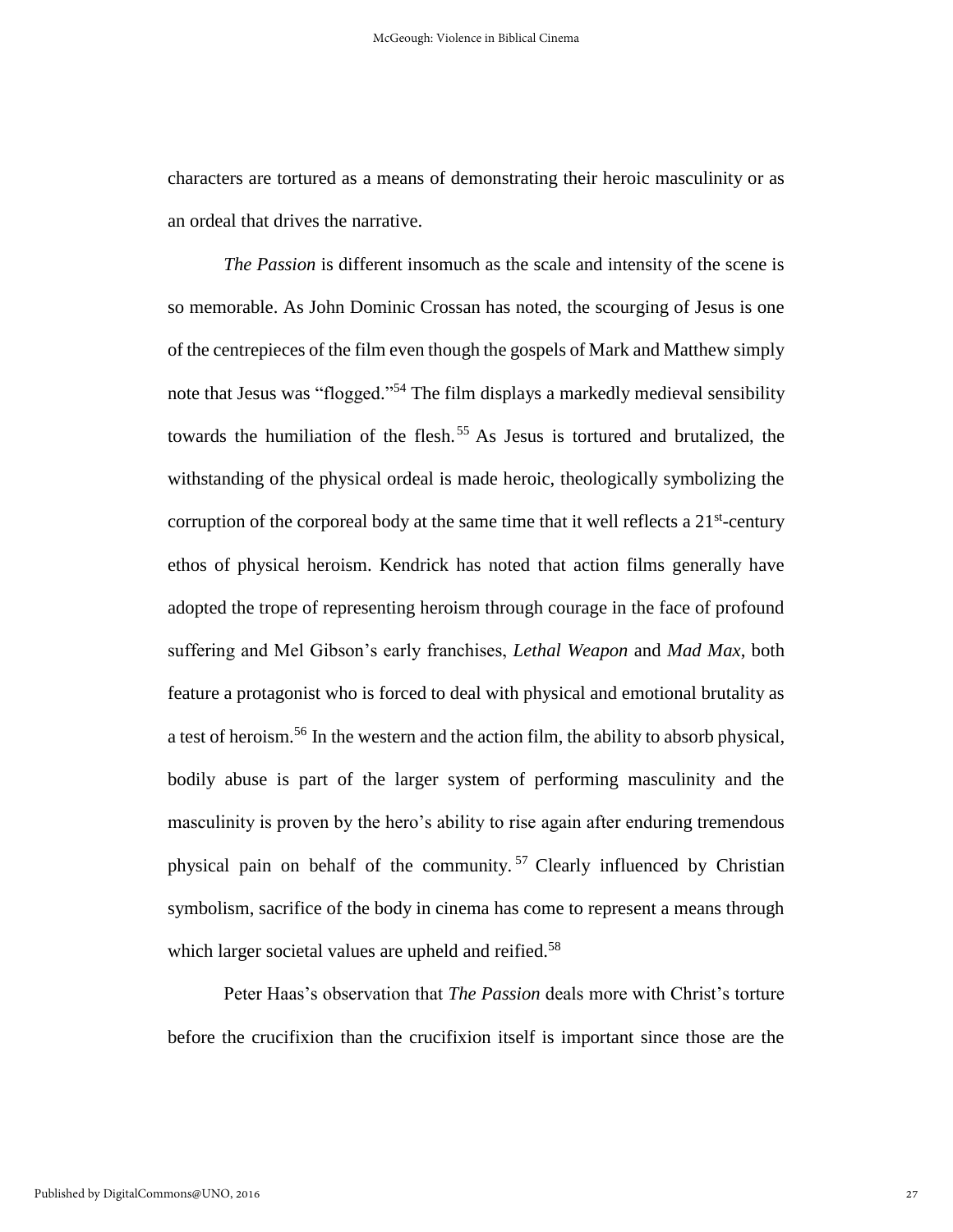characters are tortured as a means of demonstrating their heroic masculinity or as an ordeal that drives the narrative.

*The Passion* is different insomuch as the scale and intensity of the scene is so memorable. As John Dominic Crossan has noted, the scourging of Jesus is one of the centrepieces of the film even though the gospels of Mark and Matthew simply note that Jesus was "flogged."[54] The film displays a markedly medieval sensibility towards the humiliation of the flesh.[55] As Jesus is tortured and brutalized, the withstanding of the physical ordeal is made heroic, theologically symbolizing the corruption of the corporeal body at the same time that it well reflects a 21st-century ethos of physical heroism. Kendrick has noted that action films generally have adopted the trope of representing heroism through courage in the face of profound suffering and Mel Gibson's early franchises, *Lethal Weapon* and *Mad Max*, both feature a protagonist who is forced to deal with physical and emotional brutality as a test of heroism.[56] In the western and the action film, the ability to absorb physical, bodily abuse is part of the larger system of performing masculinity and the masculinity is proven by the hero's ability to rise again after enduring tremendous physical pain on behalf of the community.[57] Clearly influenced by Christian symbolism, sacrifice of the body in cinema has come to represent a means through which larger societal values are upheld and reified.[58]

Peter Haas's observation that *The Passion* deals more with Christ's torture before the crucifixion than the crucifixion itself is important since those are the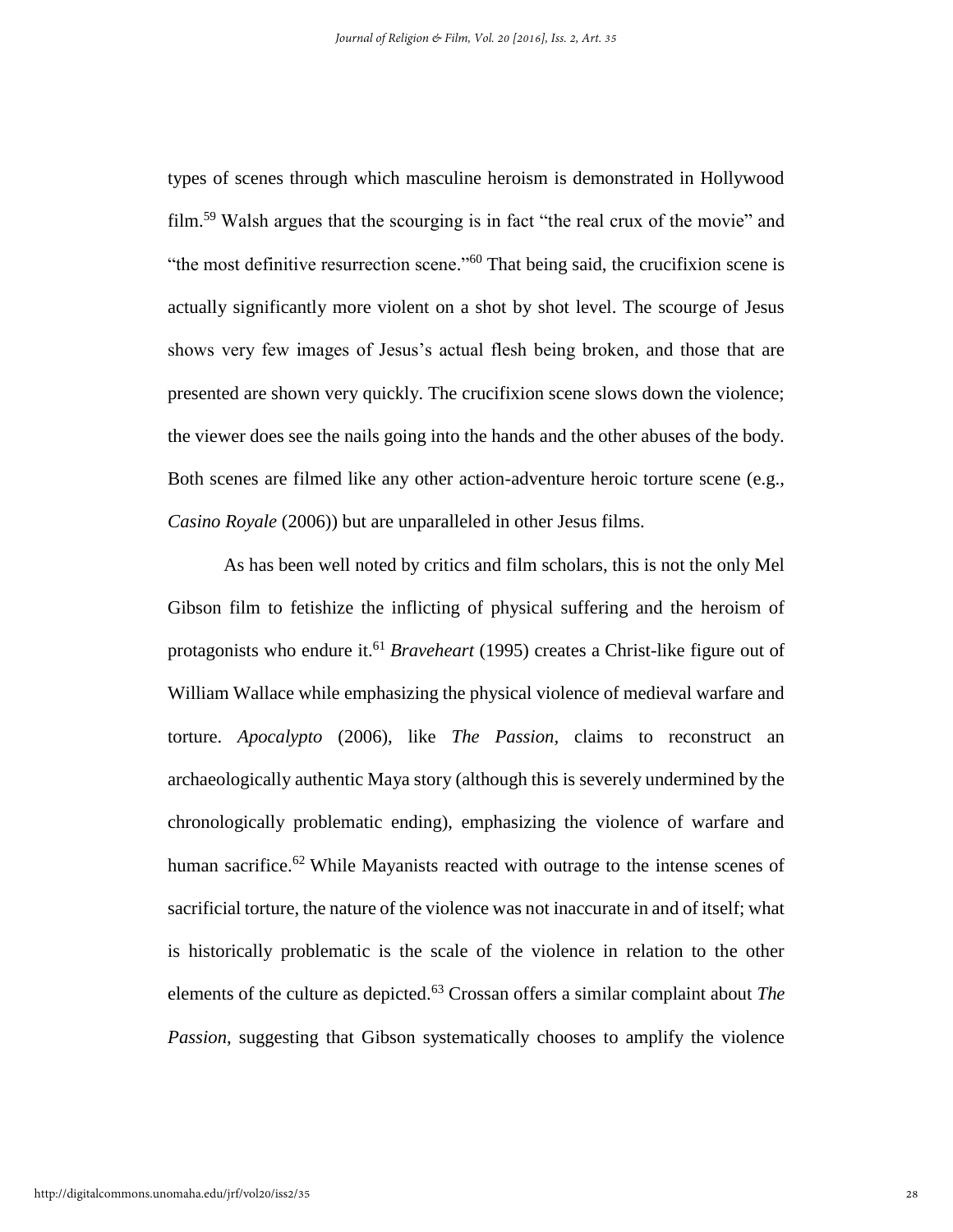types of scenes through which masculine heroism is demonstrated in Hollywood film.[59] Walsh argues that the scourging is in fact "the real crux of the movie" and "the most definitive resurrection scene."[60] That being said, the crucifixion scene is actually significantly more violent on a shot by shot level. The scourge of Jesus shows very few images of Jesus's actual flesh being broken, and those that are presented are shown very quickly. The crucifixion scene slows down the violence; the viewer does see the nails going into the hands and the other abuses of the body. Both scenes are filmed like any other action-adventure heroic torture scene (e.g., *Casino Royale* (2006)) but are unparalleled in other Jesus films.

As has been well noted by critics and film scholars, this is not the only Mel Gibson film to fetishize the inflicting of physical suffering and the heroism of protagonists who endure it.[61] *Braveheart* (1995) creates a Christ-like figure out of William Wallace while emphasizing the physical violence of medieval warfare and torture. *Apocalypto* (2006), like *The Passion*, claims to reconstruct an archaeologically authentic Maya story (although this is severely undermined by the chronologically problematic ending), emphasizing the violence of warfare and human sacrifice.[62] While Mayanists reacted with outrage to the intense scenes of sacrificial torture, the nature of the violence was not inaccurate in and of itself; what is historically problematic is the scale of the violence in relation to the other elements of the culture as depicted.[63] Crossan offers a similar complaint about *The Passion*, suggesting that Gibson systematically chooses to amplify the violence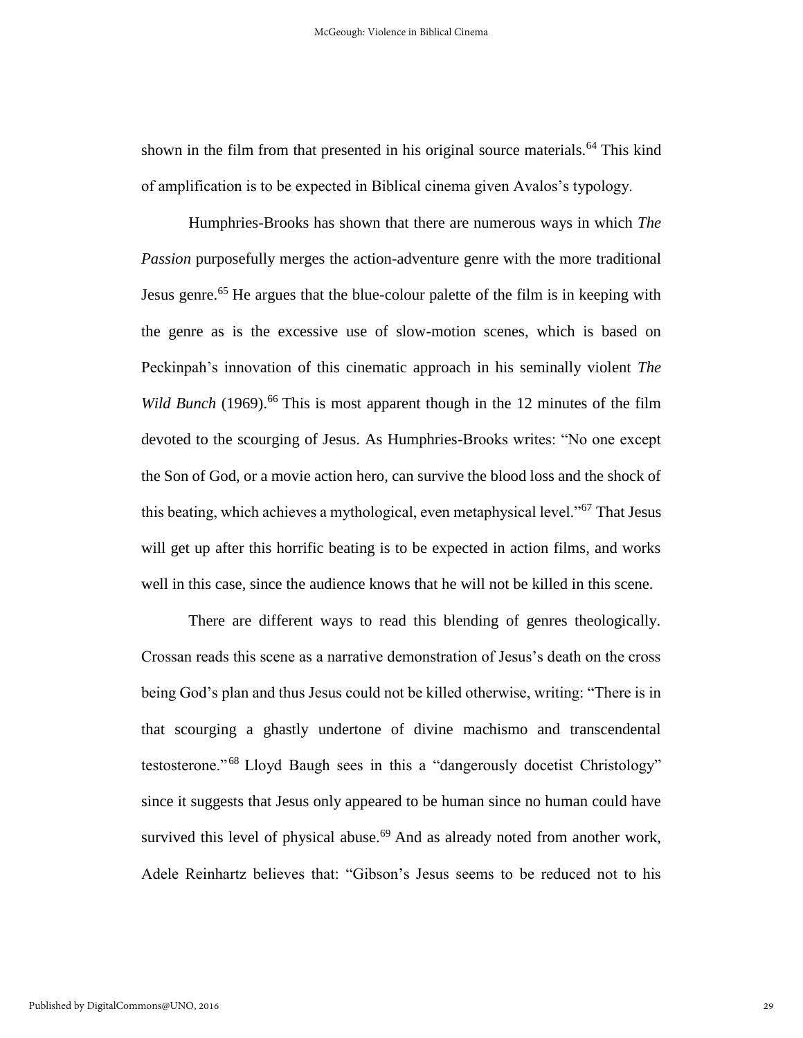shown in the film from that presented in his original source materials.[64] This kind of amplification is to be expected in Biblical cinema given Avalos's typology.

Humphries-Brooks has shown that there are numerous ways in which *The Passion* purposefully merges the action-adventure genre with the more traditional Jesus genre.[65] He argues that the blue-colour palette of the film is in keeping with the genre as is the excessive use of slow-motion scenes, which is based on Peckinpah's innovation of this cinematic approach in his seminally violent *The Wild Bunch* (1969).[66] This is most apparent though in the 12 minutes of the film devoted to the scourging of Jesus. As Humphries-Brooks writes: "No one except the Son of God, or a movie action hero, can survive the blood loss and the shock of this beating, which achieves a mythological, even metaphysical level."[67] That Jesus will get up after this horrific beating is to be expected in action films, and works well in this case, since the audience knows that he will not be killed in this scene.

There are different ways to read this blending of genres theologically. Crossan reads this scene as a narrative demonstration of Jesus's death on the cross being God's plan and thus Jesus could not be killed otherwise, writing: "There is in that scourging a ghastly undertone of divine machismo and transcendental testosterone."[68] Lloyd Baugh sees in this a "dangerously docetist Christology" since it suggests that Jesus only appeared to be human since no human could have survived this level of physical abuse.[69] And as already noted from another work, Adele Reinhartz believes that: "Gibson's Jesus seems to be reduced not to his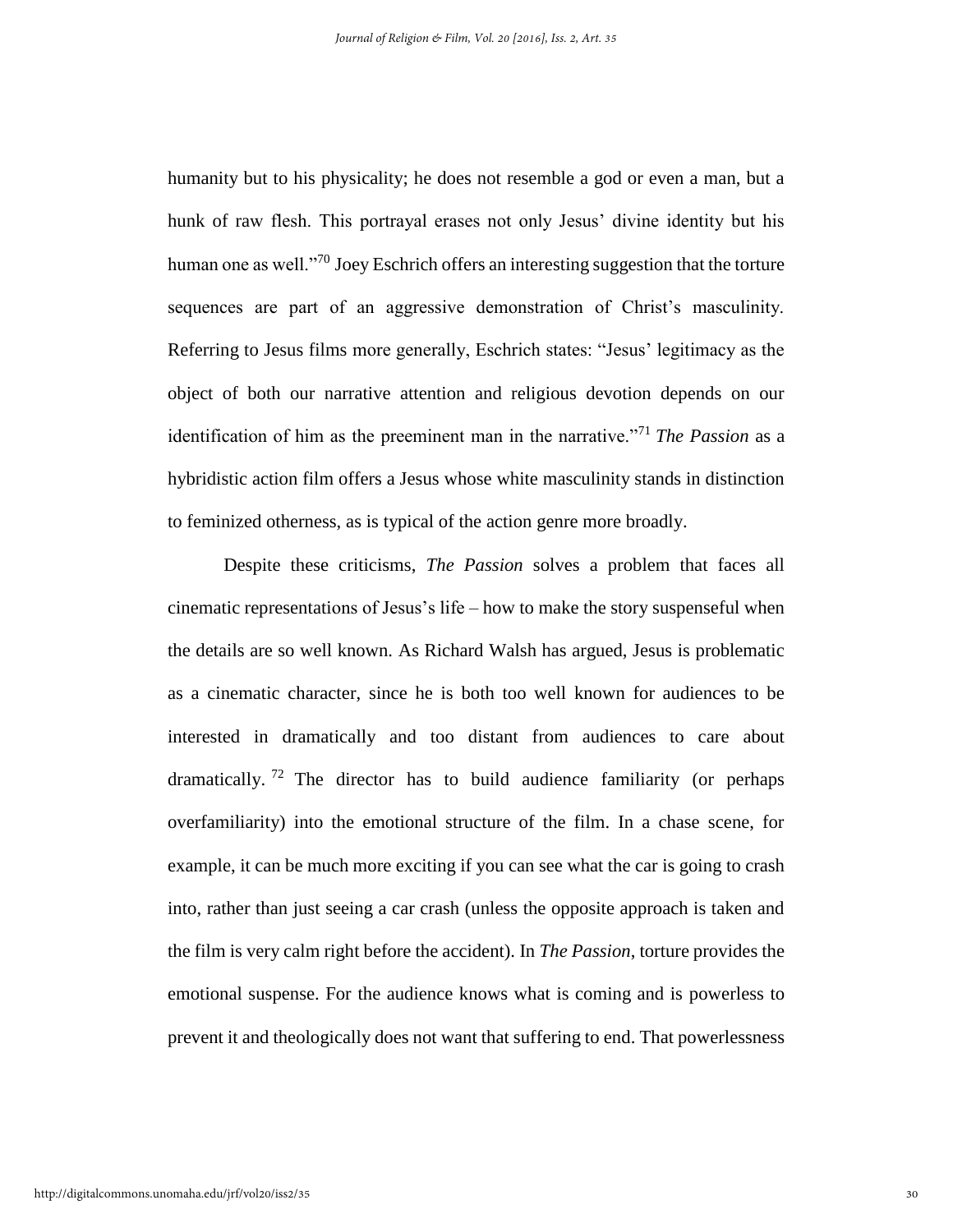humanity but to his physicality; he does not resemble a god or even a man, but a hunk of raw flesh. This portrayal erases not only Jesus' divine identity but his human one as well."[70] Joey Eschrich offers an interesting suggestion that the torture sequences are part of an aggressive demonstration of Christ's masculinity. Referring to Jesus films more generally, Eschrich states: "Jesus' legitimacy as the object of both our narrative attention and religious devotion depends on our identification of him as the preeminent man in the narrative."[71] *The Passion* as a hybridistic action film offers a Jesus whose white masculinity stands in distinction to feminized otherness, as is typical of the action genre more broadly.

Despite these criticisms, *The Passion* solves a problem that faces all cinematic representations of Jesus's life – how to make the story suspenseful when the details are so well known. As Richard Walsh has argued, Jesus is problematic as a cinematic character, since he is both too well known for audiences to be interested in dramatically and too distant from audiences to care about dramatically. [72] The director has to build audience familiarity (or perhaps overfamiliarity) into the emotional structure of the film. In a chase scene, for example, it can be much more exciting if you can see what the car is going to crash into, rather than just seeing a car crash (unless the opposite approach is taken and the film is very calm right before the accident). In *The Passion*, torture provides the emotional suspense. For the audience knows what is coming and is powerless to prevent it and theologically does not want that suffering to end. That powerlessness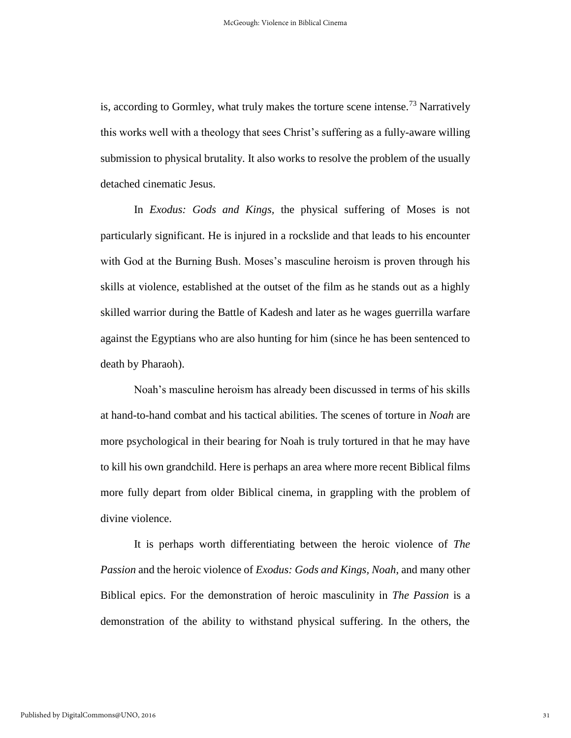is, according to Gormley, what truly makes the torture scene intense.[73] Narratively this works well with a theology that sees Christ's suffering as a fully-aware willing submission to physical brutality. It also works to resolve the problem of the usually detached cinematic Jesus.

In *Exodus: Gods and Kings*, the physical suffering of Moses is not particularly significant. He is injured in a rockslide and that leads to his encounter with God at the Burning Bush. Moses's masculine heroism is proven through his skills at violence, established at the outset of the film as he stands out as a highly skilled warrior during the Battle of Kadesh and later as he wages guerrilla warfare against the Egyptians who are also hunting for him (since he has been sentenced to death by Pharaoh).

Noah's masculine heroism has already been discussed in terms of his skills at hand-to-hand combat and his tactical abilities. The scenes of torture in *Noah* are more psychological in their bearing for Noah is truly tortured in that he may have to kill his own grandchild. Here is perhaps an area where more recent Biblical films more fully depart from older Biblical cinema, in grappling with the problem of divine violence.

It is perhaps worth differentiating between the heroic violence of *The Passion* and the heroic violence of *Exodus: Gods and Kings, Noah*, and many other Biblical epics. For the demonstration of heroic masculinity in *The Passion* is a demonstration of the ability to withstand physical suffering. In the others, the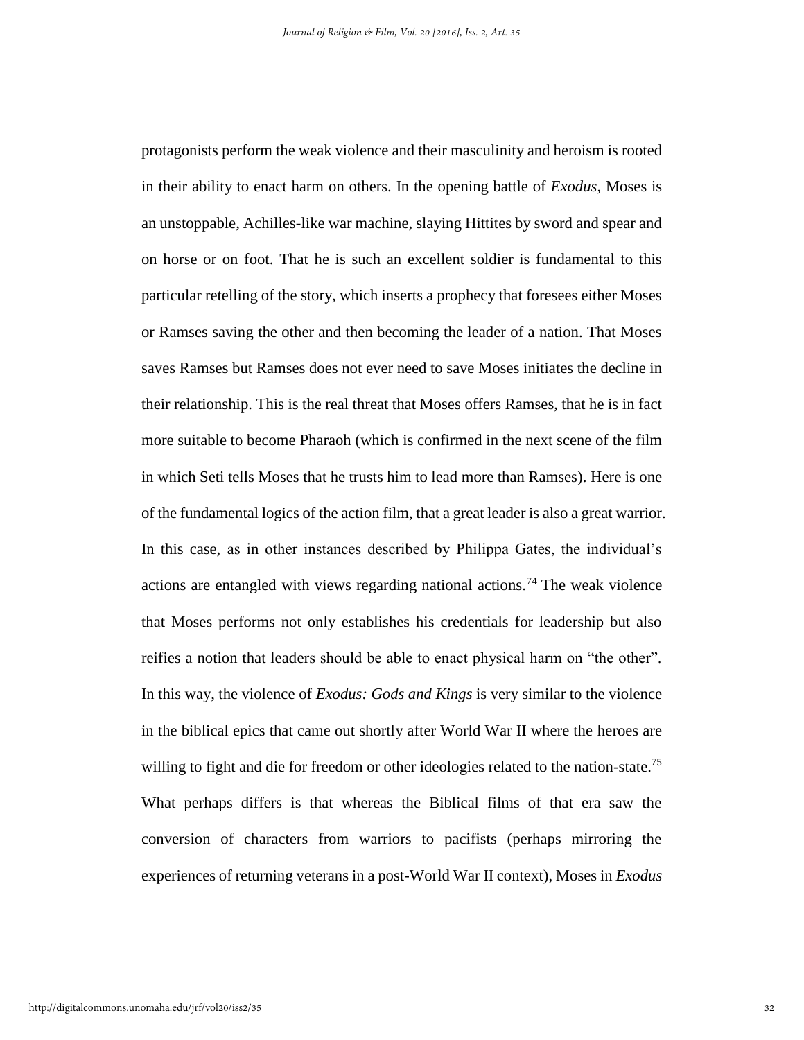protagonists perform the weak violence and their masculinity and heroism is rooted in their ability to enact harm on others. In the opening battle of *Exodus*, Moses is an unstoppable, Achilles-like war machine, slaying Hittites by sword and spear and on horse or on foot. That he is such an excellent soldier is fundamental to this particular retelling of the story, which inserts a prophecy that foresees either Moses or Ramses saving the other and then becoming the leader of a nation. That Moses saves Ramses but Ramses does not ever need to save Moses initiates the decline in their relationship. This is the real threat that Moses offers Ramses, that he is in fact more suitable to become Pharaoh (which is confirmed in the next scene of the film in which Seti tells Moses that he trusts him to lead more than Ramses). Here is one of the fundamental logics of the action film, that a great leader is also a great warrior. In this case, as in other instances described by Philippa Gates, the individual's actions are entangled with views regarding national actions.[74] The weak violence that Moses performs not only establishes his credentials for leadership but also reifies a notion that leaders should be able to enact physical harm on "the other". In this way, the violence of *Exodus: Gods and Kings* is very similar to the violence in the biblical epics that came out shortly after World War II where the heroes are willing to fight and die for freedom or other ideologies related to the nation-state.[75] What perhaps differs is that whereas the Biblical films of that era saw the conversion of characters from warriors to pacifists (perhaps mirroring the experiences of returning veterans in a post-World War II context), Moses in *Exodus*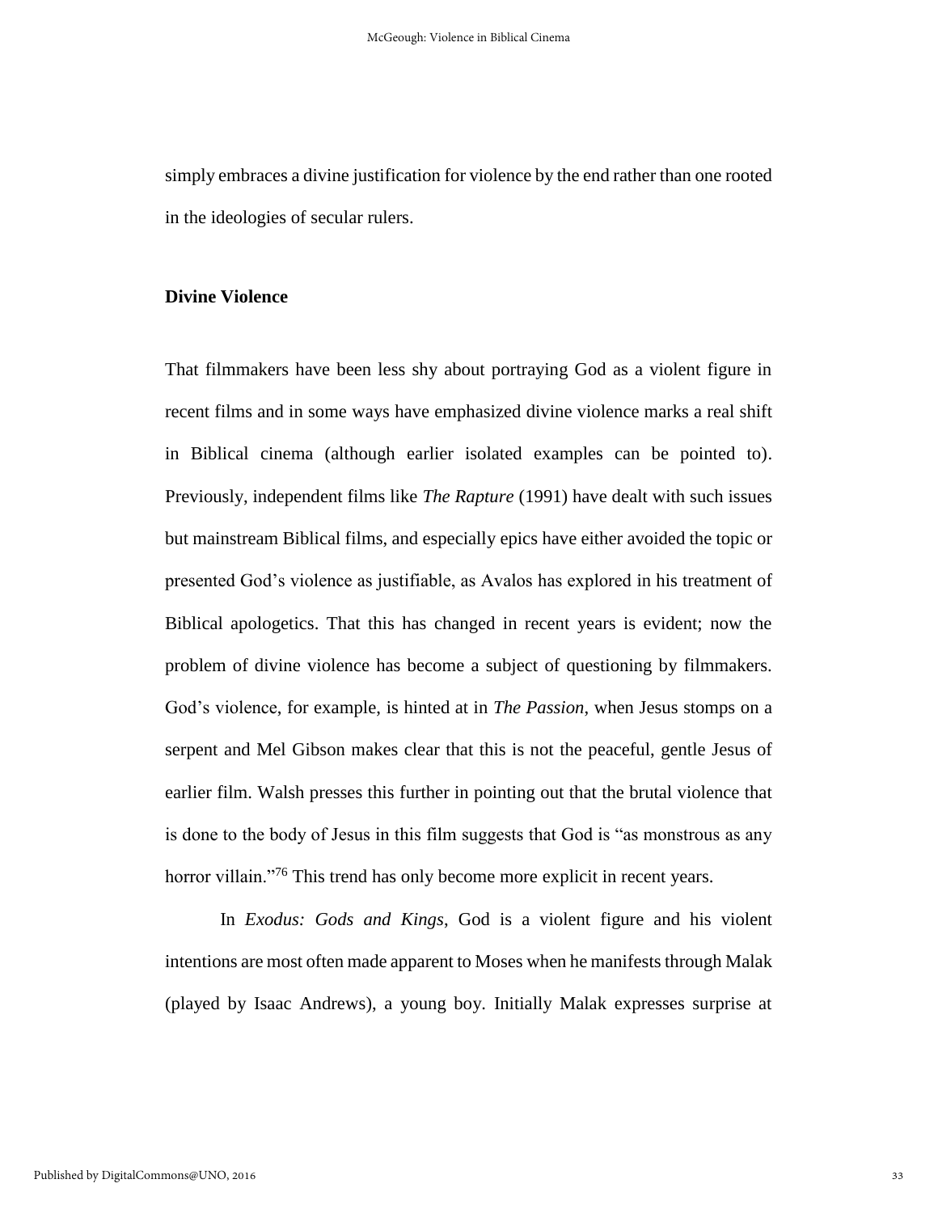simply embraces a divine justification for violence by the end rather than one rooted in the ideologies of secular rulers.

**Divine Violence**

That filmmakers have been less shy about portraying God as a violent figure in recent films and in some ways have emphasized divine violence marks a real shift in Biblical cinema (although earlier isolated examples can be pointed to). Previously, independent films like *The Rapture* (1991) have dealt with such issues but mainstream Biblical films, and especially epics have either avoided the topic or presented God's violence as justifiable, as Avalos has explored in his treatment of Biblical apologetics. That this has changed in recent years is evident; now the problem of divine violence has become a subject of questioning by filmmakers. God's violence, for example, is hinted at in *The Passion*, when Jesus stomps on a serpent and Mel Gibson makes clear that this is not the peaceful, gentle Jesus of earlier film. Walsh presses this further in pointing out that the brutal violence that is done to the body of Jesus in this film suggests that God is "as monstrous as any horror villain."[76] This trend has only become more explicit in recent years.

In *Exodus: Gods and Kings*, God is a violent figure and his violent intentions are most often made apparent to Moses when he manifests through Malak (played by Isaac Andrews), a young boy. Initially Malak expresses surprise at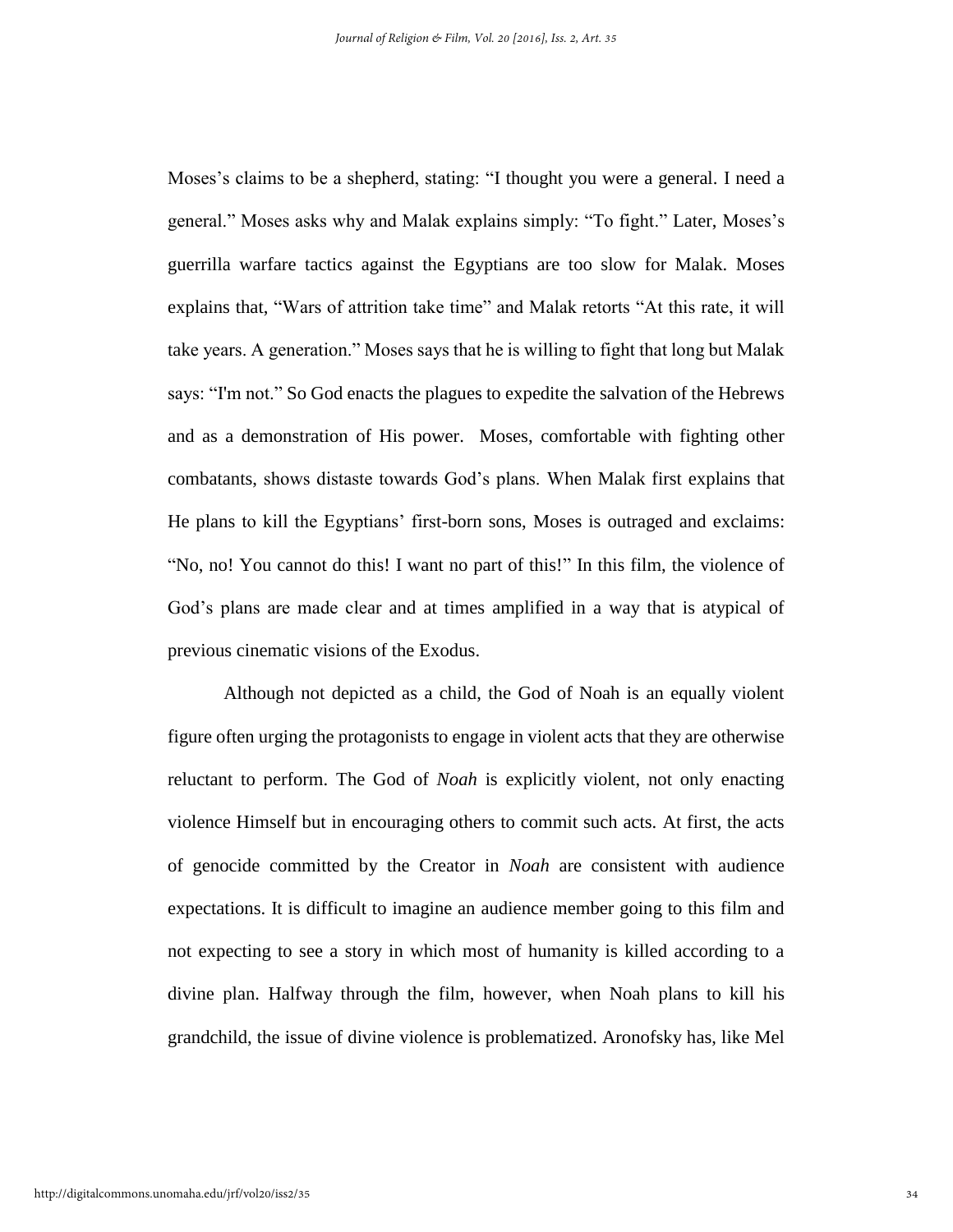Moses's claims to be a shepherd, stating: "I thought you were a general. I need a general." Moses asks why and Malak explains simply: "To fight." Later, Moses's guerrilla warfare tactics against the Egyptians are too slow for Malak. Moses explains that, "Wars of attrition take time" and Malak retorts "At this rate, it will take years. A generation." Moses says that he is willing to fight that long but Malak says: "I'm not." So God enacts the plagues to expedite the salvation of the Hebrews and as a demonstration of His power. Moses, comfortable with fighting other combatants, shows distaste towards God's plans. When Malak first explains that He plans to kill the Egyptians' first-born sons, Moses is outraged and exclaims: "No, no! You cannot do this! I want no part of this!" In this film, the violence of God's plans are made clear and at times amplified in a way that is atypical of previous cinematic visions of the Exodus.

Although not depicted as a child, the God of Noah is an equally violent figure often urging the protagonists to engage in violent acts that they are otherwise reluctant to perform. The God of *Noah* is explicitly violent, not only enacting violence Himself but in encouraging others to commit such acts. At first, the acts of genocide committed by the Creator in *Noah* are consistent with audience expectations. It is difficult to imagine an audience member going to this film and not expecting to see a story in which most of humanity is killed according to a divine plan. Halfway through the film, however, when Noah plans to kill his grandchild, the issue of divine violence is problematized. Aronofsky has, like Mel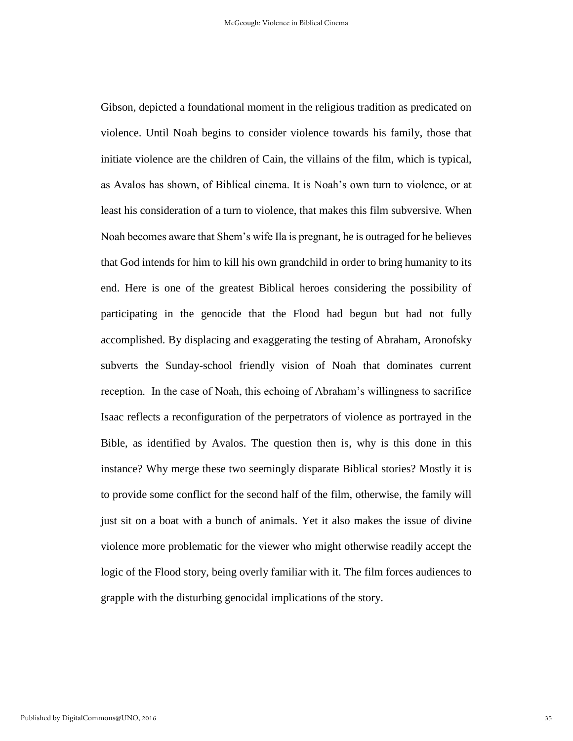Gibson, depicted a foundational moment in the religious tradition as predicated on violence. Until Noah begins to consider violence towards his family, those that initiate violence are the children of Cain, the villains of the film, which is typical, as Avalos has shown, of Biblical cinema. It is Noah's own turn to violence, or at least his consideration of a turn to violence, that makes this film subversive. When Noah becomes aware that Shem's wife Ila is pregnant, he is outraged for he believes that God intends for him to kill his own grandchild in order to bring humanity to its end. Here is one of the greatest Biblical heroes considering the possibility of participating in the genocide that the Flood had begun but had not fully accomplished. By displacing and exaggerating the testing of Abraham, Aronofsky subverts the Sunday-school friendly vision of Noah that dominates current reception. In the case of Noah, this echoing of Abraham's willingness to sacrifice Isaac reflects a reconfiguration of the perpetrators of violence as portrayed in the Bible, as identified by Avalos. The question then is, why is this done in this instance? Why merge these two seemingly disparate Biblical stories? Mostly it is to provide some conflict for the second half of the film, otherwise, the family will just sit on a boat with a bunch of animals. Yet it also makes the issue of divine violence more problematic for the viewer who might otherwise readily accept the logic of the Flood story, being overly familiar with it. The film forces audiences to grapple with the disturbing genocidal implications of the story.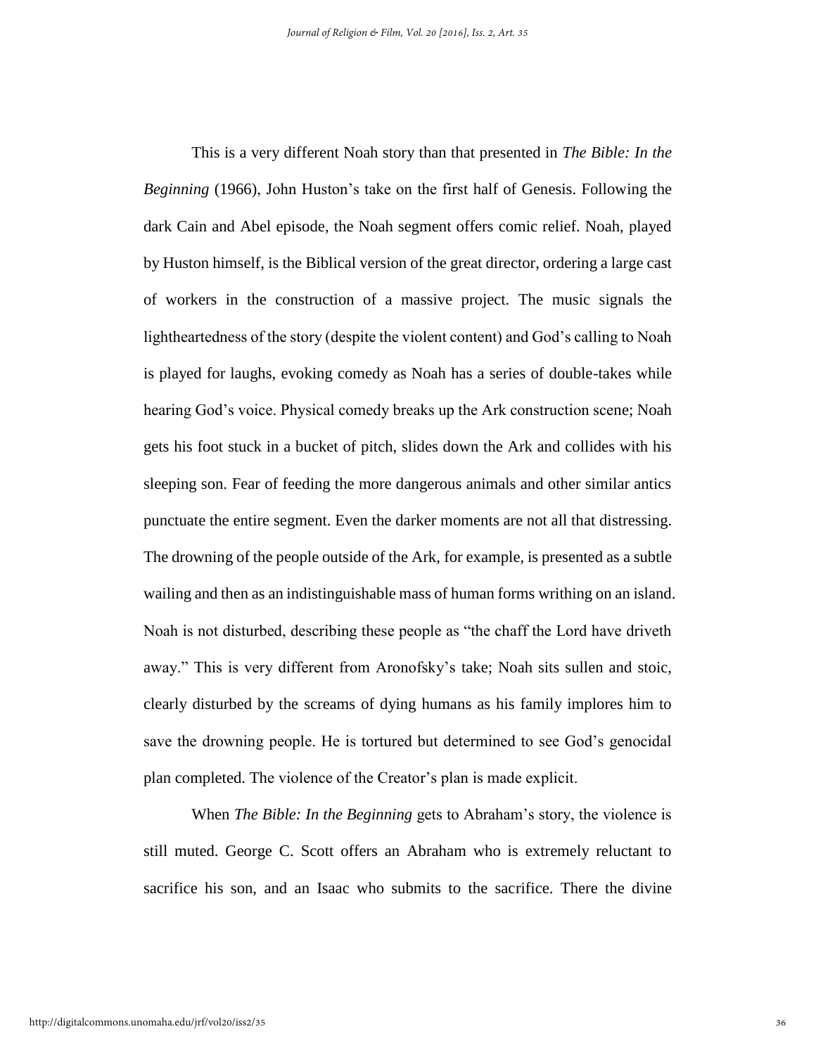This is a very different Noah story than that presented in *The Bible: In the Beginning* (1966), John Huston's take on the first half of Genesis. Following the dark Cain and Abel episode, the Noah segment offers comic relief. Noah, played by Huston himself, is the Biblical version of the great director, ordering a large cast of workers in the construction of a massive project. The music signals the lightheartedness of the story (despite the violent content) and God's calling to Noah is played for laughs, evoking comedy as Noah has a series of double-takes while hearing God's voice. Physical comedy breaks up the Ark construction scene; Noah gets his foot stuck in a bucket of pitch, slides down the Ark and collides with his sleeping son. Fear of feeding the more dangerous animals and other similar antics punctuate the entire segment. Even the darker moments are not all that distressing. The drowning of the people outside of the Ark, for example, is presented as a subtle wailing and then as an indistinguishable mass of human forms writhing on an island. Noah is not disturbed, describing these people as "the chaff the Lord have driveth away." This is very different from Aronofsky's take; Noah sits sullen and stoic, clearly disturbed by the screams of dying humans as his family implores him to save the drowning people. He is tortured but determined to see God's genocidal plan completed. The violence of the Creator's plan is made explicit.

When *The Bible: In the Beginning* gets to Abraham's story, the violence is still muted. George C. Scott offers an Abraham who is extremely reluctant to sacrifice his son, and an Isaac who submits to the sacrifice. There the divine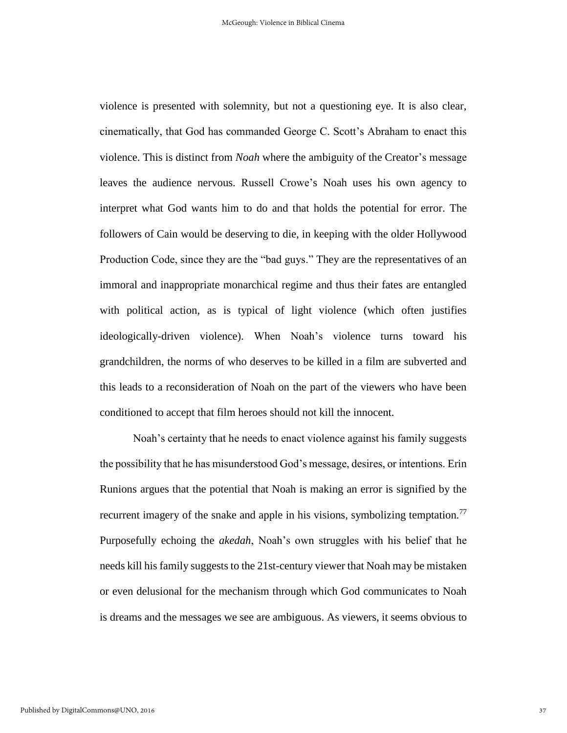violence is presented with solemnity, but not a questioning eye. It is also clear, cinematically, that God has commanded George C. Scott's Abraham to enact this violence. This is distinct from *Noah* where the ambiguity of the Creator's message leaves the audience nervous. Russell Crowe's Noah uses his own agency to interpret what God wants him to do and that holds the potential for error. The followers of Cain would be deserving to die, in keeping with the older Hollywood Production Code, since they are the "bad guys." They are the representatives of an immoral and inappropriate monarchical regime and thus their fates are entangled with political action, as is typical of light violence (which often justifies ideologically-driven violence). When Noah's violence turns toward his grandchildren, the norms of who deserves to be killed in a film are subverted and this leads to a reconsideration of Noah on the part of the viewers who have been conditioned to accept that film heroes should not kill the innocent.

Noah's certainty that he needs to enact violence against his family suggests the possibility that he has misunderstood God's message, desires, or intentions. Erin Runions argues that the potential that Noah is making an error is signified by the recurrent imagery of the snake and apple in his visions, symbolizing temptation.[77] Purposefully echoing the *akedah*, Noah's own struggles with his belief that he needs kill his family suggests to the 21st-century viewer that Noah may be mistaken or even delusional for the mechanism through which God communicates to Noah is dreams and the messages we see are ambiguous. As viewers, it seems obvious to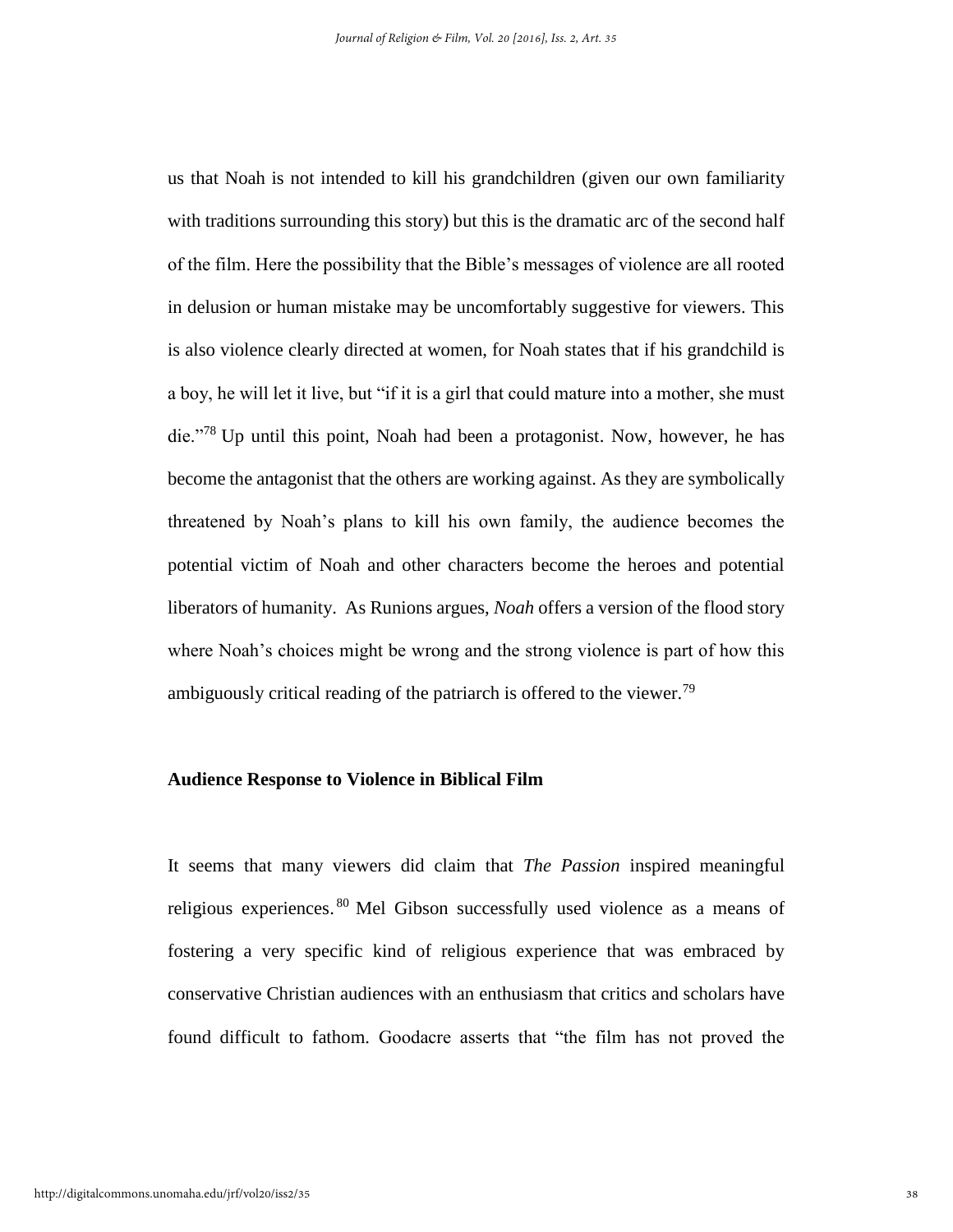us that Noah is not intended to kill his grandchildren (given our own familiarity with traditions surrounding this story) but this is the dramatic arc of the second half of the film. Here the possibility that the Bible's messages of violence are all rooted in delusion or human mistake may be uncomfortably suggestive for viewers. This is also violence clearly directed at women, for Noah states that if his grandchild is a boy, he will let it live, but "if it is a girl that could mature into a mother, she must die."[78] Up until this point, Noah had been a protagonist. Now, however, he has become the antagonist that the others are working against. As they are symbolically threatened by Noah's plans to kill his own family, the audience becomes the potential victim of Noah and other characters become the heroes and potential liberators of humanity. As Runions argues, *Noah* offers a version of the flood story where Noah's choices might be wrong and the strong violence is part of how this ambiguously critical reading of the patriarch is offered to the viewer.[79]

## Audience Response to Violence in Biblical Film

It seems that many viewers did claim that *The Passion* inspired meaningful religious experiences.[80] Mel Gibson successfully used violence as a means of fostering a very specific kind of religious experience that was embraced by conservative Christian audiences with an enthusiasm that critics and scholars have found difficult to fathom. Goodacre asserts that "the film has not proved the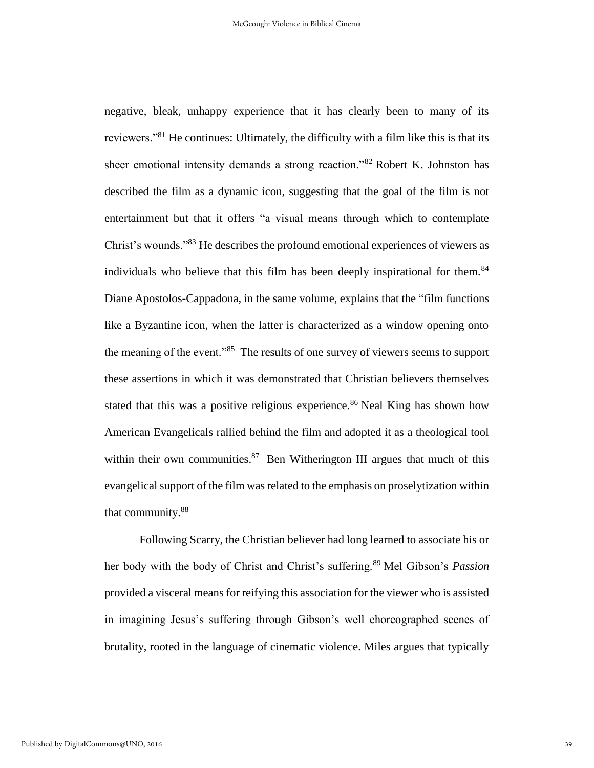negative, bleak, unhappy experience that it has clearly been to many of its reviewers."[81] He continues: Ultimately, the difficulty with a film like this is that its sheer emotional intensity demands a strong reaction."[82] Robert K. Johnston has described the film as a dynamic icon, suggesting that the goal of the film is not entertainment but that it offers "a visual means through which to contemplate Christ's wounds."[83] He describes the profound emotional experiences of viewers as individuals who believe that this film has been deeply inspirational for them.[84] Diane Apostolos-Cappadona, in the same volume, explains that the "film functions like a Byzantine icon, when the latter is characterized as a window opening onto the meaning of the event."[85] The results of one survey of viewers seems to support these assertions in which it was demonstrated that Christian believers themselves stated that this was a positive religious experience.[86] Neal King has shown how American Evangelicals rallied behind the film and adopted it as a theological tool within their own communities.[87] Ben Witherington III argues that much of this evangelical support of the film was related to the emphasis on proselytization within that community.[88]

Following Scarry, the Christian believer had long learned to associate his or her body with the body of Christ and Christ's suffering.[89] Mel Gibson's *Passion* provided a visceral means for reifying this association for the viewer who is assisted in imagining Jesus's suffering through Gibson's well choreographed scenes of brutality, rooted in the language of cinematic violence. Miles argues that typically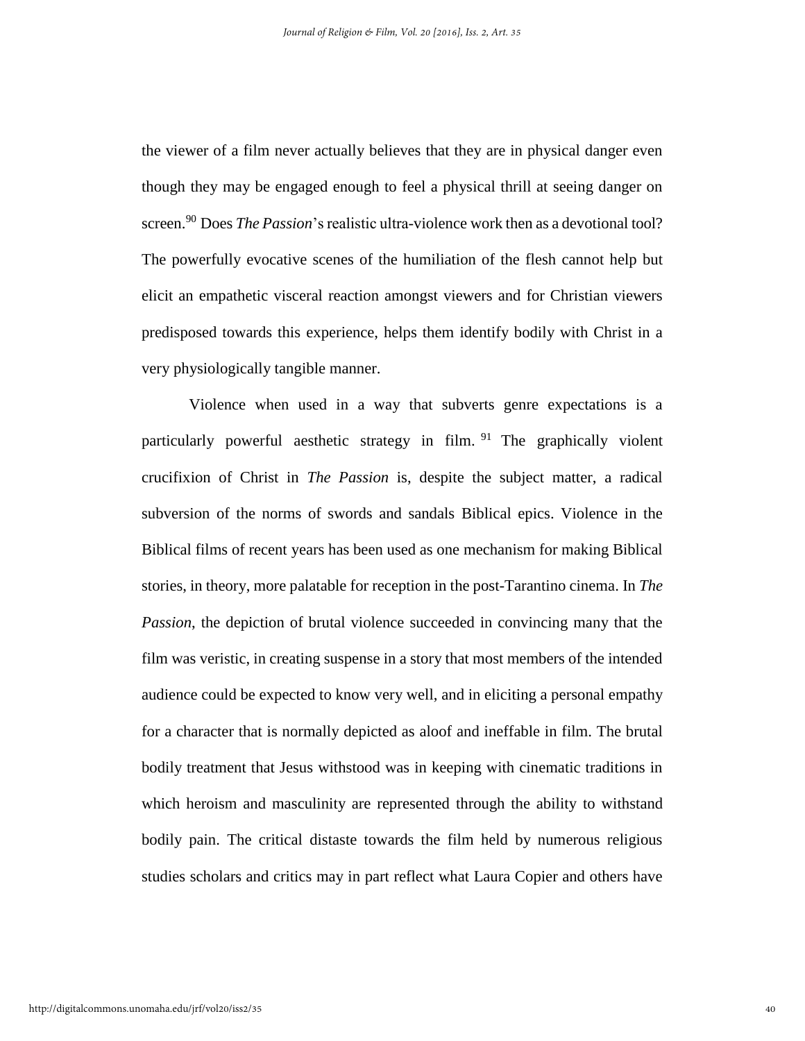the viewer of a film never actually believes that they are in physical danger even though they may be engaged enough to feel a physical thrill at seeing danger on screen.[90] Does *The Passion*'s realistic ultra-violence work then as a devotional tool? The powerfully evocative scenes of the humiliation of the flesh cannot help but elicit an empathetic visceral reaction amongst viewers and for Christian viewers predisposed towards this experience, helps them identify bodily with Christ in a very physiologically tangible manner.

Violence when used in a way that subverts genre expectations is a particularly powerful aesthetic strategy in film.[91] The graphically violent crucifixion of Christ in *The Passion* is, despite the subject matter, a radical subversion of the norms of swords and sandals Biblical epics. Violence in the Biblical films of recent years has been used as one mechanism for making Biblical stories, in theory, more palatable for reception in the post-Tarantino cinema. In *The Passion*, the depiction of brutal violence succeeded in convincing many that the film was veristic, in creating suspense in a story that most members of the intended audience could be expected to know very well, and in eliciting a personal empathy for a character that is normally depicted as aloof and ineffable in film. The brutal bodily treatment that Jesus withstood was in keeping with cinematic traditions in which heroism and masculinity are represented through the ability to withstand bodily pain. The critical distaste towards the film held by numerous religious studies scholars and critics may in part reflect what Laura Copier and others have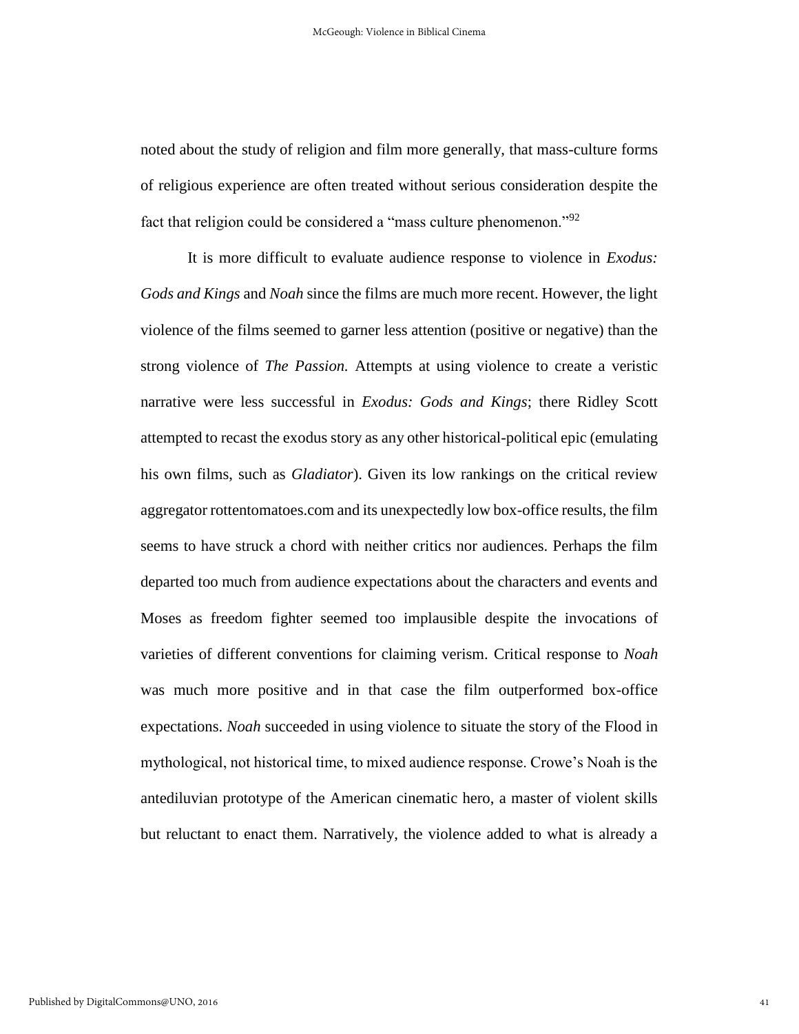noted about the study of religion and film more generally, that mass-culture forms of religious experience are often treated without serious consideration despite the fact that religion could be considered a "mass culture phenomenon."[92]

It is more difficult to evaluate audience response to violence in *Exodus: Gods and Kings* and *Noah* since the films are much more recent. However, the light violence of the films seemed to garner less attention (positive or negative) than the strong violence of *The Passion.* Attempts at using violence to create a veristic narrative were less successful in *Exodus: Gods and Kings*; there Ridley Scott attempted to recast the exodus story as any other historical-political epic (emulating his own films, such as *Gladiator*). Given its low rankings on the critical review aggregator rottentomatoes.com and its unexpectedly low box-office results, the film seems to have struck a chord with neither critics nor audiences. Perhaps the film departed too much from audience expectations about the characters and events and Moses as freedom fighter seemed too implausible despite the invocations of varieties of different conventions for claiming verism. Critical response to *Noah* was much more positive and in that case the film outperformed box-office expectations. *Noah* succeeded in using violence to situate the story of the Flood in mythological, not historical time, to mixed audience response. Crowe's Noah is the antediluvian prototype of the American cinematic hero, a master of violent skills but reluctant to enact them. Narratively, the violence added to what is already a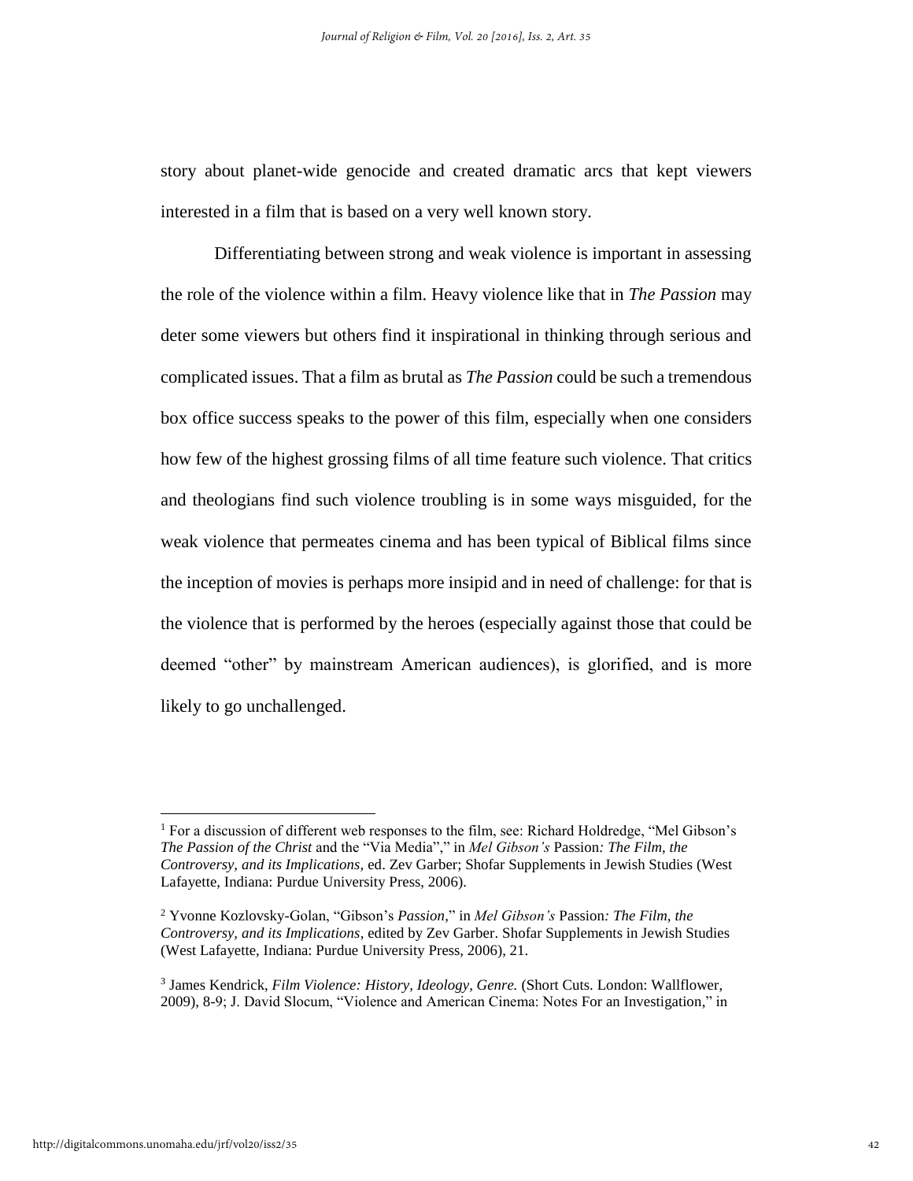story about planet-wide genocide and created dramatic arcs that kept viewers interested in a film that is based on a very well known story.

Differentiating between strong and weak violence is important in assessing the role of the violence within a film. Heavy violence like that in *The Passion* may deter some viewers but others find it inspirational in thinking through serious and complicated issues. That a film as brutal as *The Passion* could be such a tremendous box office success speaks to the power of this film, especially when one considers how few of the highest grossing films of all time feature such violence. That critics and theologians find such violence troubling is in some ways misguided, for the weak violence that permeates cinema and has been typical of Biblical films since the inception of movies is perhaps more insipid and in need of challenge: for that is the violence that is performed by the heroes (especially against those that could be deemed "other" by mainstream American audiences), is glorified, and is more likely to go unchallenged.

---

[1] For a discussion of different web responses to the film, see: Richard Holdredge, "Mel Gibson's *The Passion of the Christ* and the "Via Media"," in *Mel Gibson's* Passion*: The Film, the Controversy, and its Implications*, ed. Zev Garber; Shofar Supplements in Jewish Studies (West Lafayette, Indiana: Purdue University Press, 2006).

[2] Yvonne Kozlovsky-Golan, "Gibson's *Passion*," in *Mel Gibson's* Passion*: The Film, the Controversy, and its Implications*, edited by Zev Garber. Shofar Supplements in Jewish Studies (West Lafayette, Indiana: Purdue University Press, 2006), 21.

[3] James Kendrick, *Film Violence: History, Ideology, Genre.* (Short Cuts. London: Wallflower, 2009), 8-9; J. David Slocum, "Violence and American Cinema: Notes For an Investigation," in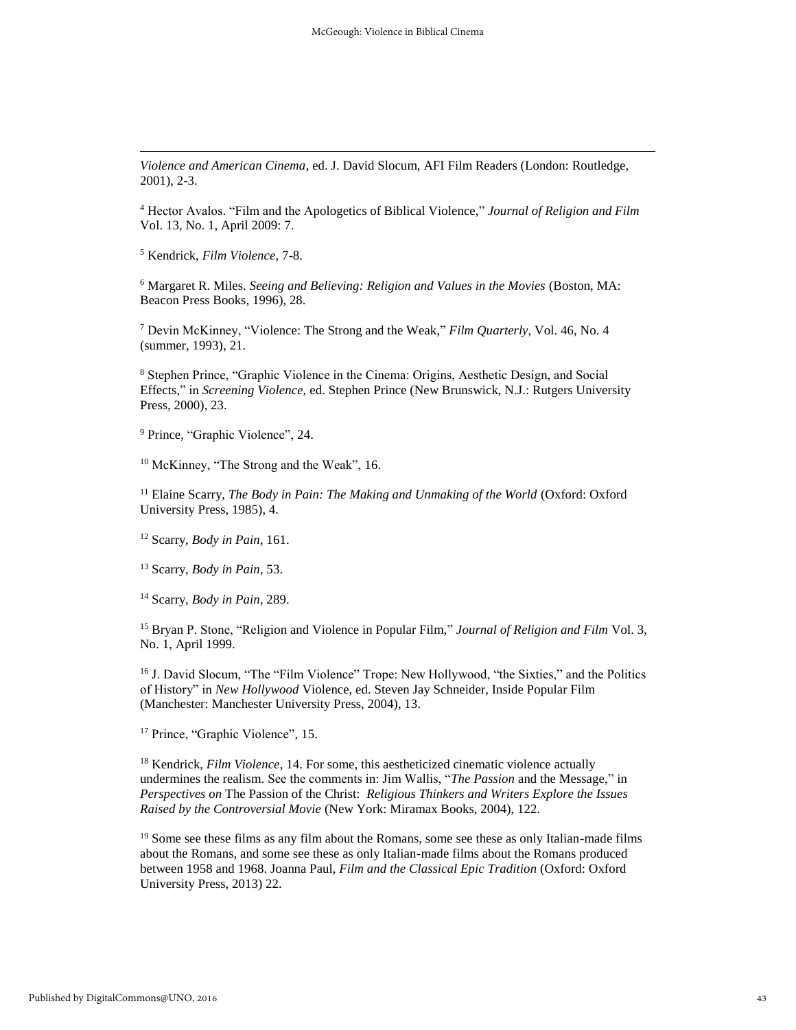*Violence and American Cinema*, ed. J. David Slocum, AFI Film Readers (London: Routledge, 2001), 2-3.

[4] Hector Avalos. "Film and the Apologetics of Biblical Violence," *Journal of Religion and Film* Vol. 13, No. 1, April 2009: 7.

[5] Kendrick, *Film Violence*, 7-8.

[6] Margaret R. Miles. *Seeing and Believing: Religion and Values in the Movies* (Boston, MA: Beacon Press Books, 1996), 28.

[7] Devin McKinney, "Violence: The Strong and the Weak," *Film Quarterly*, Vol. 46, No. 4 (summer, 1993), 21.

[8] Stephen Prince, "Graphic Violence in the Cinema: Origins, Aesthetic Design, and Social Effects," in *Screening Violence,* ed. Stephen Prince (New Brunswick, N.J.: Rutgers University Press, 2000), 23.

[9] Prince, "Graphic Violence", 24.

[10] McKinney, "The Strong and the Weak", 16.

[11] Elaine Scarry, *The Body in Pain: The Making and Unmaking of the World* (Oxford: Oxford University Press, 1985), 4.

[12] Scarry, *Body in Pain*, 161.

[13] Scarry, *Body in Pain*, 53.

[14] Scarry, *Body in Pain*, 289.

[15] Bryan P. Stone, "Religion and Violence in Popular Film," *Journal of Religion and Film* Vol. 3, No. 1, April 1999.

[16] J. David Slocum, "The "Film Violence" Trope: New Hollywood, "the Sixties," and the Politics of History" in *New Hollywood* Violence, ed. Steven Jay Schneider, Inside Popular Film (Manchester: Manchester University Press, 2004), 13.

[17] Prince, "Graphic Violence", 15.

[18] Kendrick, *Film Violence*, 14. For some, this aestheticized cinematic violence actually undermines the realism. See the comments in: Jim Wallis, "*The Passion* and the Message," in *Perspectives on* The Passion of the Christ: *Religious Thinkers and Writers Explore the Issues Raised by the Controversial Movie* (New York: Miramax Books, 2004), 122.

[19] Some see these films as any film about the Romans, some see these as only Italian-made films about the Romans, and some see these as only Italian-made films about the Romans produced between 1958 and 1968. Joanna Paul, *Film and the Classical Epic Tradition* (Oxford: Oxford University Press, 2013) 22.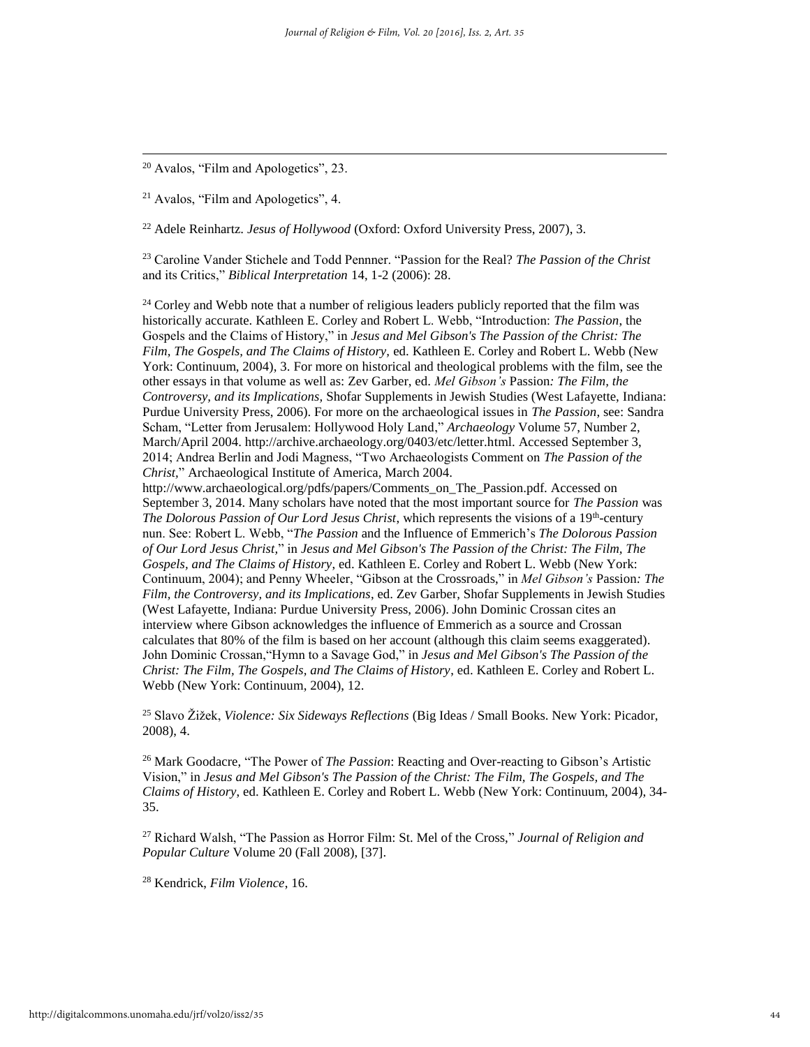[20] Avalos, "Film and Apologetics", 23.

[21] Avalos, "Film and Apologetics", 4.

[22] Adele Reinhartz. *Jesus of Hollywood* (Oxford: Oxford University Press, 2007), 3.

[23] Caroline Vander Stichele and Todd Pennner. "Passion for the Real? *The Passion of the Christ* and its Critics," *Biblical Interpretation* 14, 1-2 (2006): 28.

[24] Corley and Webb note that a number of religious leaders publicly reported that the film was historically accurate. Kathleen E. Corley and Robert L. Webb, "Introduction: *The Passion*, the Gospels and the Claims of History," in *Jesus and Mel Gibson's The Passion of the Christ: The Film, The Gospels, and The Claims of History,* ed. Kathleen E. Corley and Robert L. Webb (New York: Continuum, 2004), 3. For more on historical and theological problems with the film, see the other essays in that volume as well as: Zev Garber, ed. *Mel Gibson's* Passion*: The Film, the Controversy, and its Implications*, Shofar Supplements in Jewish Studies (West Lafayette, Indiana: Purdue University Press, 2006). For more on the archaeological issues in *The Passion*, see: Sandra Scham, "Letter from Jerusalem: Hollywood Holy Land," *Archaeology* Volume 57, Number 2, March/April 2004. http://archive.archaeology.org/0403/etc/letter.html. Accessed September 3, 2014; Andrea Berlin and Jodi Magness, "Two Archaeologists Comment on *The Passion of the Christ*," Archaeological Institute of America, March 2004. http://www.archaeological.org/pdfs/papers/Comments_on_The_Passion.pdf. Accessed on September 3, 2014. Many scholars have noted that the most important source for *The Passion* was *The Dolorous Passion of Our Lord Jesus Christ*, which represents the visions of a 19th-century nun. See: Robert L. Webb, "*The Passion* and the Influence of Emmerich's *The Dolorous Passion of Our Lord Jesus Christ*," in *Jesus and Mel Gibson's The Passion of the Christ: The Film, The Gospels, and The Claims of History*, ed. Kathleen E. Corley and Robert L. Webb (New York: Continuum, 2004); and Penny Wheeler, "Gibson at the Crossroads," in *Mel Gibson's* Passion*: The Film, the Controversy, and its Implications*, ed. Zev Garber, Shofar Supplements in Jewish Studies (West Lafayette, Indiana: Purdue University Press, 2006). John Dominic Crossan cites an interview where Gibson acknowledges the influence of Emmerich as a source and Crossan calculates that 80% of the film is based on her account (although this claim seems exaggerated). John Dominic Crossan,"Hymn to a Savage God," in *Jesus and Mel Gibson's The Passion of the Christ: The Film, The Gospels, and The Claims of History*, ed. Kathleen E. Corley and Robert L. Webb (New York: Continuum, 2004), 12.

[25] Slavo Žižek, *Violence: Six Sideways Reflections* (Big Ideas / Small Books. New York: Picador, 2008), 4.

[26] Mark Goodacre, "The Power of *The Passion*: Reacting and Over-reacting to Gibson's Artistic Vision," in *Jesus and Mel Gibson's The Passion of the Christ: The Film, The Gospels, and The Claims of History,* ed. Kathleen E. Corley and Robert L. Webb (New York: Continuum, 2004), 34-35.

[27] Richard Walsh, "The Passion as Horror Film: St. Mel of the Cross," *Journal of Religion and Popular Culture* Volume 20 (Fall 2008), [37].

[28] Kendrick, *Film Violence*, 16.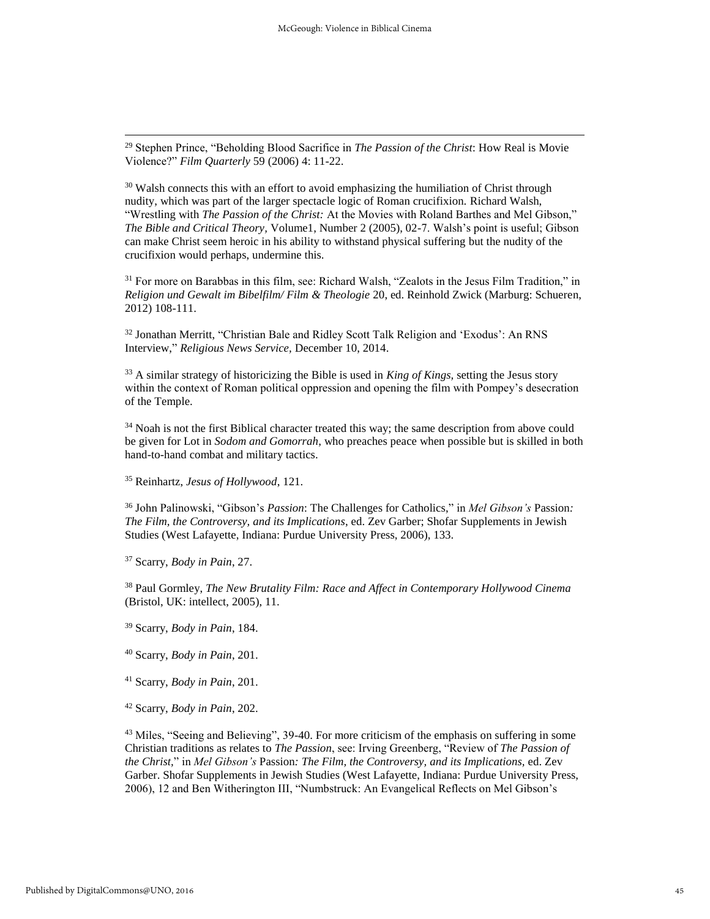[29] Stephen Prince, "Beholding Blood Sacrifice in *The Passion of the Christ*: How Real is Movie Violence?" *Film Quarterly* 59 (2006) 4: 11-22.

[30] Walsh connects this with an effort to avoid emphasizing the humiliation of Christ through nudity, which was part of the larger spectacle logic of Roman crucifixion. Richard Walsh, "Wrestling with *The Passion of the Christ:* At the Movies with Roland Barthes and Mel Gibson," *The Bible and Critical Theory*, Volume1, Number 2 (2005), 02-7. Walsh's point is useful; Gibson can make Christ seem heroic in his ability to withstand physical suffering but the nudity of the crucifixion would perhaps, undermine this.

[31] For more on Barabbas in this film, see: Richard Walsh, "Zealots in the Jesus Film Tradition," in *Religion und Gewalt im Bibelfilm/ Film & Theologie* 20, ed. Reinhold Zwick (Marburg: Schueren, 2012) 108-111.

[32] Jonathan Merritt, "Christian Bale and Ridley Scott Talk Religion and 'Exodus': An RNS Interview," *Religious News Service*, December 10, 2014.

[33] A similar strategy of historicizing the Bible is used in *King of Kings,* setting the Jesus story within the context of Roman political oppression and opening the film with Pompey's desecration of the Temple.

[34] Noah is not the first Biblical character treated this way; the same description from above could be given for Lot in *Sodom and Gomorrah*, who preaches peace when possible but is skilled in both hand-to-hand combat and military tactics.

[35] Reinhartz, *Jesus of Hollywood*, 121.

[36] John Palinowski, "Gibson's *Passion*: The Challenges for Catholics," in *Mel Gibson's* Passion*: The Film, the Controversy, and its Implications*, ed. Zev Garber; Shofar Supplements in Jewish Studies (West Lafayette, Indiana: Purdue University Press, 2006), 133.

[37] Scarry, *Body in Pain*, 27.

[38] Paul Gormley, *The New Brutality Film: Race and Affect in Contemporary Hollywood Cinema* (Bristol, UK: intellect, 2005), 11.

[39] Scarry, *Body in Pain*, 184.

[40] Scarry, *Body in Pain*, 201.

[41] Scarry, *Body in Pain*, 201.

[42] Scarry, *Body in Pain*, 202.

[43] Miles, "Seeing and Believing", 39-40. For more criticism of the emphasis on suffering in some Christian traditions as relates to *The Passion*, see: Irving Greenberg, "Review of *The Passion of the Christ,*" in *Mel Gibson's* Passion*: The Film, the Controversy, and its Implications,* ed. Zev Garber. Shofar Supplements in Jewish Studies (West Lafayette, Indiana: Purdue University Press, 2006), 12 and Ben Witherington III, "Numbstruck: An Evangelical Reflects on Mel Gibson's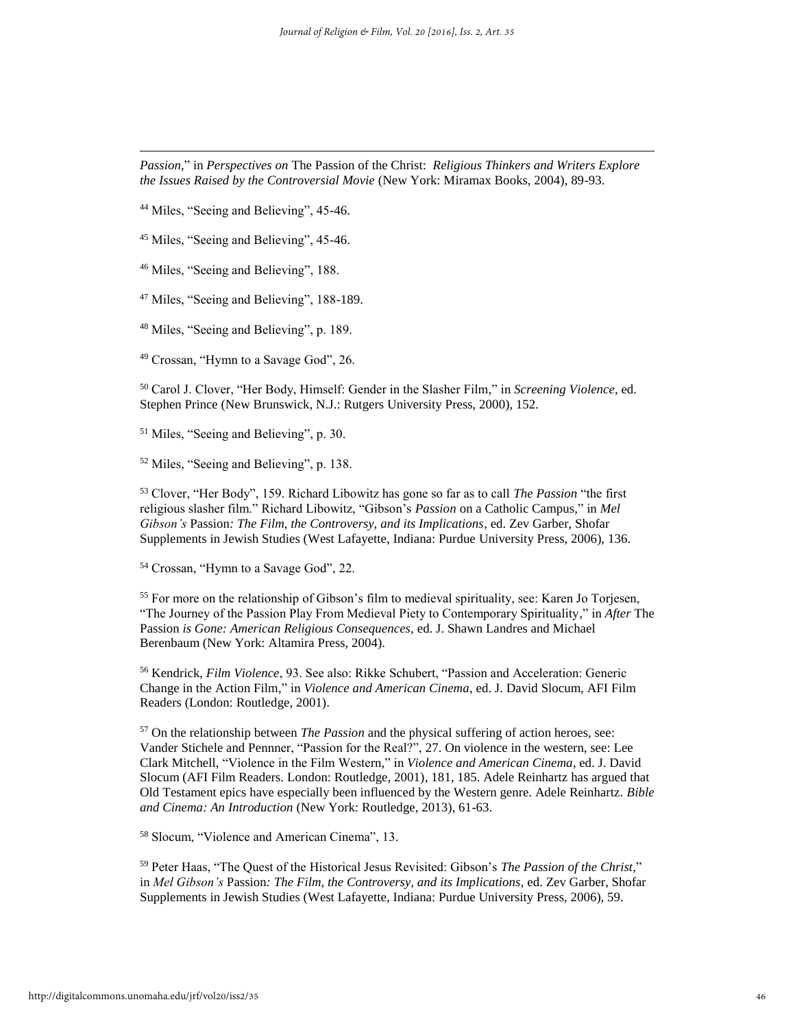*Passion*," in *Perspectives on* The Passion of the Christ: *Religious Thinkers and Writers Explore the Issues Raised by the Controversial Movie* (New York: Miramax Books, 2004), 89-93.

[44] Miles, "Seeing and Believing", 45-46.

[45] Miles, "Seeing and Believing", 45-46.

[46] Miles, "Seeing and Believing", 188.

[47] Miles, "Seeing and Believing", 188-189.

[48] Miles, "Seeing and Believing", p. 189.

[49] Crossan, "Hymn to a Savage God", 26.

[50] Carol J. Clover, "Her Body, Himself: Gender in the Slasher Film," in *Screening Violence*, ed. Stephen Prince (New Brunswick, N.J.: Rutgers University Press, 2000), 152.

[51] Miles, "Seeing and Believing", p. 30.

[52] Miles, "Seeing and Believing", p. 138.

[53] Clover, "Her Body", 159. Richard Libowitz has gone so far as to call *The Passion* "the first religious slasher film." Richard Libowitz, "Gibson's *Passion* on a Catholic Campus," in *Mel Gibson's* Passion*: The Film, the Controversy, and its Implications*, ed. Zev Garber, Shofar Supplements in Jewish Studies (West Lafayette, Indiana: Purdue University Press, 2006), 136.

[54] Crossan, "Hymn to a Savage God", 22.

[55] For more on the relationship of Gibson's film to medieval spirituality, see: Karen Jo Torjesen, "The Journey of the Passion Play From Medieval Piety to Contemporary Spirituality," in *After* The Passion *is Gone: American Religious Consequences*, ed. J. Shawn Landres and Michael Berenbaum (New York: Altamira Press, 2004).

[56] Kendrick, *Film Violence*, 93. See also: Rikke Schubert, "Passion and Acceleration: Generic Change in the Action Film," in *Violence and American Cinema*, ed. J. David Slocum, AFI Film Readers (London: Routledge, 2001).

[57] On the relationship between *The Passion* and the physical suffering of action heroes, see: Vander Stichele and Pennner, "Passion for the Real?", 27. On violence in the western, see: Lee Clark Mitchell, "Violence in the Film Western," in *Violence and American Cinema*, ed. J. David Slocum (AFI Film Readers. London: Routledge, 2001), 181, 185. Adele Reinhartz has argued that Old Testament epics have especially been influenced by the Western genre. Adele Reinhartz. *Bible and Cinema: An Introduction* (New York: Routledge, 2013), 61-63.

[58] Slocum, "Violence and American Cinema", 13.

[59] Peter Haas, "The Quest of the Historical Jesus Revisited: Gibson's *The Passion of the Christ*," in *Mel Gibson's* Passion*: The Film, the Controversy, and its Implications*, ed. Zev Garber, Shofar Supplements in Jewish Studies (West Lafayette, Indiana: Purdue University Press, 2006), 59.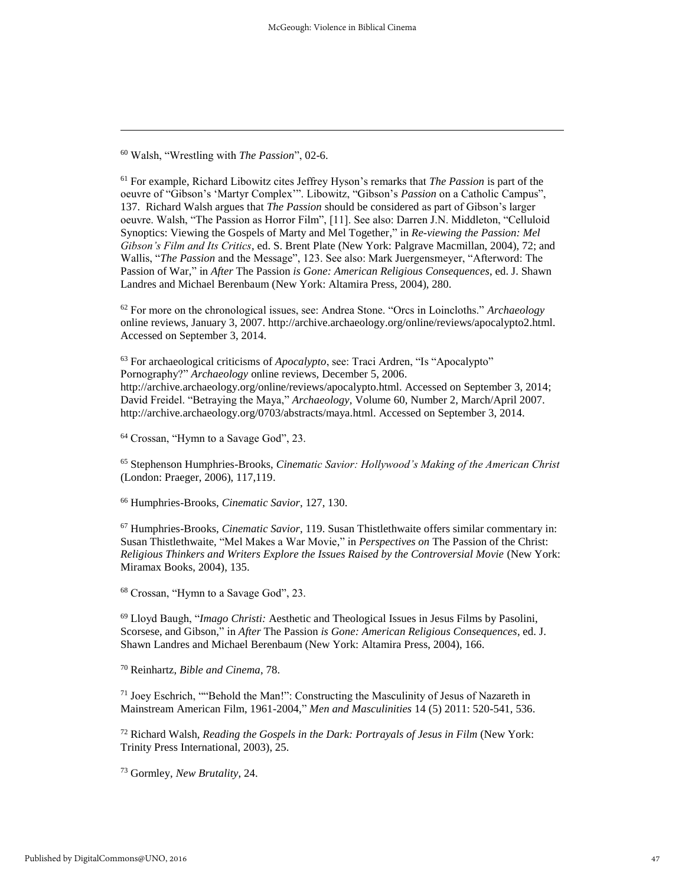[60] Walsh, "Wrestling with *The Passion*", 02-6.

[61] For example, Richard Libowitz cites Jeffrey Hyson's remarks that *The Passion* is part of the oeuvre of "Gibson's 'Martyr Complex'". Libowitz, "Gibson's *Passion* on a Catholic Campus", 137. Richard Walsh argues that *The Passion* should be considered as part of Gibson's larger oeuvre. Walsh, "The Passion as Horror Film", [11]. See also: Darren J.N. Middleton, "Celluloid Synoptics: Viewing the Gospels of Marty and Mel Together," in *Re-viewing the Passion: Mel Gibson's Film and Its Critics*, ed. S. Brent Plate (New York: Palgrave Macmillan, 2004), 72; and Wallis, "*The Passion* and the Message", 123. See also: Mark Juergensmeyer, "Afterword: The Passion of War," in *After* The Passion *is Gone: American Religious Consequences*, ed. J. Shawn Landres and Michael Berenbaum (New York: Altamira Press, 2004), 280.

[62] For more on the chronological issues, see: Andrea Stone. "Orcs in Loincloths." *Archaeology* online reviews, January 3, 2007. http://archive.archaeology.org/online/reviews/apocalypto2.html. Accessed on September 3, 2014.

[63] For archaeological criticisms of *Apocalypto*, see: Traci Ardren, "Is "Apocalypto" Pornography?" *Archaeology* online reviews, December 5, 2006. http://archive.archaeology.org/online/reviews/apocalypto.html. Accessed on September 3, 2014; David Freidel. "Betraying the Maya," *Archaeology,* Volume 60, Number 2, March/April 2007. http://archive.archaeology.org/0703/abstracts/maya.html. Accessed on September 3, 2014.

[64] Crossan, "Hymn to a Savage God", 23.

[65] Stephenson Humphries-Brooks, *Cinematic Savior: Hollywood's Making of the American Christ* (London: Praeger, 2006), 117,119.

[66] Humphries-Brooks, *Cinematic Savior*, 127, 130.

[67] Humphries-Brooks, *Cinematic Savior*, 119. Susan Thistlethwaite offers similar commentary in: Susan Thistlethwaite, "Mel Makes a War Movie," in *Perspectives on* The Passion of the Christ: *Religious Thinkers and Writers Explore the Issues Raised by the Controversial Movie* (New York: Miramax Books, 2004), 135.

[68] Crossan, "Hymn to a Savage God", 23.

[69] Lloyd Baugh, "*Imago Christi:* Aesthetic and Theological Issues in Jesus Films by Pasolini, Scorsese, and Gibson," in *After* The Passion *is Gone: American Religious Consequences*, ed. J. Shawn Landres and Michael Berenbaum (New York: Altamira Press, 2004), 166.

[70] Reinhartz, *Bible and Cinema*, 78.

[71] Joey Eschrich, ""Behold the Man!": Constructing the Masculinity of Jesus of Nazareth in Mainstream American Film, 1961-2004," *Men and Masculinities* 14 (5) 2011: 520-541, 536.

[72] Richard Walsh, *Reading the Gospels in the Dark: Portrayals of Jesus in Film* (New York: Trinity Press International, 2003), 25.

[73] Gormley, *New Brutality*, 24.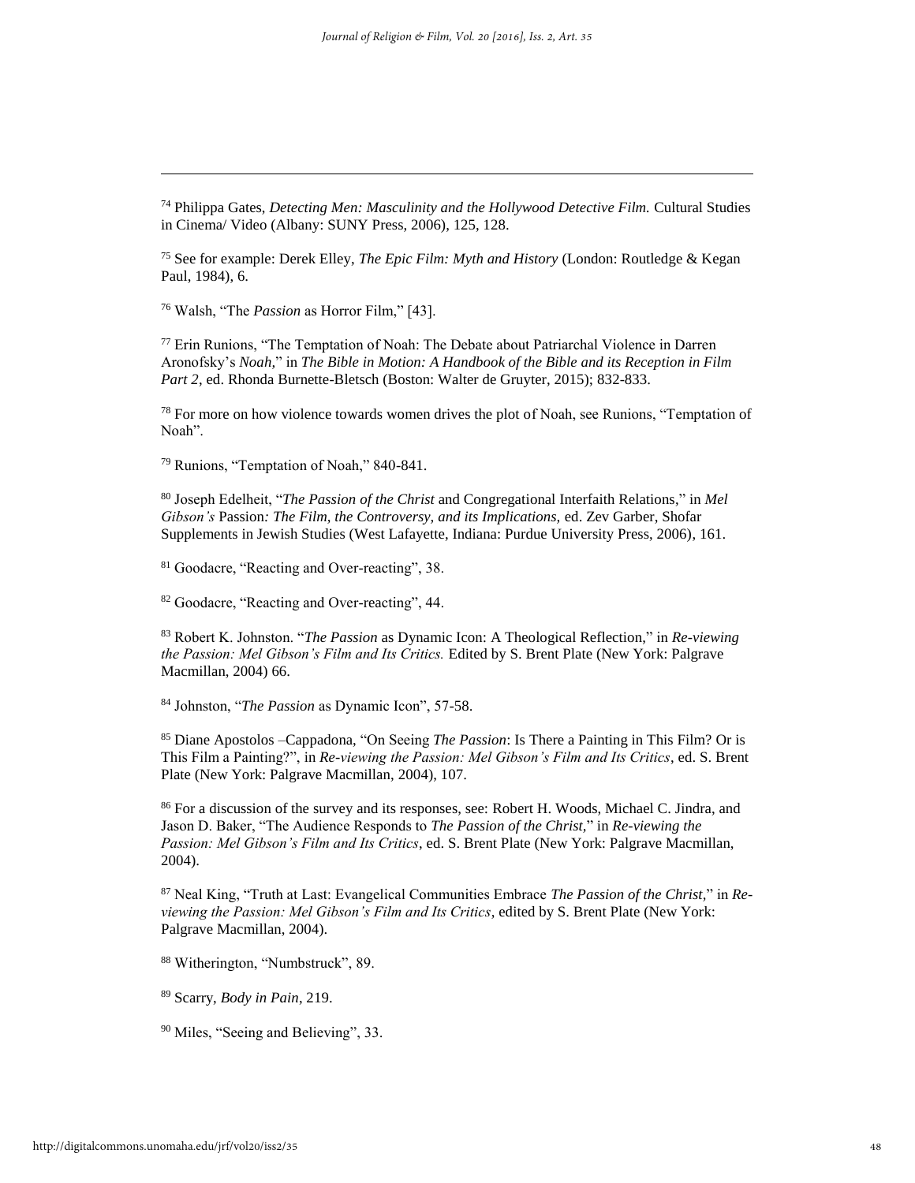[74] Philippa Gates, *Detecting Men: Masculinity and the Hollywood Detective Film.* Cultural Studies in Cinema/ Video (Albany: SUNY Press, 2006), 125, 128.

[75] See for example: Derek Elley, *The Epic Film: Myth and History* (London: Routledge & Kegan Paul, 1984), 6.

[76] Walsh, "The *Passion* as Horror Film," [43].

[77] Erin Runions, "The Temptation of Noah: The Debate about Patriarchal Violence in Darren Aronofsky's *Noah*," in *The Bible in Motion: A Handbook of the Bible and its Reception in Film Part 2*, ed. Rhonda Burnette-Bletsch (Boston: Walter de Gruyter, 2015); 832-833.

[78] For more on how violence towards women drives the plot of Noah, see Runions, "Temptation of Noah".

[79] Runions, "Temptation of Noah," 840-841.

[80] Joseph Edelheit, "*The Passion of the Christ* and Congregational Interfaith Relations," in *Mel Gibson's* Passion*: The Film, the Controversy, and its Implications,* ed. Zev Garber, Shofar Supplements in Jewish Studies (West Lafayette, Indiana: Purdue University Press, 2006), 161.

[81] Goodacre, "Reacting and Over-reacting", 38.

[82] Goodacre, "Reacting and Over-reacting", 44.

[83] Robert K. Johnston. "*The Passion* as Dynamic Icon: A Theological Reflection," in *Re-viewing the Passion: Mel Gibson's Film and Its Critics.* Edited by S. Brent Plate (New York: Palgrave Macmillan, 2004) 66.

[84] Johnston, "*The Passion* as Dynamic Icon", 57-58.

[85] Diane Apostolos –Cappadona, "On Seeing *The Passion*: Is There a Painting in This Film? Or is This Film a Painting?", in *Re-viewing the Passion: Mel Gibson's Film and Its Critics*, ed. S. Brent Plate (New York: Palgrave Macmillan, 2004), 107.

[86] For a discussion of the survey and its responses, see: Robert H. Woods, Michael C. Jindra, and Jason D. Baker, "The Audience Responds to *The Passion of the Christ*," in *Re-viewing the Passion: Mel Gibson's Film and Its Critics*, ed. S. Brent Plate (New York: Palgrave Macmillan, 2004).

[87] Neal King, "Truth at Last: Evangelical Communities Embrace *The Passion of the Christ*," in *Re-viewing the Passion: Mel Gibson's Film and Its Critics*, edited by S. Brent Plate (New York: Palgrave Macmillan, 2004).

[88] Witherington, "Numbstruck", 89.

[89] Scarry, *Body in Pain*, 219.

[90] Miles, "Seeing and Believing", 33.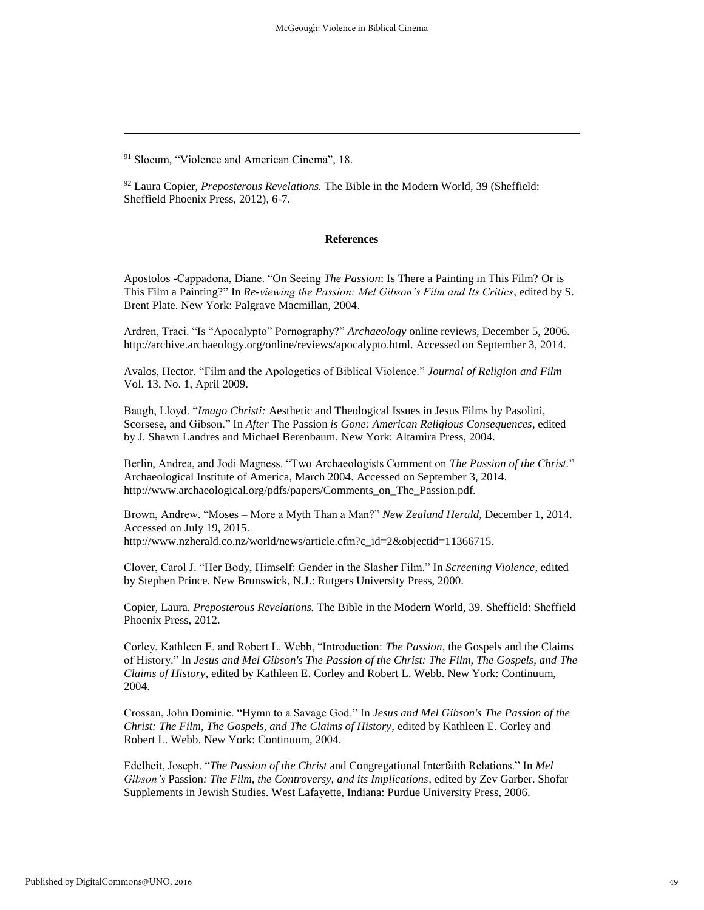[91] Slocum, "Violence and American Cinema", 18.

[92] Laura Copier, *Preposterous Revelations.* The Bible in the Modern World, 39 (Sheffield: Sheffield Phoenix Press, 2012), 6-7.

## References

Apostolos -Cappadona, Diane. "On Seeing *The Passion*: Is There a Painting in This Film? Or is This Film a Painting?" In *Re-viewing the Passion: Mel Gibson's Film and Its Critics*, edited by S. Brent Plate. New York: Palgrave Macmillan, 2004.

Ardren, Traci. "Is "Apocalypto" Pornography?" *Archaeology* online reviews, December 5, 2006. http://archive.archaeology.org/online/reviews/apocalypto.html. Accessed on September 3, 2014.

Avalos, Hector. "Film and the Apologetics of Biblical Violence." *Journal of Religion and Film* Vol. 13, No. 1, April 2009.

Baugh, Lloyd. "*Imago Christi:* Aesthetic and Theological Issues in Jesus Films by Pasolini, Scorsese, and Gibson." In *After* The Passion *is Gone: American Religious Consequences*, edited by J. Shawn Landres and Michael Berenbaum. New York: Altamira Press, 2004.

Berlin, Andrea, and Jodi Magness. "Two Archaeologists Comment on *The Passion of the Christ.*" Archaeological Institute of America, March 2004. Accessed on September 3, 2014. http://www.archaeological.org/pdfs/papers/Comments_on_The_Passion.pdf.

Brown, Andrew. "Moses – More a Myth Than a Man?" *New Zealand Herald*, December 1, 2014. Accessed on July 19, 2015. http://www.nzherald.co.nz/world/news/article.cfm?c_id=2&objectid=11366715.

Clover, Carol J. "Her Body, Himself: Gender in the Slasher Film." In *Screening Violence*, edited by Stephen Prince. New Brunswick, N.J.: Rutgers University Press, 2000.

Copier, Laura. *Preposterous Revelations.* The Bible in the Modern World, 39. Sheffield: Sheffield Phoenix Press, 2012.

Corley, Kathleen E. and Robert L. Webb, "Introduction: *The Passion*, the Gospels and the Claims of History." In *Jesus and Mel Gibson's The Passion of the Christ: The Film, The Gospels, and The Claims of History*, edited by Kathleen E. Corley and Robert L. Webb. New York: Continuum, 2004.

Crossan, John Dominic. "Hymn to a Savage God." In *Jesus and Mel Gibson's The Passion of the Christ: The Film, The Gospels, and The Claims of History*, edited by Kathleen E. Corley and Robert L. Webb. New York: Continuum, 2004.

Edelheit, Joseph. "*The Passion of the Christ* and Congregational Interfaith Relations." In *Mel Gibson's* Passion*: The Film, the Controversy, and its Implications*, edited by Zev Garber. Shofar Supplements in Jewish Studies. West Lafayette, Indiana: Purdue University Press, 2006.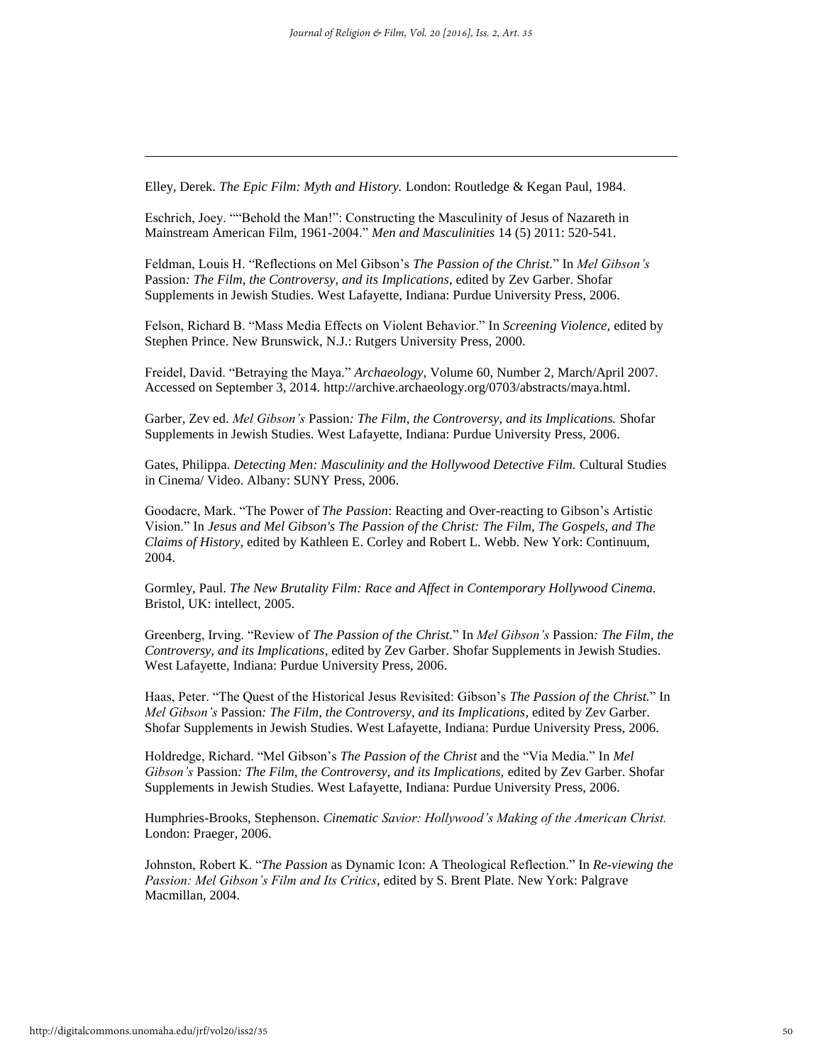Elley, Derek. *The Epic Film: Myth and History.* London: Routledge & Kegan Paul, 1984.

Eschrich, Joey. ""Behold the Man!": Constructing the Masculinity of Jesus of Nazareth in Mainstream American Film, 1961-2004." *Men and Masculinities* 14 (5) 2011: 520-541.

Feldman, Louis H. "Reflections on Mel Gibson's *The Passion of the Christ.*" In *Mel Gibson's* Passion*: The Film, the Controversy, and its Implications*, edited by Zev Garber. Shofar Supplements in Jewish Studies. West Lafayette, Indiana: Purdue University Press, 2006.

Felson, Richard B. "Mass Media Effects on Violent Behavior." In *Screening Violence,* edited by Stephen Prince. New Brunswick, N.J.: Rutgers University Press, 2000.

Freidel, David. "Betraying the Maya." *Archaeology,* Volume 60, Number 2, March/April 2007. Accessed on September 3, 2014. http://archive.archaeology.org/0703/abstracts/maya.html.

Garber, Zev ed. *Mel Gibson's* Passion*: The Film, the Controversy, and its Implications.* Shofar Supplements in Jewish Studies. West Lafayette, Indiana: Purdue University Press, 2006.

Gates, Philippa. *Detecting Men: Masculinity and the Hollywood Detective Film.* Cultural Studies in Cinema/ Video. Albany: SUNY Press, 2006.

Goodacre, Mark. "The Power of *The Passion*: Reacting and Over-reacting to Gibson's Artistic Vision." In *Jesus and Mel Gibson's The Passion of the Christ: The Film, The Gospels, and The Claims of History*, edited by Kathleen E. Corley and Robert L. Webb. New York: Continuum, 2004.

Gormley, Paul. *The New Brutality Film: Race and Affect in Contemporary Hollywood Cinema.* Bristol, UK: intellect, 2005.

Greenberg, Irving. "Review of *The Passion of the Christ.*" In *Mel Gibson's* Passion*: The Film, the Controversy, and its Implications*, edited by Zev Garber. Shofar Supplements in Jewish Studies. West Lafayette, Indiana: Purdue University Press, 2006.

Haas, Peter. "The Quest of the Historical Jesus Revisited: Gibson's *The Passion of the Christ.*" In *Mel Gibson's* Passion*: The Film, the Controversy, and its Implications*, edited by Zev Garber. Shofar Supplements in Jewish Studies. West Lafayette, Indiana: Purdue University Press, 2006.

Holdredge, Richard. "Mel Gibson's *The Passion of the Christ* and the "Via Media." In *Mel Gibson's* Passion*: The Film, the Controversy, and its Implications,* edited by Zev Garber. Shofar Supplements in Jewish Studies. West Lafayette, Indiana: Purdue University Press, 2006.

Humphries-Brooks, Stephenson. *Cinematic Savior: Hollywood's Making of the American Christ.* London: Praeger, 2006.

Johnston, Robert K. "*The Passion* as Dynamic Icon: A Theological Reflection." In *Re-viewing the Passion: Mel Gibson's Film and Its Critics*, edited by S. Brent Plate. New York: Palgrave Macmillan, 2004.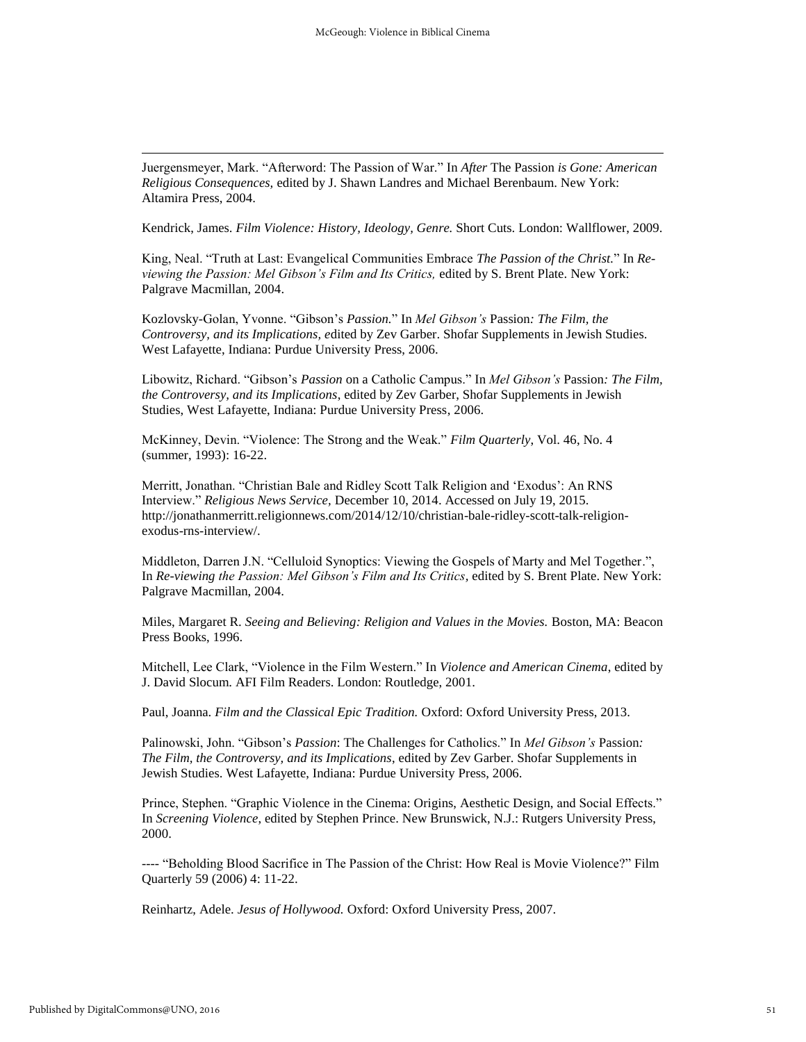Juergensmeyer, Mark. "Afterword: The Passion of War." In *After* The Passion *is Gone: American Religious Consequences,* edited by J. Shawn Landres and Michael Berenbaum. New York: Altamira Press, 2004.

Kendrick, James. *Film Violence: History, Ideology, Genre.* Short Cuts. London: Wallflower, 2009.

King, Neal. "Truth at Last: Evangelical Communities Embrace *The Passion of the Christ.*" In *Re-viewing the Passion: Mel Gibson's Film and Its Critics,* edited by S. Brent Plate. New York: Palgrave Macmillan, 2004.

Kozlovsky-Golan, Yvonne. "Gibson's *Passion.*" In *Mel Gibson's* Passion*: The Film, the Controversy, and its Implications,* edited by Zev Garber. Shofar Supplements in Jewish Studies. West Lafayette, Indiana: Purdue University Press, 2006.

Libowitz, Richard. "Gibson's *Passion* on a Catholic Campus." In *Mel Gibson's* Passion*: The Film, the Controversy, and its Implications*, edited by Zev Garber, Shofar Supplements in Jewish Studies, West Lafayette, Indiana: Purdue University Press, 2006.

McKinney, Devin. "Violence: The Strong and the Weak." *Film Quarterly*, Vol. 46, No. 4 (summer, 1993): 16-22.

Merritt, Jonathan. "Christian Bale and Ridley Scott Talk Religion and 'Exodus': An RNS Interview." *Religious News Service,* December 10, 2014. Accessed on July 19, 2015. http://jonathanmerritt.religionnews.com/2014/12/10/christian-bale-ridley-scott-talk-religion-exodus-rns-interview/.

Middleton, Darren J.N. "Celluloid Synoptics: Viewing the Gospels of Marty and Mel Together.", In *Re-viewing the Passion: Mel Gibson's Film and Its Critics*, edited by S. Brent Plate. New York: Palgrave Macmillan, 2004.

Miles, Margaret R. *Seeing and Believing: Religion and Values in the Movies.* Boston, MA: Beacon Press Books, 1996.

Mitchell, Lee Clark, "Violence in the Film Western." In *Violence and American Cinema,* edited by J. David Slocum. AFI Film Readers. London: Routledge, 2001.

Paul, Joanna. *Film and the Classical Epic Tradition.* Oxford: Oxford University Press, 2013.

Palinowski, John. "Gibson's *Passion*: The Challenges for Catholics." In *Mel Gibson's* Passion*: The Film, the Controversy, and its Implications*, edited by Zev Garber. Shofar Supplements in Jewish Studies. West Lafayette, Indiana: Purdue University Press, 2006.

Prince, Stephen. "Graphic Violence in the Cinema: Origins, Aesthetic Design, and Social Effects." In *Screening Violence,* edited by Stephen Prince. New Brunswick, N.J.: Rutgers University Press, 2000.

---- "Beholding Blood Sacrifice in The Passion of the Christ: How Real is Movie Violence?" Film Quarterly 59 (2006) 4: 11-22.

Reinhartz, Adele. *Jesus of Hollywood.* Oxford: Oxford University Press, 2007.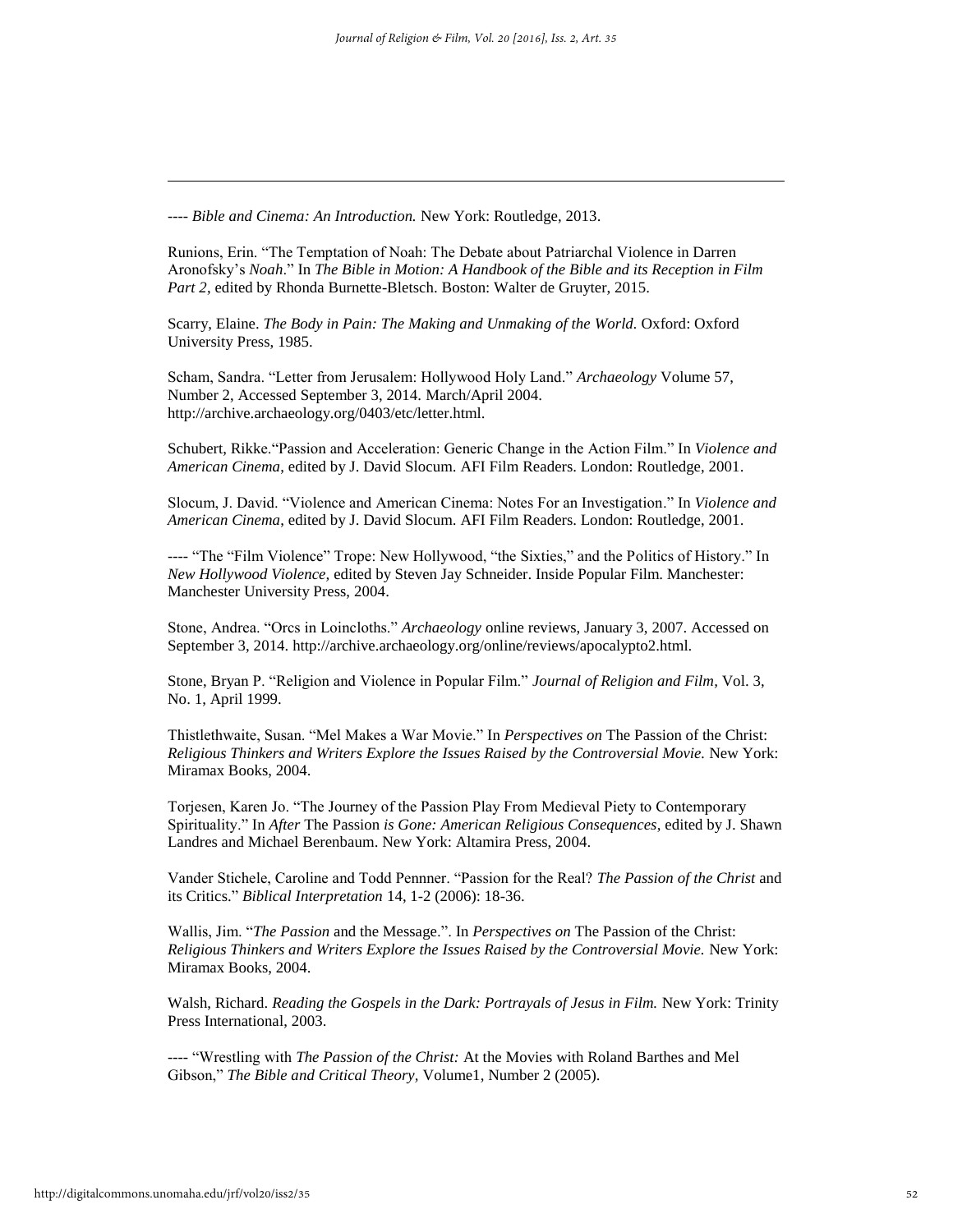---- *Bible and Cinema: An Introduction.* New York: Routledge, 2013.

Runions, Erin. "The Temptation of Noah: The Debate about Patriarchal Violence in Darren Aronofsky's *Noah*." In *The Bible in Motion: A Handbook of the Bible and its Reception in Film Part 2*, edited by Rhonda Burnette-Bletsch. Boston: Walter de Gruyter, 2015.

Scarry, Elaine. *The Body in Pain: The Making and Unmaking of the World.* Oxford: Oxford University Press, 1985.

Scham, Sandra. "Letter from Jerusalem: Hollywood Holy Land." *Archaeology* Volume 57, Number 2, Accessed September 3, 2014. March/April 2004. http://archive.archaeology.org/0403/etc/letter.html.

Schubert, Rikke."Passion and Acceleration: Generic Change in the Action Film." In *Violence and American Cinema*, edited by J. David Slocum. AFI Film Readers. London: Routledge, 2001.

Slocum, J. David. "Violence and American Cinema: Notes For an Investigation." In *Violence and American Cinema*, edited by J. David Slocum. AFI Film Readers. London: Routledge, 2001.

---- "The "Film Violence" Trope: New Hollywood, "the Sixties," and the Politics of History." In *New Hollywood Violence,* edited by Steven Jay Schneider. Inside Popular Film. Manchester: Manchester University Press, 2004.

Stone, Andrea. "Orcs in Loincloths." *Archaeology* online reviews, January 3, 2007. Accessed on September 3, 2014. http://archive.archaeology.org/online/reviews/apocalypto2.html.

Stone, Bryan P. "Religion and Violence in Popular Film." *Journal of Religion and Film,* Vol. 3, No. 1, April 1999.

Thistlethwaite, Susan. "Mel Makes a War Movie." In *Perspectives on* The Passion of the Christ: *Religious Thinkers and Writers Explore the Issues Raised by the Controversial Movie.* New York: Miramax Books, 2004.

Torjesen, Karen Jo. "The Journey of the Passion Play From Medieval Piety to Contemporary Spirituality." In *After* The Passion *is Gone: American Religious Consequences*, edited by J. Shawn Landres and Michael Berenbaum. New York: Altamira Press, 2004.

Vander Stichele, Caroline and Todd Pennner. "Passion for the Real? *The Passion of the Christ* and its Critics." *Biblical Interpretation* 14, 1-2 (2006): 18-36.

Wallis, Jim. "*The Passion* and the Message.". In *Perspectives on* The Passion of the Christ: *Religious Thinkers and Writers Explore the Issues Raised by the Controversial Movie.* New York: Miramax Books, 2004.

Walsh, Richard. *Reading the Gospels in the Dark: Portrayals of Jesus in Film.* New York: Trinity Press International, 2003.

---- "Wrestling with *The Passion of the Christ:* At the Movies with Roland Barthes and Mel Gibson," *The Bible and Critical Theory,* Volume1, Number 2 (2005).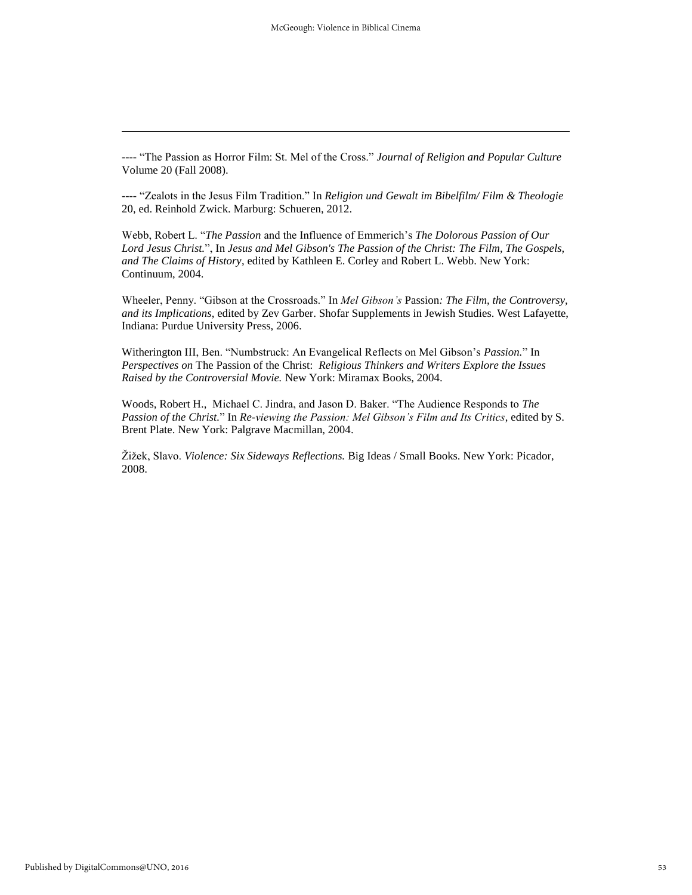---- "The Passion as Horror Film: St. Mel of the Cross." *Journal of Religion and Popular Culture* Volume 20 (Fall 2008).

---- "Zealots in the Jesus Film Tradition." In *Religion und Gewalt im Bibelfilm/ Film & Theologie* 20, ed. Reinhold Zwick. Marburg: Schueren, 2012.

Webb, Robert L. "*The Passion* and the Influence of Emmerich's *The Dolorous Passion of Our Lord Jesus Christ.*", In *Jesus and Mel Gibson's The Passion of the Christ: The Film, The Gospels, and The Claims of History*, edited by Kathleen E. Corley and Robert L. Webb. New York: Continuum, 2004.

Wheeler, Penny. "Gibson at the Crossroads." In *Mel Gibson's* Passion*: The Film, the Controversy, and its Implications*, edited by Zev Garber. Shofar Supplements in Jewish Studies. West Lafayette, Indiana: Purdue University Press, 2006.

Witherington III, Ben. "Numbstruck: An Evangelical Reflects on Mel Gibson's *Passion.*" In *Perspectives on* The Passion of the Christ: *Religious Thinkers and Writers Explore the Issues Raised by the Controversial Movie.* New York: Miramax Books, 2004.

Woods, Robert H., Michael C. Jindra, and Jason D. Baker. "The Audience Responds to *The Passion of the Christ.*" In *Re-viewing the Passion: Mel Gibson's Film and Its Critics*, edited by S. Brent Plate. New York: Palgrave Macmillan, 2004.

Žižek, Slavo. *Violence: Six Sideways Reflections.* Big Ideas / Small Books. New York: Picador, 2008.